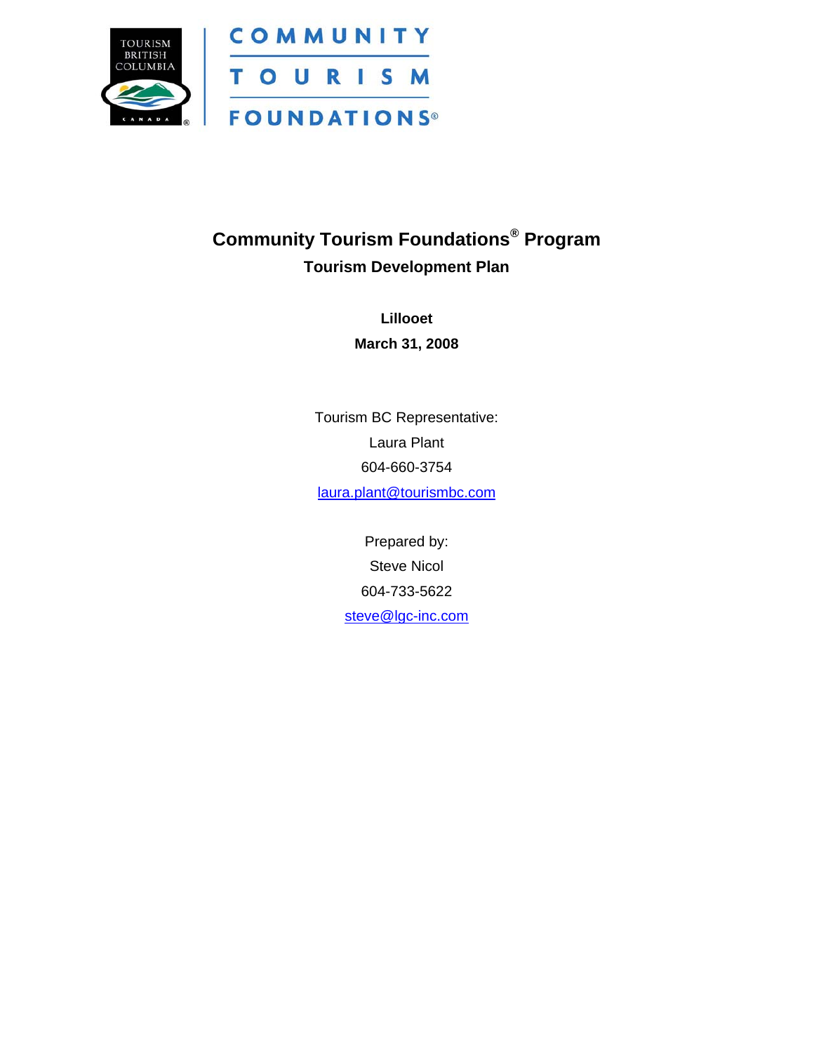TOURISM BRITISH COLUMBIA CANADA

COMMUNITY TOURISM FOUNDATIONS®

# Community Tourism Foundations® Program

## Tourism Development Plan

**Lillooet**

**March 31, 2008**

Tourism BC Representative:

Laura Plant

604-660-3754

laura.plant@tourismbc.com

Prepared by:

Steve Nicol

604-733-5622

steve@lgc-inc.com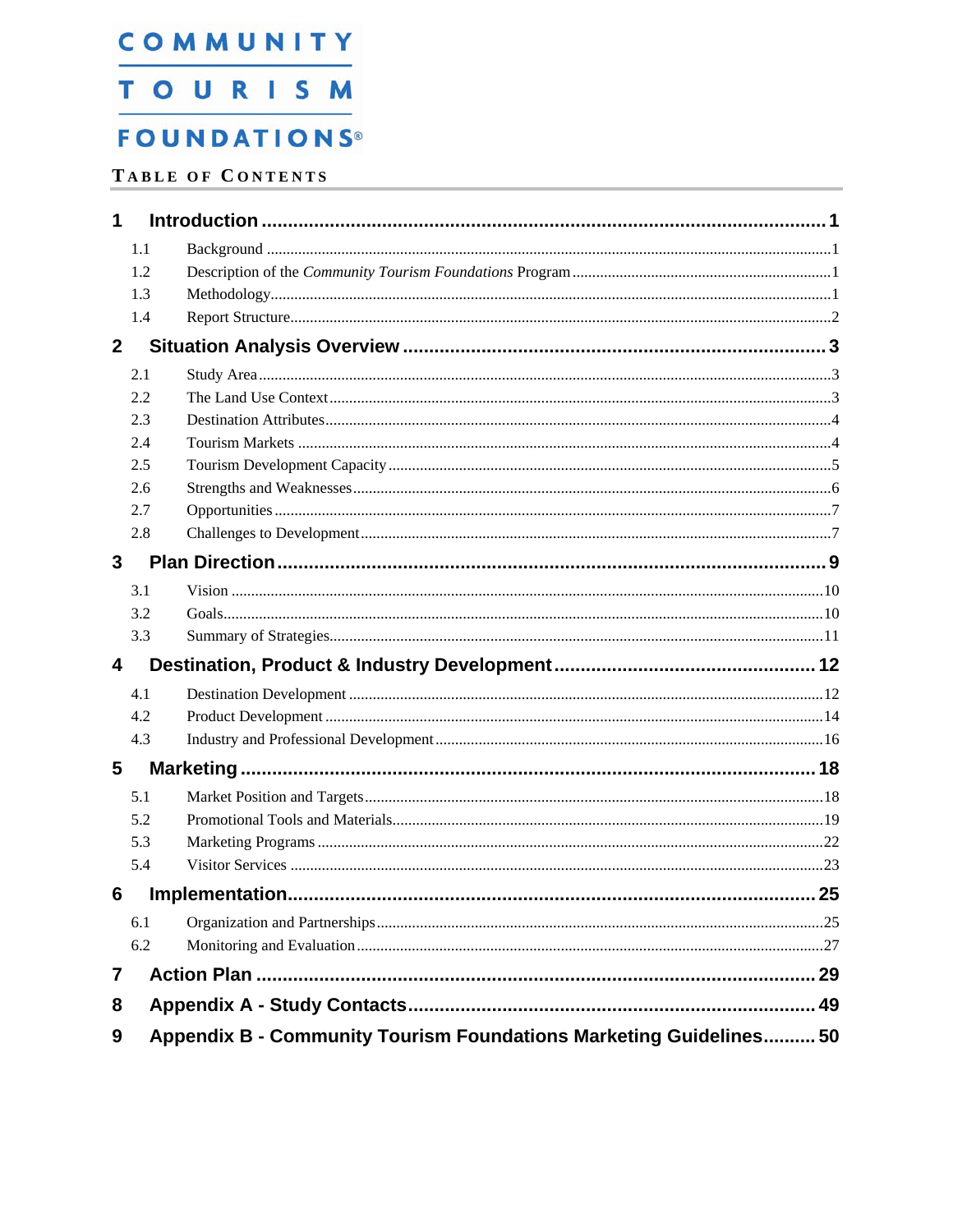**COMMUNITY TOURISM FOUNDATIONS®**

# TABLE OF CONTENTS

**1 Introduction ........................................................ 1**

- 1.1 Background ........................................................ 1
- 1.2 Description of the *Community Tourism Foundations* Program ........................................................ 1
- 1.3 Methodology ........................................................ 1
- 1.4 Report Structure ........................................................ 2

**2 Situation Analysis Overview ........................................................ 3**

- 2.1 Study Area ........................................................ 3
- 2.2 The Land Use Context ........................................................ 3
- 2.3 Destination Attributes ........................................................ 4
- 2.4 Tourism Markets ........................................................ 4
- 2.5 Tourism Development Capacity ........................................................ 5
- 2.6 Strengths and Weaknesses ........................................................ 6
- 2.7 Opportunities ........................................................ 7
- 2.8 Challenges to Development ........................................................ 7

**3 Plan Direction ........................................................ 9**

- 3.1 Vision ........................................................ 10
- 3.2 Goals ........................................................ 10
- 3.3 Summary of Strategies ........................................................ 11

**4 Destination, Product & Industry Development ........................................................ 12**

- 4.1 Destination Development ........................................................ 12
- 4.2 Product Development ........................................................ 14
- 4.3 Industry and Professional Development ........................................................ 16

**5 Marketing ........................................................ 18**

- 5.1 Market Position and Targets ........................................................ 18
- 5.2 Promotional Tools and Materials ........................................................ 19
- 5.3 Marketing Programs ........................................................ 22
- 5.4 Visitor Services ........................................................ 23

**6 Implementation ........................................................ 25**

- 6.1 Organization and Partnerships ........................................................ 25
- 6.2 Monitoring and Evaluation ........................................................ 27

**7 Action Plan ........................................................ 29**

**8 Appendix A - Study Contacts ........................................................ 49**

**9 Appendix B - Community Tourism Foundations Marketing Guidelines .......... 50**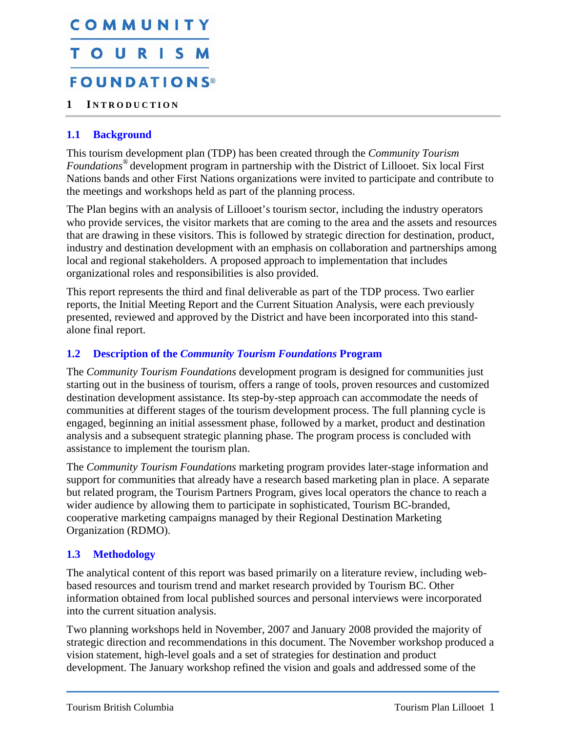# COMMUNITY TOURISM FOUNDATIONS®

# 1 Introduction

## 1.1 Background

This tourism development plan (TDP) has been created through the *Community Tourism Foundations®* development program in partnership with the District of Lillooet. Six local First Nations bands and other First Nations organizations were invited to participate and contribute to the meetings and workshops held as part of the planning process.

The Plan begins with an analysis of Lillooet's tourism sector, including the industry operators who provide services, the visitor markets that are coming to the area and the assets and resources that are drawing in these visitors. This is followed by strategic direction for destination, product, industry and destination development with an emphasis on collaboration and partnerships among local and regional stakeholders. A proposed approach to implementation that includes organizational roles and responsibilities is also provided.

This report represents the third and final deliverable as part of the TDP process. Two earlier reports, the Initial Meeting Report and the Current Situation Analysis, were each previously presented, reviewed and approved by the District and have been incorporated into this stand-alone final report.

## 1.2 Description of the *Community Tourism Foundations* Program

The *Community Tourism Foundations* development program is designed for communities just starting out in the business of tourism, offers a range of tools, proven resources and customized destination development assistance. Its step-by-step approach can accommodate the needs of communities at different stages of the tourism development process. The full planning cycle is engaged, beginning an initial assessment phase, followed by a market, product and destination analysis and a subsequent strategic planning phase. The program process is concluded with assistance to implement the tourism plan.

The *Community Tourism Foundations* marketing program provides later-stage information and support for communities that already have a research based marketing plan in place. A separate but related program, the Tourism Partners Program, gives local operators the chance to reach a wider audience by allowing them to participate in sophisticated, Tourism BC-branded, cooperative marketing campaigns managed by their Regional Destination Marketing Organization (RDMO).

## 1.3 Methodology

The analytical content of this report was based primarily on a literature review, including web-based resources and tourism trend and market research provided by Tourism BC. Other information obtained from local published sources and personal interviews were incorporated into the current situation analysis.

Two planning workshops held in November, 2007 and January 2008 provided the majority of strategic direction and recommendations in this document. The November workshop produced a vision statement, high-level goals and a set of strategies for destination and product development. The January workshop refined the vision and goals and addressed some of the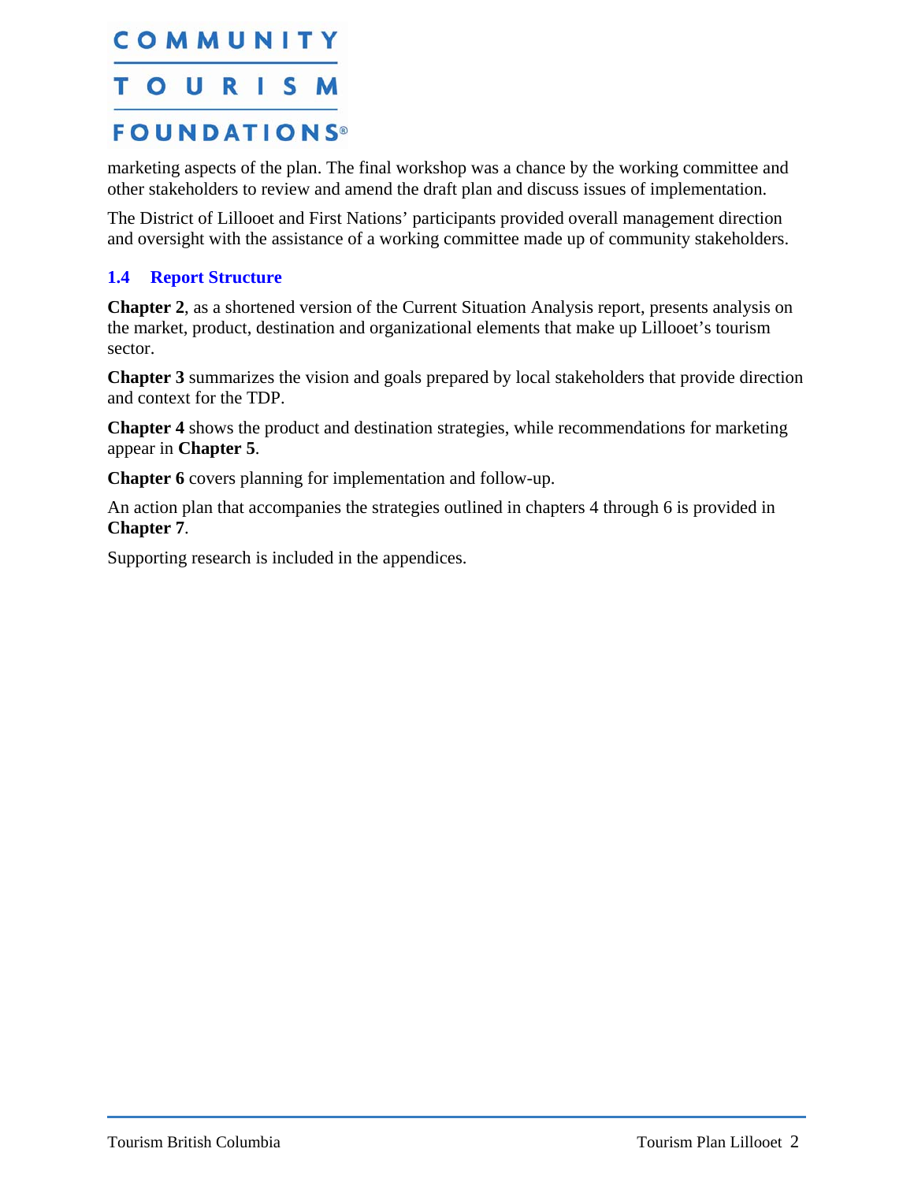marketing aspects of the plan. The final workshop was a chance by the working committee and other stakeholders to review and amend the draft plan and discuss issues of implementation.

The District of Lillooet and First Nations' participants provided overall management direction and oversight with the assistance of a working committee made up of community stakeholders.

### 1.4 Report Structure

**Chapter 2**, as a shortened version of the Current Situation Analysis report, presents analysis on the market, product, destination and organizational elements that make up Lillooet's tourism sector.

**Chapter 3** summarizes the vision and goals prepared by local stakeholders that provide direction and context for the TDP.

**Chapter 4** shows the product and destination strategies, while recommendations for marketing appear in **Chapter 5**.

**Chapter 6** covers planning for implementation and follow-up.

An action plan that accompanies the strategies outlined in chapters 4 through 6 is provided in **Chapter 7**.

Supporting research is included in the appendices.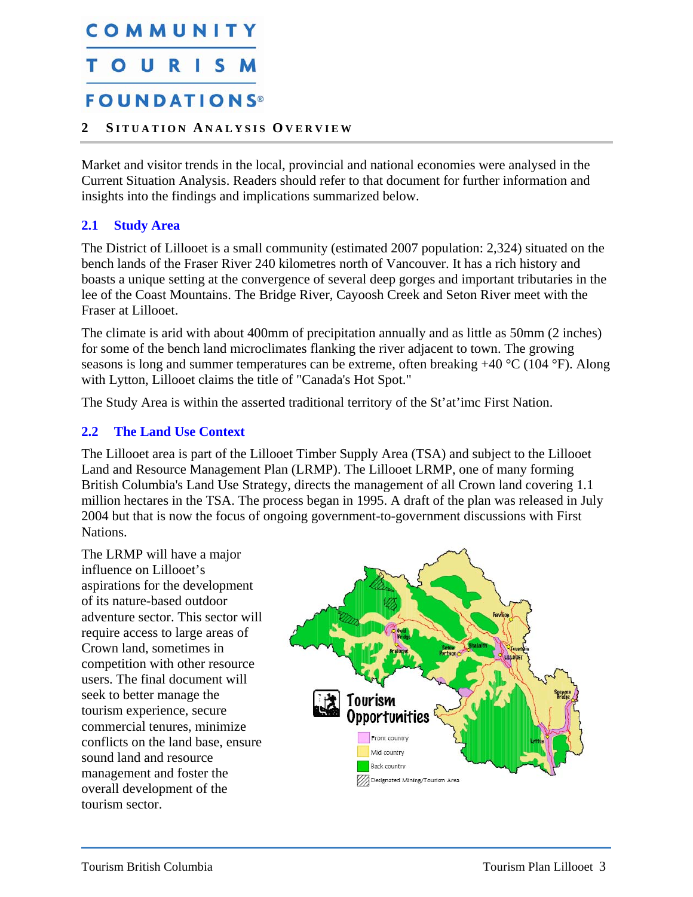## 2 SITUATION ANALYSIS OVERVIEW

Market and visitor trends in the local, provincial and national economies were analysed in the Current Situation Analysis. Readers should refer to that document for further information and insights into the findings and implications summarized below.

### 2.1 Study Area

The District of Lillooet is a small community (estimated 2007 population: 2,324) situated on the bench lands of the Fraser River 240 kilometres north of Vancouver. It has a rich history and boasts a unique setting at the convergence of several deep gorges and important tributaries in the lee of the Coast Mountains. The Bridge River, Cayoosh Creek and Seton River meet with the Fraser at Lillooet.

The climate is arid with about 400mm of precipitation annually and as little as 50mm (2 inches) for some of the bench land microclimates flanking the river adjacent to town. The growing seasons is long and summer temperatures can be extreme, often breaking +40 °C (104 °F). Along with Lytton, Lillooet claims the title of "Canada's Hot Spot."

The Study Area is within the asserted traditional territory of the St'at'imc First Nation.

### 2.2 The Land Use Context

The Lillooet area is part of the Lillooet Timber Supply Area (TSA) and subject to the Lillooet Land and Resource Management Plan (LRMP). The Lillooet LRMP, one of many forming British Columbia's Land Use Strategy, directs the management of all Crown land covering 1.1 million hectares in the TSA. The process began in 1995. A draft of the plan was released in July 2004 but that is now the focus of ongoing government-to-government discussions with First Nations.

The LRMP will have a major influence on Lillooet's aspirations for the development of its nature-based outdoor adventure sector. This sector will require access to large areas of Crown land, sometimes in competition with other resource users. The final document will seek to better manage the tourism experience, secure commercial tenures, minimize conflicts on the land base, ensure sound land and resource management and foster the overall development of the tourism sector.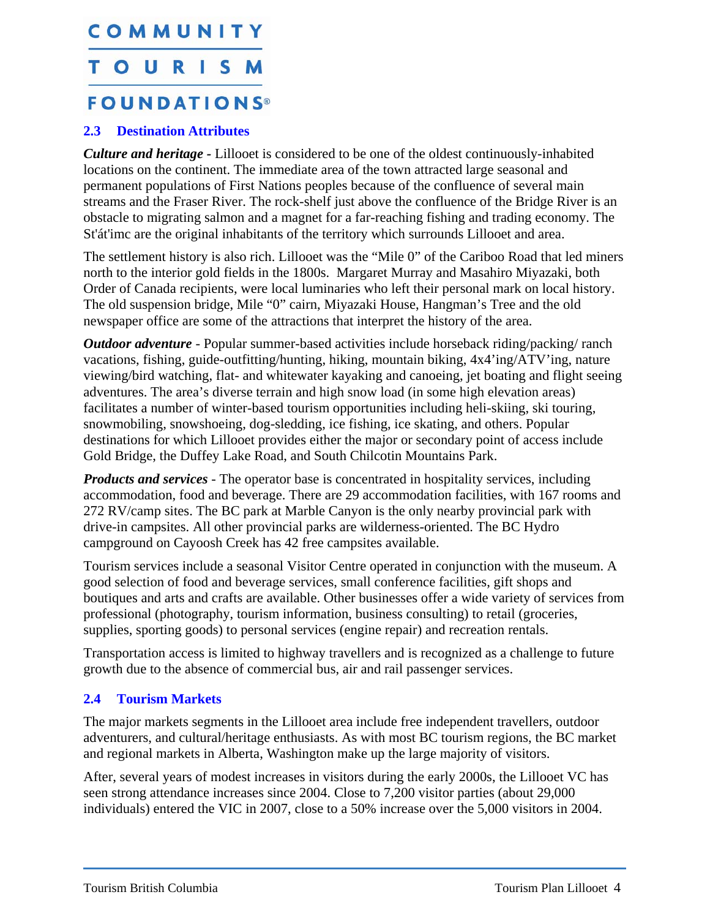## 2.3 Destination Attributes

***Culture and heritage -*** Lillooet is considered to be one of the oldest continuously-inhabited locations on the continent. The immediate area of the town attracted large seasonal and permanent populations of First Nations peoples because of the confluence of several main streams and the Fraser River. The rock-shelf just above the confluence of the Bridge River is an obstacle to migrating salmon and a magnet for a far-reaching fishing and trading economy. The St'át'imc are the original inhabitants of the territory which surrounds Lillooet and area.

The settlement history is also rich. Lillooet was the "Mile 0" of the Cariboo Road that led miners north to the interior gold fields in the 1800s. Margaret Murray and Masahiro Miyazaki, both Order of Canada recipients, were local luminaries who left their personal mark on local history. The old suspension bridge, Mile "0" cairn, Miyazaki House, Hangman's Tree and the old newspaper office are some of the attractions that interpret the history of the area.

***Outdoor adventure*** - Popular summer-based activities include horseback riding/packing/ ranch vacations, fishing, guide-outfitting/hunting, hiking, mountain biking, 4x4'ing/ATV'ing, nature viewing/bird watching, flat- and whitewater kayaking and canoeing, jet boating and flight seeing adventures. The area's diverse terrain and high snow load (in some high elevation areas) facilitates a number of winter-based tourism opportunities including heli-skiing, ski touring, snowmobiling, snowshoeing, dog-sledding, ice fishing, ice skating, and others. Popular destinations for which Lillooet provides either the major or secondary point of access include Gold Bridge, the Duffey Lake Road, and South Chilcotin Mountains Park.

***Products and services*** - The operator base is concentrated in hospitality services, including accommodation, food and beverage. There are 29 accommodation facilities, with 167 rooms and 272 RV/camp sites. The BC park at Marble Canyon is the only nearby provincial park with drive-in campsites. All other provincial parks are wilderness-oriented. The BC Hydro campground on Cayoosh Creek has 42 free campsites available.

Tourism services include a seasonal Visitor Centre operated in conjunction with the museum. A good selection of food and beverage services, small conference facilities, gift shops and boutiques and arts and crafts are available. Other businesses offer a wide variety of services from professional (photography, tourism information, business consulting) to retail (groceries, supplies, sporting goods) to personal services (engine repair) and recreation rentals.

Transportation access is limited to highway travellers and is recognized as a challenge to future growth due to the absence of commercial bus, air and rail passenger services.

## 2.4 Tourism Markets

The major markets segments in the Lillooet area include free independent travellers, outdoor adventurers, and cultural/heritage enthusiasts. As with most BC tourism regions, the BC market and regional markets in Alberta, Washington make up the large majority of visitors.

After, several years of modest increases in visitors during the early 2000s, the Lillooet VC has seen strong attendance increases since 2004. Close to 7,200 visitor parties (about 29,000 individuals) entered the VIC in 2007, close to a 50% increase over the 5,000 visitors in 2004.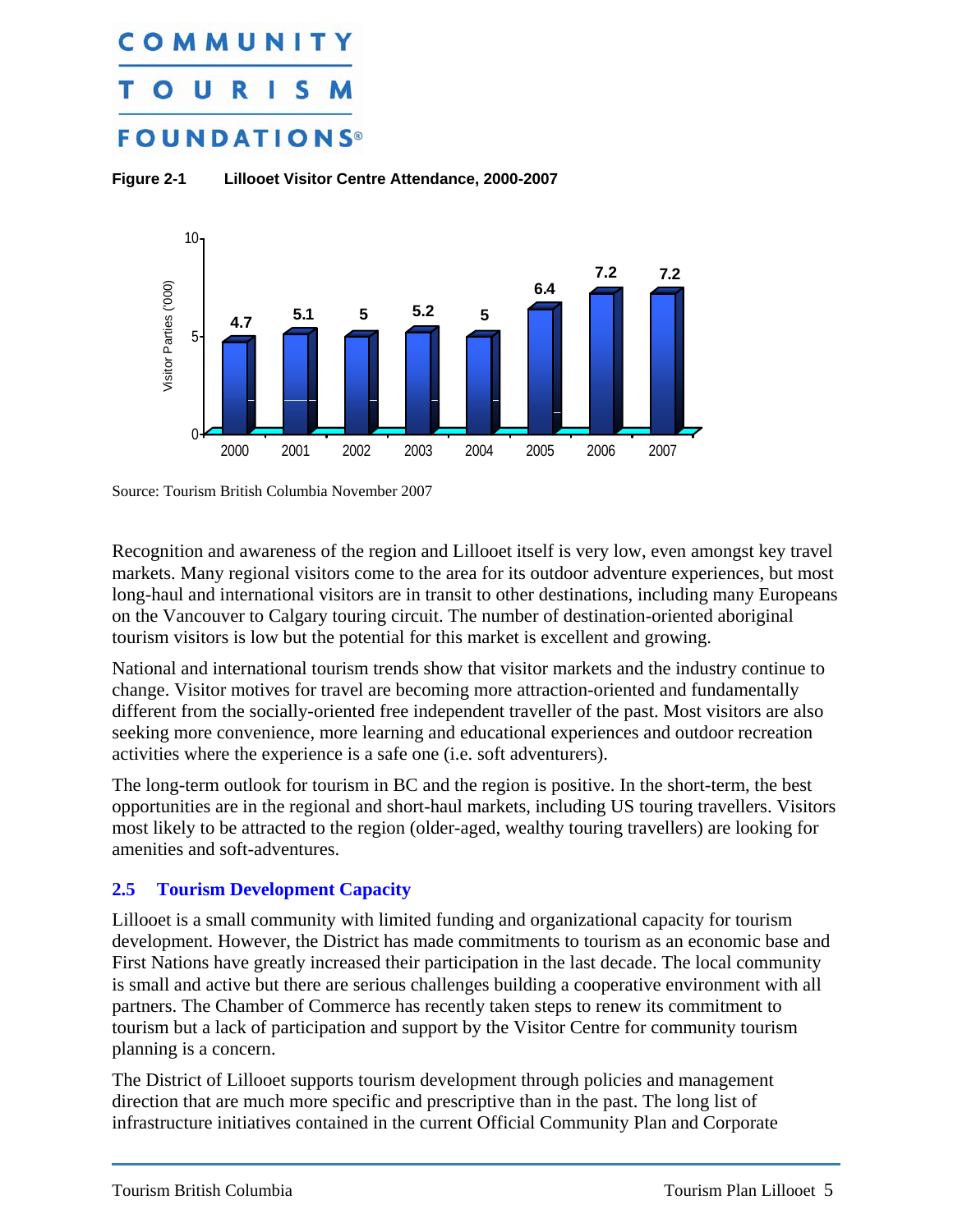**Figure 2-1 Lillooet Visitor Centre Attendance, 2000-2007**

| Year | Visitor Parties ('000) |
|---|---|
| 2000 | 4.7 |
| 2001 | 5.1 |
| 2002 | 5 |
| 2003 | 5.2 |
| 2004 | 5 |
| 2005 | 6.4 |
| 2006 | 7.2 |
| 2007 | 7.2 |

Source: Tourism British Columbia November 2007

Recognition and awareness of the region and Lillooet itself is very low, even amongst key travel markets. Many regional visitors come to the area for its outdoor adventure experiences, but most long-haul and international visitors are in transit to other destinations, including many Europeans on the Vancouver to Calgary touring circuit. The number of destination-oriented aboriginal tourism visitors is low but the potential for this market is excellent and growing.

National and international tourism trends show that visitor markets and the industry continue to change. Visitor motives for travel are becoming more attraction-oriented and fundamentally different from the socially-oriented free independent traveller of the past. Most visitors are also seeking more convenience, more learning and educational experiences and outdoor recreation activities where the experience is a safe one (i.e. soft adventurers).

The long-term outlook for tourism in BC and the region is positive. In the short-term, the best opportunities are in the regional and short-haul markets, including US touring travellers. Visitors most likely to be attracted to the region (older-aged, wealthy touring travellers) are looking for amenities and soft-adventures.

## 2.5 Tourism Development Capacity

Lillooet is a small community with limited funding and organizational capacity for tourism development. However, the District has made commitments to tourism as an economic base and First Nations have greatly increased their participation in the last decade. The local community is small and active but there are serious challenges building a cooperative environment with all partners. The Chamber of Commerce has recently taken steps to renew its commitment to tourism but a lack of participation and support by the Visitor Centre for community tourism planning is a concern.

The District of Lillooet supports tourism development through policies and management direction that are much more specific and prescriptive than in the past. The long list of infrastructure initiatives contained in the current Official Community Plan and Corporate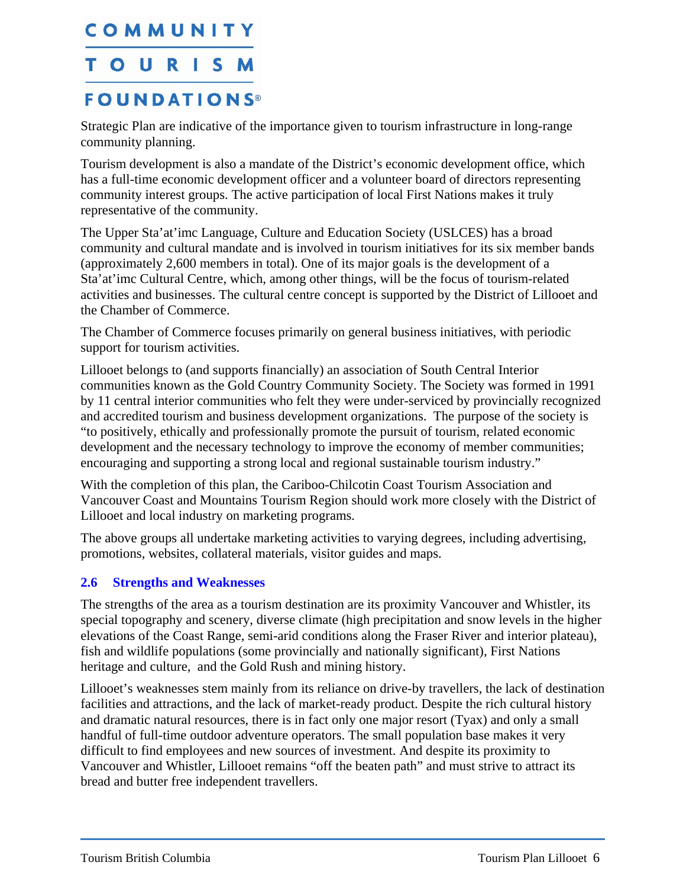Strategic Plan are indicative of the importance given to tourism infrastructure in long-range community planning.

Tourism development is also a mandate of the District's economic development office, which has a full-time economic development officer and a volunteer board of directors representing community interest groups. The active participation of local First Nations makes it truly representative of the community.

The Upper Sta'at'imc Language, Culture and Education Society (USLCES) has a broad community and cultural mandate and is involved in tourism initiatives for its six member bands (approximately 2,600 members in total). One of its major goals is the development of a Sta'at'imc Cultural Centre, which, among other things, will be the focus of tourism-related activities and businesses. The cultural centre concept is supported by the District of Lillooet and the Chamber of Commerce.

The Chamber of Commerce focuses primarily on general business initiatives, with periodic support for tourism activities.

Lillooet belongs to (and supports financially) an association of South Central Interior communities known as the Gold Country Community Society. The Society was formed in 1991 by 11 central interior communities who felt they were under-serviced by provincially recognized and accredited tourism and business development organizations. The purpose of the society is "to positively, ethically and professionally promote the pursuit of tourism, related economic development and the necessary technology to improve the economy of member communities; encouraging and supporting a strong local and regional sustainable tourism industry."

With the completion of this plan, the Cariboo-Chilcotin Coast Tourism Association and Vancouver Coast and Mountains Tourism Region should work more closely with the District of Lillooet and local industry on marketing programs.

The above groups all undertake marketing activities to varying degrees, including advertising, promotions, websites, collateral materials, visitor guides and maps.

### 2.6 Strengths and Weaknesses

The strengths of the area as a tourism destination are its proximity Vancouver and Whistler, its special topography and scenery, diverse climate (high precipitation and snow levels in the higher elevations of the Coast Range, semi-arid conditions along the Fraser River and interior plateau), fish and wildlife populations (some provincially and nationally significant), First Nations heritage and culture, and the Gold Rush and mining history.

Lillooet's weaknesses stem mainly from its reliance on drive-by travellers, the lack of destination facilities and attractions, and the lack of market-ready product. Despite the rich cultural history and dramatic natural resources, there is in fact only one major resort (Tyax) and only a small handful of full-time outdoor adventure operators. The small population base makes it very difficult to find employees and new sources of investment. And despite its proximity to Vancouver and Whistler, Lillooet remains "off the beaten path" and must strive to attract its bread and butter free independent travellers.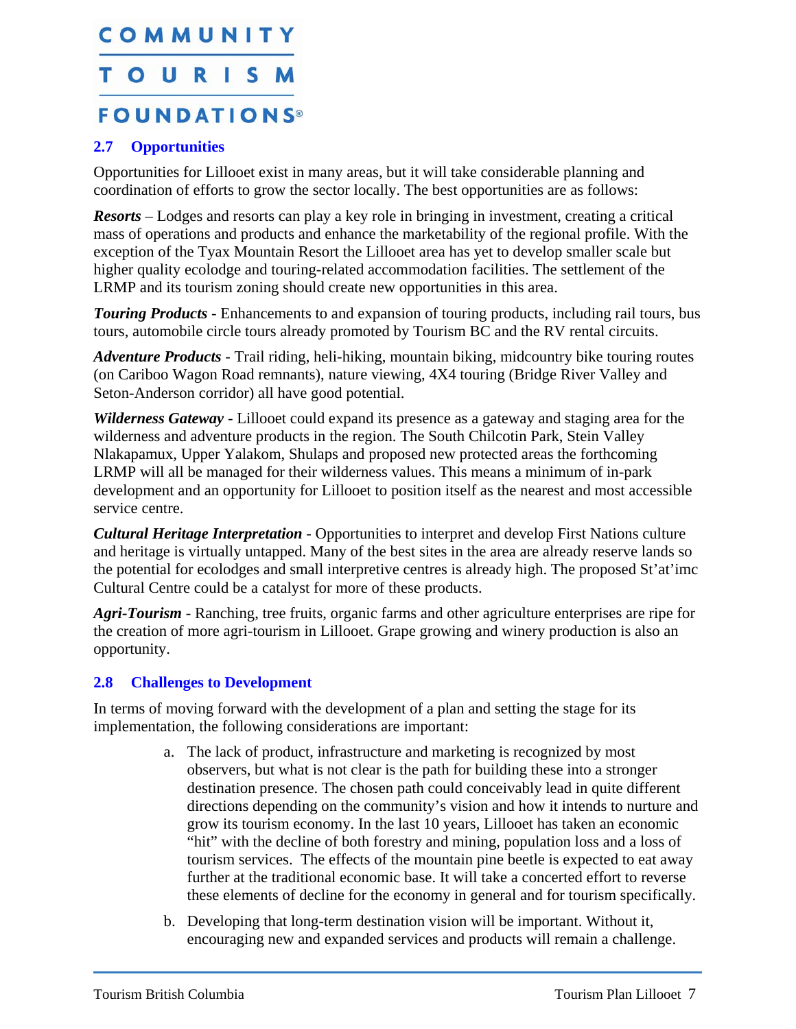## 2.7 Opportunities

Opportunities for Lillooet exist in many areas, but it will take considerable planning and coordination of efforts to grow the sector locally. The best opportunities are as follows:

***Resorts*** – Lodges and resorts can play a key role in bringing in investment, creating a critical mass of operations and products and enhance the marketability of the regional profile. With the exception of the Tyax Mountain Resort the Lillooet area has yet to develop smaller scale but higher quality ecolodge and touring-related accommodation facilities. The settlement of the LRMP and its tourism zoning should create new opportunities in this area.

***Touring Products*** - Enhancements to and expansion of touring products, including rail tours, bus tours, automobile circle tours already promoted by Tourism BC and the RV rental circuits.

***Adventure Products*** - Trail riding, heli-hiking, mountain biking, midcountry bike touring routes (on Cariboo Wagon Road remnants), nature viewing, 4X4 touring (Bridge River Valley and Seton-Anderson corridor) all have good potential.

***Wilderness Gateway*** - Lillooet could expand its presence as a gateway and staging area for the wilderness and adventure products in the region. The South Chilcotin Park, Stein Valley Nlakapamux, Upper Yalakom, Shulaps and proposed new protected areas the forthcoming LRMP will all be managed for their wilderness values. This means a minimum of in-park development and an opportunity for Lillooet to position itself as the nearest and most accessible service centre.

***Cultural Heritage Interpretation*** - Opportunities to interpret and develop First Nations culture and heritage is virtually untapped. Many of the best sites in the area are already reserve lands so the potential for ecolodges and small interpretive centres is already high. The proposed St'at'imc Cultural Centre could be a catalyst for more of these products.

***Agri-Tourism*** - Ranching, tree fruits, organic farms and other agriculture enterprises are ripe for the creation of more agri-tourism in Lillooet. Grape growing and winery production is also an opportunity.

## 2.8 Challenges to Development

In terms of moving forward with the development of a plan and setting the stage for its implementation, the following considerations are important:

a. The lack of product, infrastructure and marketing is recognized by most observers, but what is not clear is the path for building these into a stronger destination presence. The chosen path could conceivably lead in quite different directions depending on the community's vision and how it intends to nurture and grow its tourism economy. In the last 10 years, Lillooet has taken an economic "hit" with the decline of both forestry and mining, population loss and a loss of tourism services. The effects of the mountain pine beetle is expected to eat away further at the traditional economic base. It will take a concerted effort to reverse these elements of decline for the economy in general and for tourism specifically.

b. Developing that long-term destination vision will be important. Without it, encouraging new and expanded services and products will remain a challenge.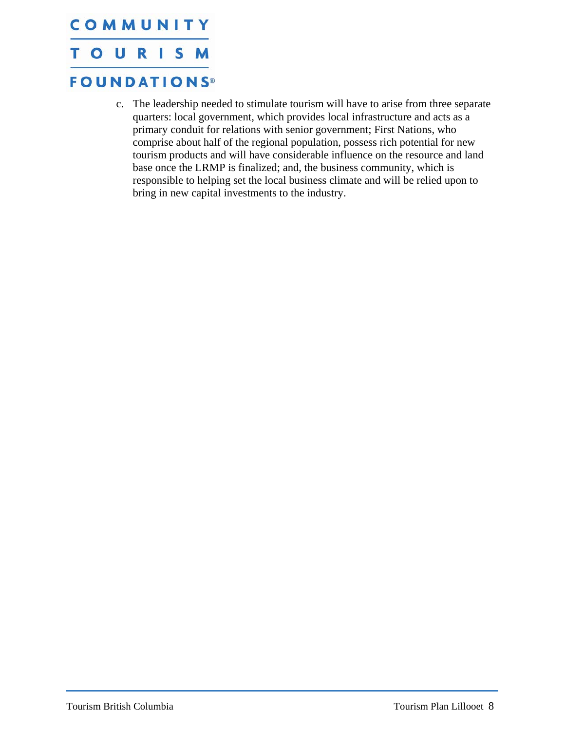c. The leadership needed to stimulate tourism will have to arise from three separate quarters: local government, which provides local infrastructure and acts as a primary conduit for relations with senior government; First Nations, who comprise about half of the regional population, possess rich potential for new tourism products and will have considerable influence on the resource and land base once the LRMP is finalized; and, the business community, which is responsible to helping set the local business climate and will be relied upon to bring in new capital investments to the industry.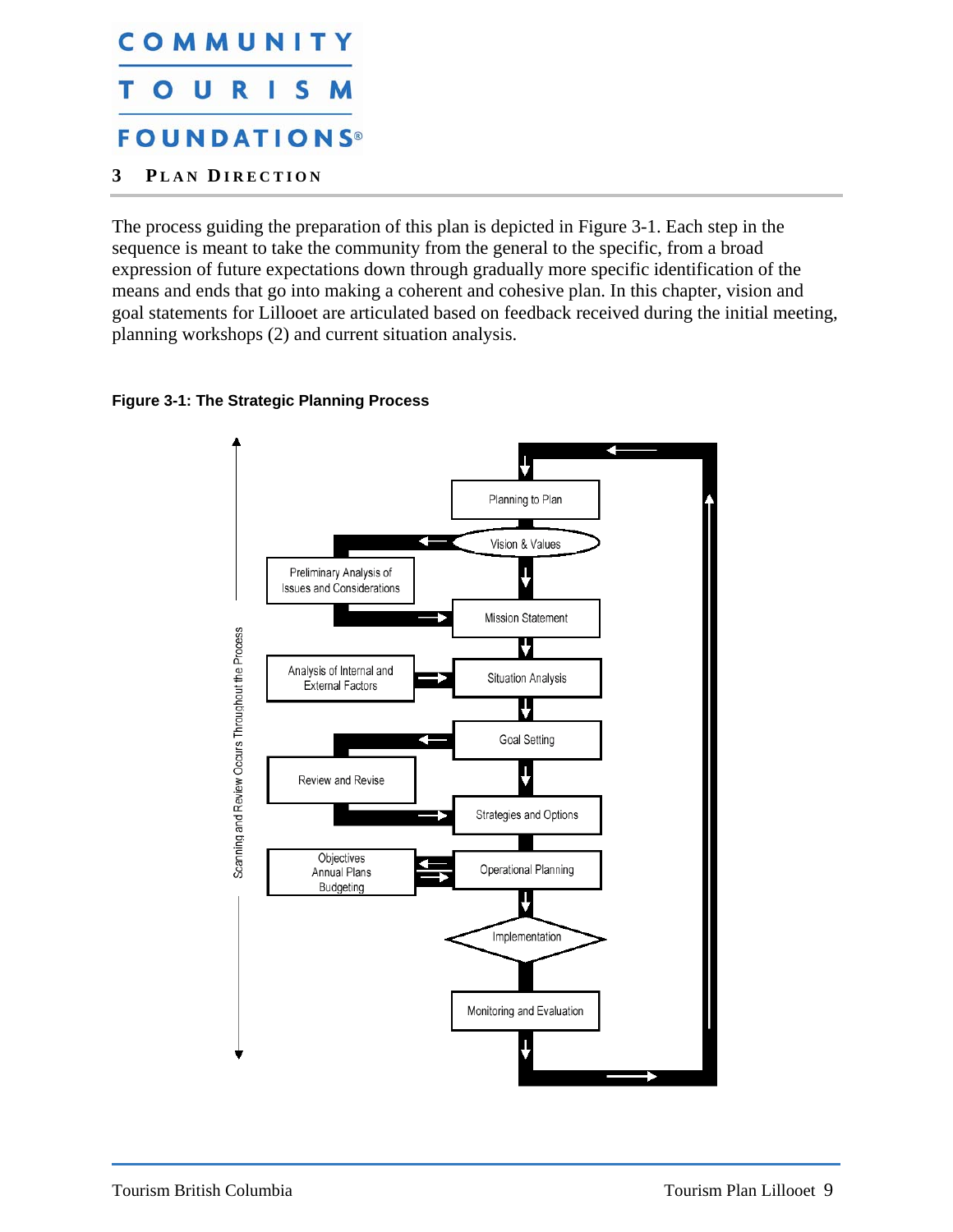# 3 PLAN DIRECTION

The process guiding the preparation of this plan is depicted in Figure 3-1. Each step in the sequence is meant to take the community from the general to the specific, from a broad expression of future expectations down through gradually more specific identification of the means and ends that go into making a coherent and cohesive plan. In this chapter, vision and goal statements for Lillooet are articulated based on feedback received during the initial meeting, planning workshops (2) and current situation analysis.

**Figure 3-1: The Strategic Planning Process**

Scanning and Review Occurs Throughout the Process

Planning to Plan

Vision & Values

Preliminary Analysis of Issues and Considerations

Mission Statement

Analysis of Internal and External Factors

Situation Analysis

Goal Setting

Review and Revise

Strategies and Options

Objectives
Annual Plans
Budgeting

Operational Planning

Implementation

Monitoring and Evaluation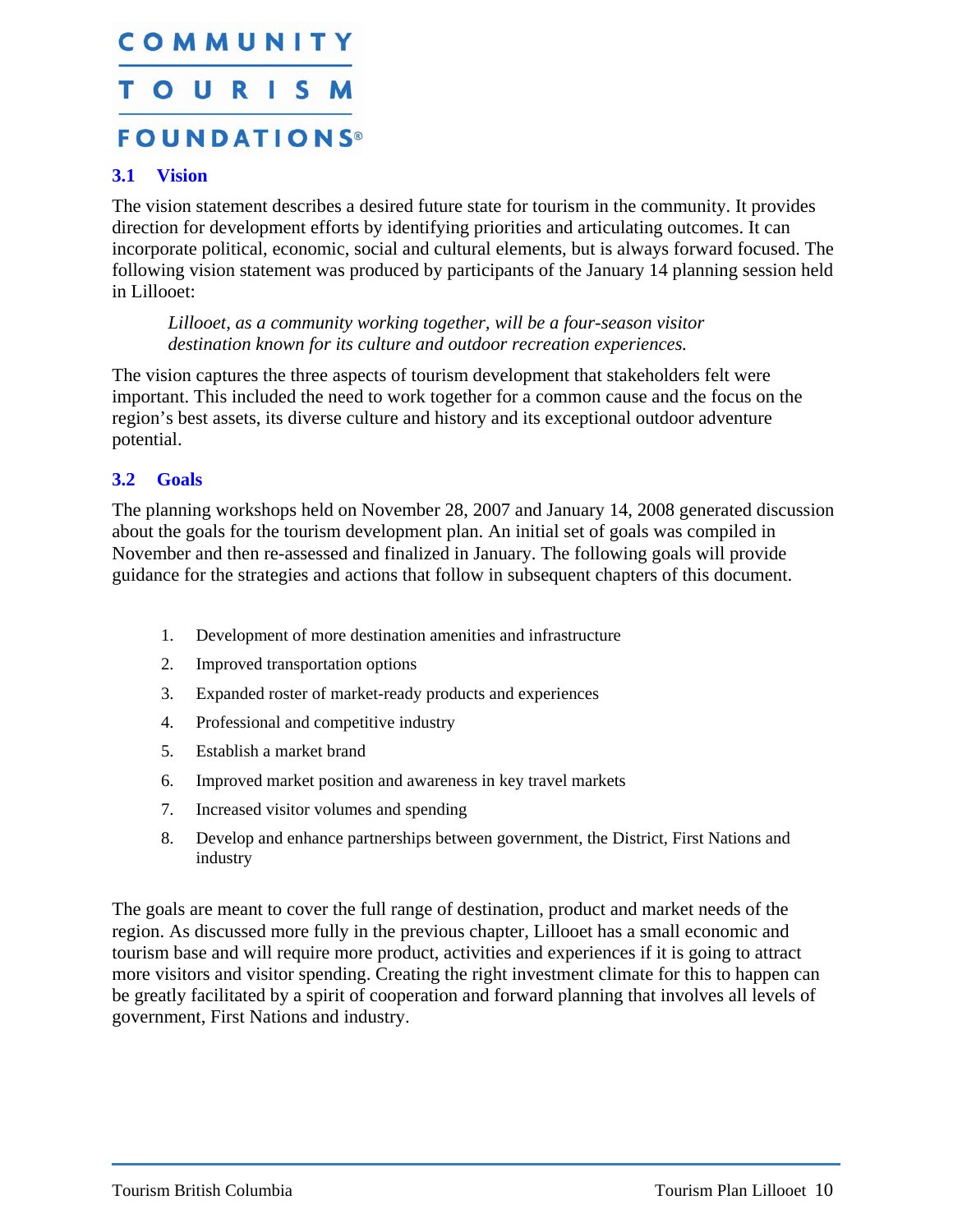## 3.1 Vision

The vision statement describes a desired future state for tourism in the community. It provides direction for development efforts by identifying priorities and articulating outcomes. It can incorporate political, economic, social and cultural elements, but is always forward focused. The following vision statement was produced by participants of the January 14 planning session held in Lillooet:

> *Lillooet, as a community working together, will be a four-season visitor destination known for its culture and outdoor recreation experiences.*

The vision captures the three aspects of tourism development that stakeholders felt were important. This included the need to work together for a common cause and the focus on the region's best assets, its diverse culture and history and its exceptional outdoor adventure potential.

## 3.2 Goals

The planning workshops held on November 28, 2007 and January 14, 2008 generated discussion about the goals for the tourism development plan. An initial set of goals was compiled in November and then re-assessed and finalized in January. The following goals will provide guidance for the strategies and actions that follow in subsequent chapters of this document.

1. Development of more destination amenities and infrastructure
2. Improved transportation options
3. Expanded roster of market-ready products and experiences
4. Professional and competitive industry
5. Establish a market brand
6. Improved market position and awareness in key travel markets
7. Increased visitor volumes and spending
8. Develop and enhance partnerships between government, the District, First Nations and industry

The goals are meant to cover the full range of destination, product and market needs of the region. As discussed more fully in the previous chapter, Lillooet has a small economic and tourism base and will require more product, activities and experiences if it is going to attract more visitors and visitor spending. Creating the right investment climate for this to happen can be greatly facilitated by a spirit of cooperation and forward planning that involves all levels of government, First Nations and industry.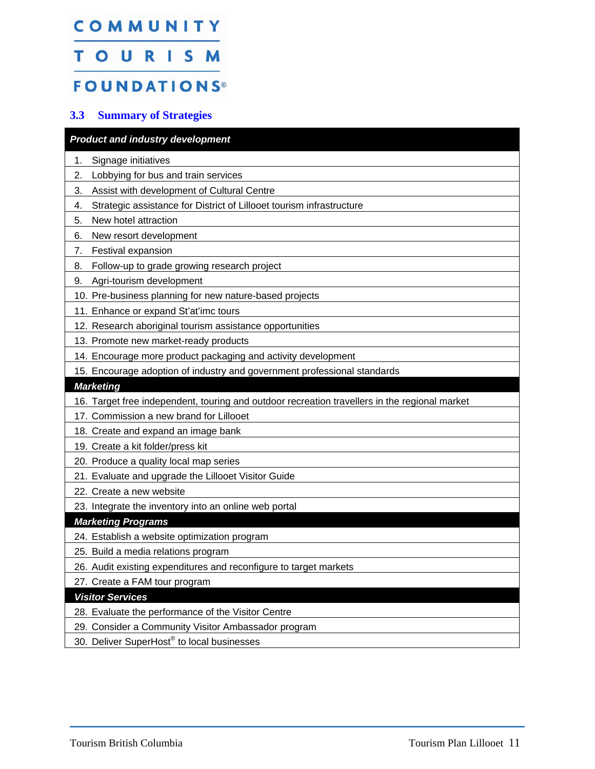## 3.3 Summary of Strategies

| *Product and industry development* |
|---|
| 1. Signage initiatives |
| 2. Lobbying for bus and train services |
| 3. Assist with development of Cultural Centre |
| 4. Strategic assistance for District of Lillooet tourism infrastructure |
| 5. New hotel attraction |
| 6. New resort development |
| 7. Festival expansion |
| 8. Follow-up to grade growing research project |
| 9. Agri-tourism development |
| 10. Pre-business planning for new nature-based projects |
| 11. Enhance or expand St'at'imc tours |
| 12. Research aboriginal tourism assistance opportunities |
| 13. Promote new market-ready products |
| 14. Encourage more product packaging and activity development |
| 15. Encourage adoption of industry and government professional standards |
| ***Marketing*** |
| 16. Target free independent, touring and outdoor recreation travellers in the regional market |
| 17. Commission a new brand for Lillooet |
| 18. Create and expand an image bank |
| 19. Create a kit folder/press kit |
| 20. Produce a quality local map series |
| 21. Evaluate and upgrade the Lillooet Visitor Guide |
| 22. Create a new website |
| 23. Integrate the inventory into an online web portal |
| ***Marketing Programs*** |
| 24. Establish a website optimization program |
| 25. Build a media relations program |
| 26. Audit existing expenditures and reconfigure to target markets |
| 27. Create a FAM tour program |
| ***Visitor Services*** |
| 28. Evaluate the performance of the Visitor Centre |
| 29. Consider a Community Visitor Ambassador program |
| 30. Deliver SuperHost® to local businesses |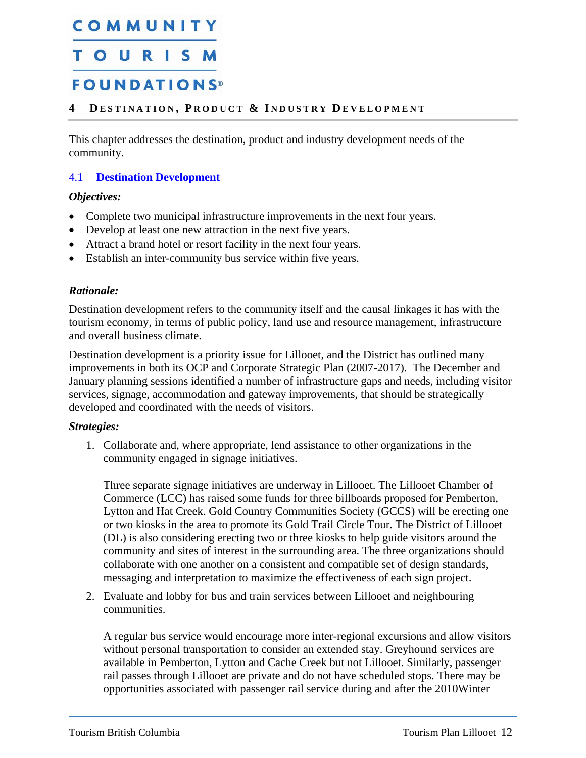## 4 Destination, Product & Industry Development

This chapter addresses the destination, product and industry development needs of the community.

### 4.1 Destination Development

***Objectives:***

- Complete two municipal infrastructure improvements in the next four years.
- Develop at least one new attraction in the next five years.
- Attract a brand hotel or resort facility in the next four years.
- Establish an inter-community bus service within five years.

***Rationale:***

Destination development refers to the community itself and the causal linkages it has with the tourism economy, in terms of public policy, land use and resource management, infrastructure and overall business climate.

Destination development is a priority issue for Lillooet, and the District has outlined many improvements in both its OCP and Corporate Strategic Plan (2007-2017). The December and January planning sessions identified a number of infrastructure gaps and needs, including visitor services, signage, accommodation and gateway improvements, that should be strategically developed and coordinated with the needs of visitors.

***Strategies:***

1. Collaborate and, where appropriate, lend assistance to other organizations in the community engaged in signage initiatives.

   Three separate signage initiatives are underway in Lillooet. The Lillooet Chamber of Commerce (LCC) has raised some funds for three billboards proposed for Pemberton, Lytton and Hat Creek. Gold Country Communities Society (GCCS) will be erecting one or two kiosks in the area to promote its Gold Trail Circle Tour. The District of Lillooet (DL) is also considering erecting two or three kiosks to help guide visitors around the community and sites of interest in the surrounding area. The three organizations should collaborate with one another on a consistent and compatible set of design standards, messaging and interpretation to maximize the effectiveness of each sign project.

2. Evaluate and lobby for bus and train services between Lillooet and neighbouring communities.

   A regular bus service would encourage more inter-regional excursions and allow visitors without personal transportation to consider an extended stay. Greyhound services are available in Pemberton, Lytton and Cache Creek but not Lillooet. Similarly, passenger rail passes through Lillooet are private and do not have scheduled stops. There may be opportunities associated with passenger rail service during and after the 2010Winter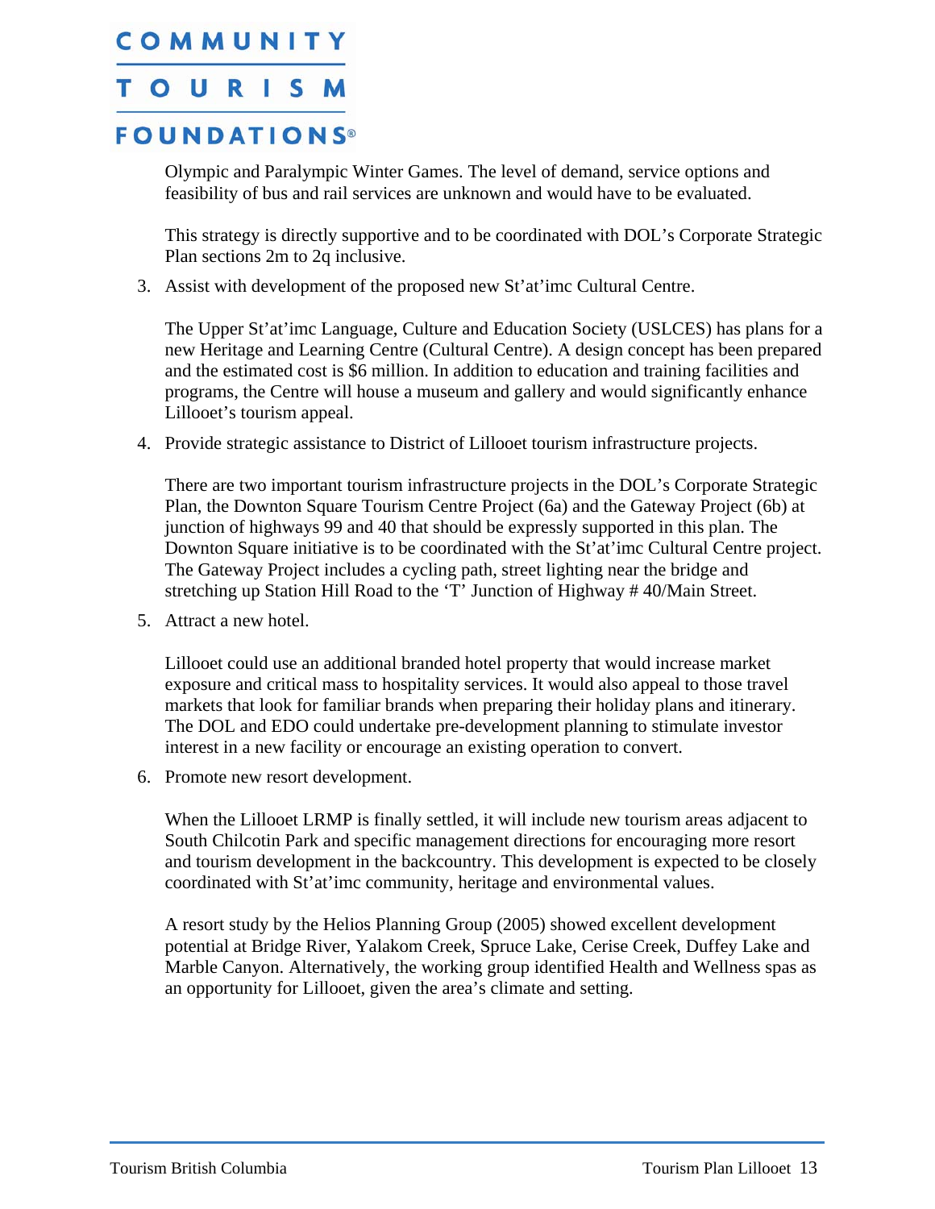Olympic and Paralympic Winter Games. The level of demand, service options and feasibility of bus and rail services are unknown and would have to be evaluated.

This strategy is directly supportive and to be coordinated with DOL's Corporate Strategic Plan sections 2m to 2q inclusive.

3. Assist with development of the proposed new St'at'imc Cultural Centre.

   The Upper St'at'imc Language, Culture and Education Society (USLCES) has plans for a new Heritage and Learning Centre (Cultural Centre). A design concept has been prepared and the estimated cost is $6 million. In addition to education and training facilities and programs, the Centre will house a museum and gallery and would significantly enhance Lillooet's tourism appeal.

4. Provide strategic assistance to District of Lillooet tourism infrastructure projects.

   There are two important tourism infrastructure projects in the DOL's Corporate Strategic Plan, the Downton Square Tourism Centre Project (6a) and the Gateway Project (6b) at junction of highways 99 and 40 that should be expressly supported in this plan. The Downton Square initiative is to be coordinated with the St'at'imc Cultural Centre project. The Gateway Project includes a cycling path, street lighting near the bridge and stretching up Station Hill Road to the 'T' Junction of Highway # 40/Main Street.

5. Attract a new hotel.

   Lillooet could use an additional branded hotel property that would increase market exposure and critical mass to hospitality services. It would also appeal to those travel markets that look for familiar brands when preparing their holiday plans and itinerary. The DOL and EDO could undertake pre-development planning to stimulate investor interest in a new facility or encourage an existing operation to convert.

6. Promote new resort development.

   When the Lillooet LRMP is finally settled, it will include new tourism areas adjacent to South Chilcotin Park and specific management directions for encouraging more resort and tourism development in the backcountry. This development is expected to be closely coordinated with St'at'imc community, heritage and environmental values.

   A resort study by the Helios Planning Group (2005) showed excellent development potential at Bridge River, Yalakom Creek, Spruce Lake, Cerise Creek, Duffey Lake and Marble Canyon. Alternatively, the working group identified Health and Wellness spas as an opportunity for Lillooet, given the area's climate and setting.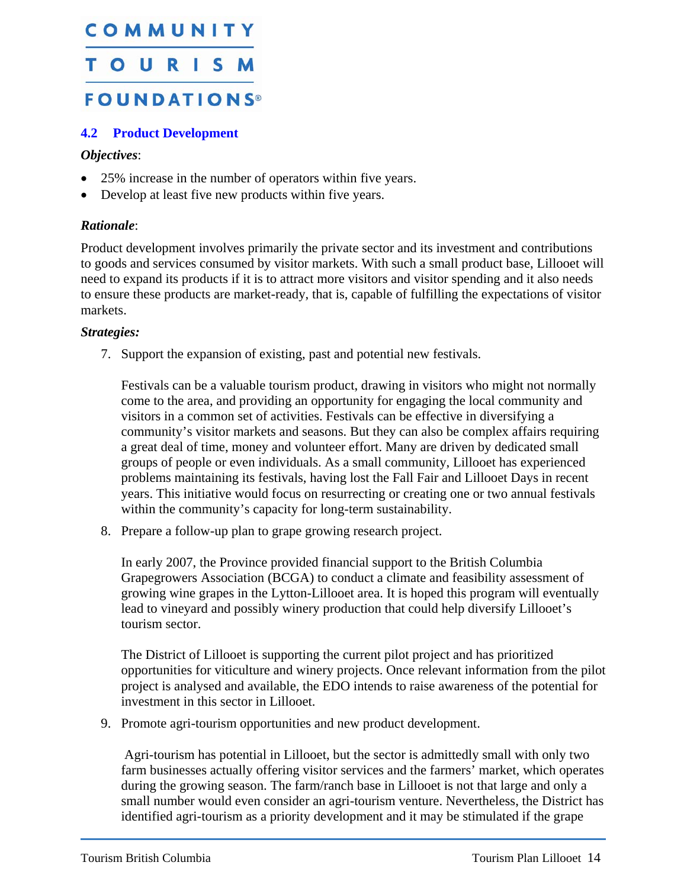### 4.2 Product Development

***Objectives***:

- 25% increase in the number of operators within five years.
- Develop at least five new products within five years.

***Rationale***:

Product development involves primarily the private sector and its investment and contributions to goods and services consumed by visitor markets. With such a small product base, Lillooet will need to expand its products if it is to attract more visitors and visitor spending and it also needs to ensure these products are market-ready, that is, capable of fulfilling the expectations of visitor markets.

***Strategies:***

7. Support the expansion of existing, past and potential new festivals.

   Festivals can be a valuable tourism product, drawing in visitors who might not normally come to the area, and providing an opportunity for engaging the local community and visitors in a common set of activities. Festivals can be effective in diversifying a community's visitor markets and seasons. But they can also be complex affairs requiring a great deal of time, money and volunteer effort. Many are driven by dedicated small groups of people or even individuals. As a small community, Lillooet has experienced problems maintaining its festivals, having lost the Fall Fair and Lillooet Days in recent years. This initiative would focus on resurrecting or creating one or two annual festivals within the community's capacity for long-term sustainability.

8. Prepare a follow-up plan to grape growing research project.

   In early 2007, the Province provided financial support to the British Columbia Grapegrowers Association (BCGA) to conduct a climate and feasibility assessment of growing wine grapes in the Lytton-Lillooet area. It is hoped this program will eventually lead to vineyard and possibly winery production that could help diversify Lillooet's tourism sector.

   The District of Lillooet is supporting the current pilot project and has prioritized opportunities for viticulture and winery projects. Once relevant information from the pilot project is analysed and available, the EDO intends to raise awareness of the potential for investment in this sector in Lillooet.

9. Promote agri-tourism opportunities and new product development.

   Agri-tourism has potential in Lillooet, but the sector is admittedly small with only two farm businesses actually offering visitor services and the farmers' market, which operates during the growing season. The farm/ranch base in Lillooet is not that large and only a small number would even consider an agri-tourism venture. Nevertheless, the District has identified agri-tourism as a priority development and it may be stimulated if the grape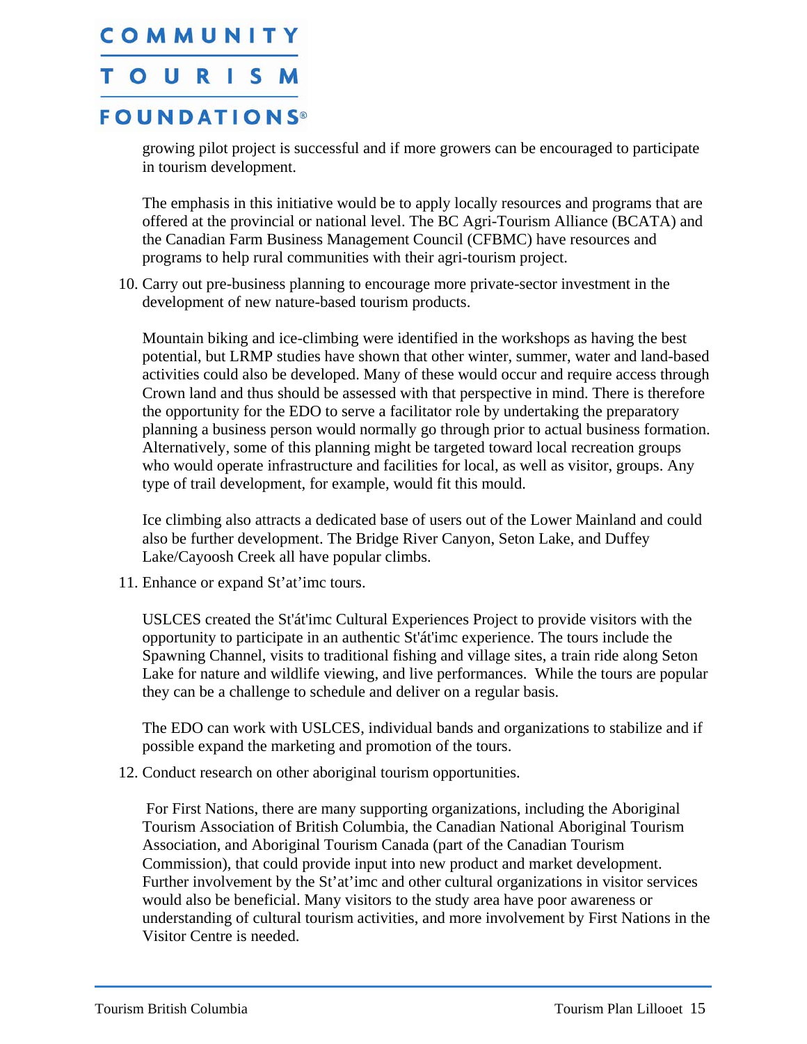growing pilot project is successful and if more growers can be encouraged to participate in tourism development.

The emphasis in this initiative would be to apply locally resources and programs that are offered at the provincial or national level. The BC Agri-Tourism Alliance (BCATA) and the Canadian Farm Business Management Council (CFBMC) have resources and programs to help rural communities with their agri-tourism project.

10. Carry out pre-business planning to encourage more private-sector investment in the development of new nature-based tourism products.

    Mountain biking and ice-climbing were identified in the workshops as having the best potential, but LRMP studies have shown that other winter, summer, water and land-based activities could also be developed. Many of these would occur and require access through Crown land and thus should be assessed with that perspective in mind. There is therefore the opportunity for the EDO to serve a facilitator role by undertaking the preparatory planning a business person would normally go through prior to actual business formation. Alternatively, some of this planning might be targeted toward local recreation groups who would operate infrastructure and facilities for local, as well as visitor, groups. Any type of trail development, for example, would fit this mould.

    Ice climbing also attracts a dedicated base of users out of the Lower Mainland and could also be further development. The Bridge River Canyon, Seton Lake, and Duffey Lake/Cayoosh Creek all have popular climbs.

11. Enhance or expand St'at'imc tours.

    USLCES created the St'át'imc Cultural Experiences Project to provide visitors with the opportunity to participate in an authentic St'át'imc experience. The tours include the Spawning Channel, visits to traditional fishing and village sites, a train ride along Seton Lake for nature and wildlife viewing, and live performances. While the tours are popular they can be a challenge to schedule and deliver on a regular basis.

    The EDO can work with USLCES, individual bands and organizations to stabilize and if possible expand the marketing and promotion of the tours.

12. Conduct research on other aboriginal tourism opportunities.

    For First Nations, there are many supporting organizations, including the Aboriginal Tourism Association of British Columbia, the Canadian National Aboriginal Tourism Association, and Aboriginal Tourism Canada (part of the Canadian Tourism Commission), that could provide input into new product and market development. Further involvement by the St'at'imc and other cultural organizations in visitor services would also be beneficial. Many visitors to the study area have poor awareness or understanding of cultural tourism activities, and more involvement by First Nations in the Visitor Centre is needed.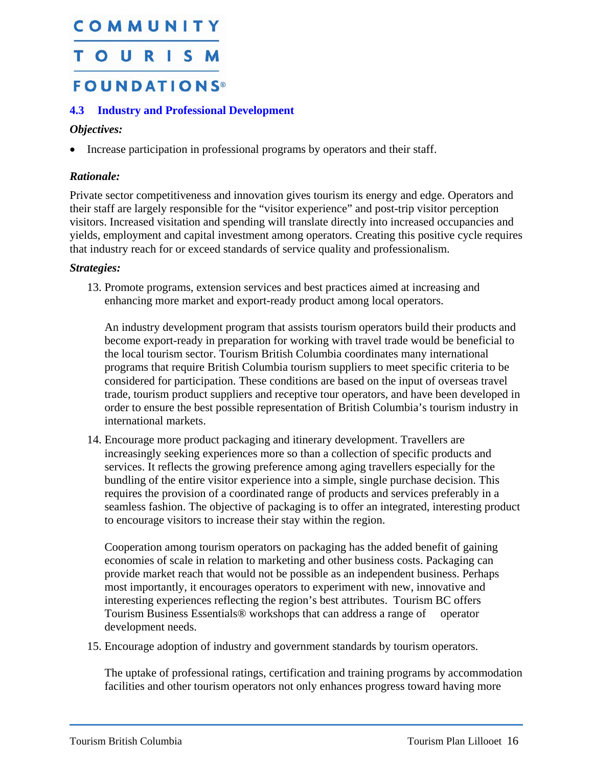## 4.3 Industry and Professional Development

***Objectives:***

- Increase participation in professional programs by operators and their staff.

***Rationale:***

Private sector competitiveness and innovation gives tourism its energy and edge. Operators and their staff are largely responsible for the "visitor experience" and post-trip visitor perception visitors. Increased visitation and spending will translate directly into increased occupancies and yields, employment and capital investment among operators. Creating this positive cycle requires that industry reach for or exceed standards of service quality and professionalism.

***Strategies:***

13. Promote programs, extension services and best practices aimed at increasing and enhancing more market and export-ready product among local operators.

    An industry development program that assists tourism operators build their products and become export-ready in preparation for working with travel trade would be beneficial to the local tourism sector. Tourism British Columbia coordinates many international programs that require British Columbia tourism suppliers to meet specific criteria to be considered for participation. These conditions are based on the input of overseas travel trade, tourism product suppliers and receptive tour operators, and have been developed in order to ensure the best possible representation of British Columbia's tourism industry in international markets.

14. Encourage more product packaging and itinerary development. Travellers are increasingly seeking experiences more so than a collection of specific products and services. It reflects the growing preference among aging travellers especially for the bundling of the entire visitor experience into a simple, single purchase decision. This requires the provision of a coordinated range of products and services preferably in a seamless fashion. The objective of packaging is to offer an integrated, interesting product to encourage visitors to increase their stay within the region.

    Cooperation among tourism operators on packaging has the added benefit of gaining economies of scale in relation to marketing and other business costs. Packaging can provide market reach that would not be possible as an independent business. Perhaps most importantly, it encourages operators to experiment with new, innovative and interesting experiences reflecting the region's best attributes. Tourism BC offers Tourism Business Essentials® workshops that can address a range of operator development needs.

15. Encourage adoption of industry and government standards by tourism operators.

    The uptake of professional ratings, certification and training programs by accommodation facilities and other tourism operators not only enhances progress toward having more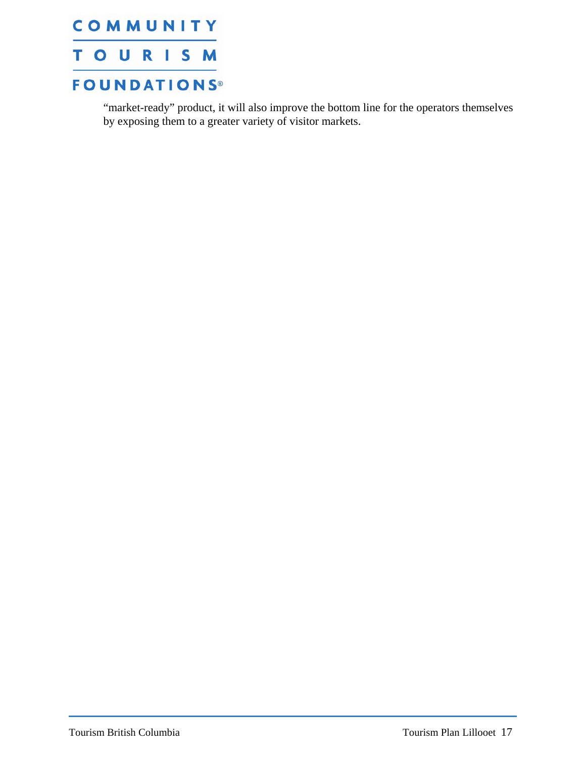"market-ready" product, it will also improve the bottom line for the operators themselves by exposing them to a greater variety of visitor markets.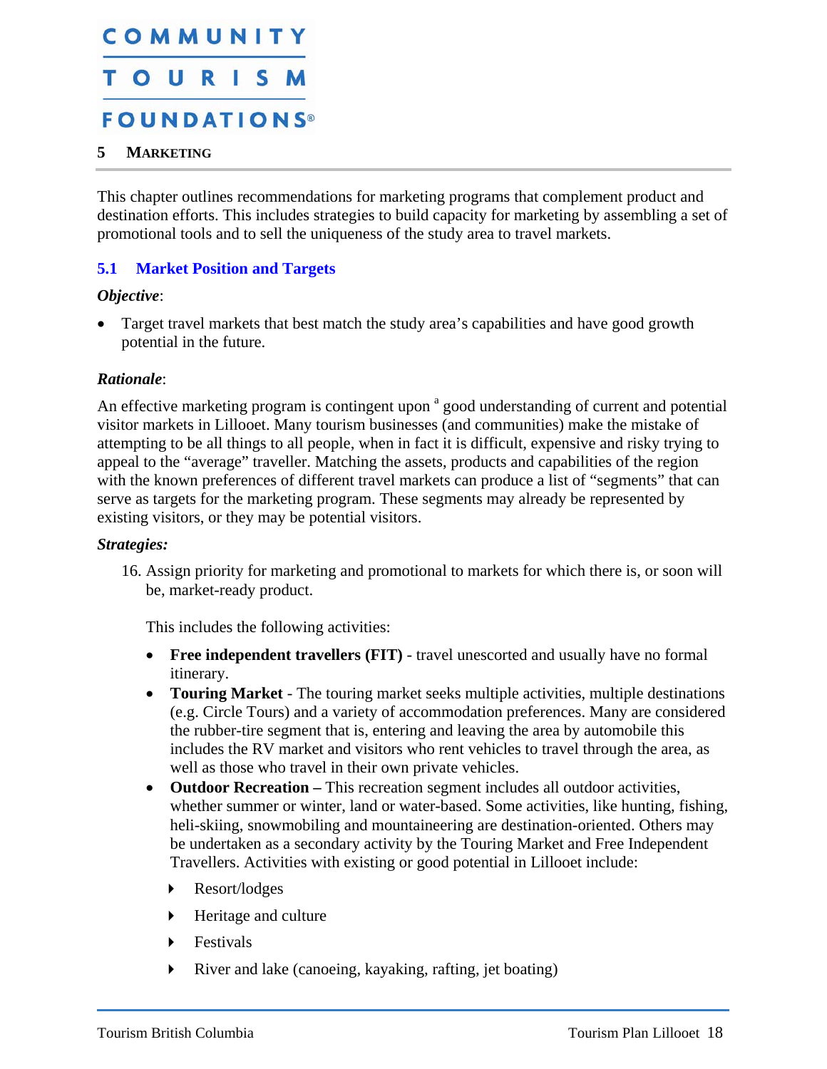## 5 Marketing

This chapter outlines recommendations for marketing programs that complement product and destination efforts. This includes strategies to build capacity for marketing by assembling a set of promotional tools and to sell the uniqueness of the study area to travel markets.

### 5.1 Market Position and Targets

***Objective***:

- Target travel markets that best match the study area's capabilities and have good growth potential in the future.

***Rationale***:

An effective marketing program is contingent upon [a] good understanding of current and potential visitor markets in Lillooet. Many tourism businesses (and communities) make the mistake of attempting to be all things to all people, when in fact it is difficult, expensive and risky trying to appeal to the "average" traveller. Matching the assets, products and capabilities of the region with the known preferences of different travel markets can produce a list of "segments" that can serve as targets for the marketing program. These segments may already be represented by existing visitors, or they may be potential visitors.

***Strategies:***

16. Assign priority for marketing and promotional to markets for which there is, or soon will be, market-ready product.

    This includes the following activities:

    - **Free independent travellers (FIT)** - travel unescorted and usually have no formal itinerary.
    - **Touring Market** - The touring market seeks multiple activities, multiple destinations (e.g. Circle Tours) and a variety of accommodation preferences. Many are considered the rubber-tire segment that is, entering and leaving the area by automobile this includes the RV market and visitors who rent vehicles to travel through the area, as well as those who travel in their own private vehicles.
    - **Outdoor Recreation –** This recreation segment includes all outdoor activities, whether summer or winter, land or water-based. Some activities, like hunting, fishing, heli-skiing, snowmobiling and mountaineering are destination-oriented. Others may be undertaken as a secondary activity by the Touring Market and Free Independent Travellers. Activities with existing or good potential in Lillooet include:
        - Resort/lodges
        - Heritage and culture
        - Festivals
        - River and lake (canoeing, kayaking, rafting, jet boating)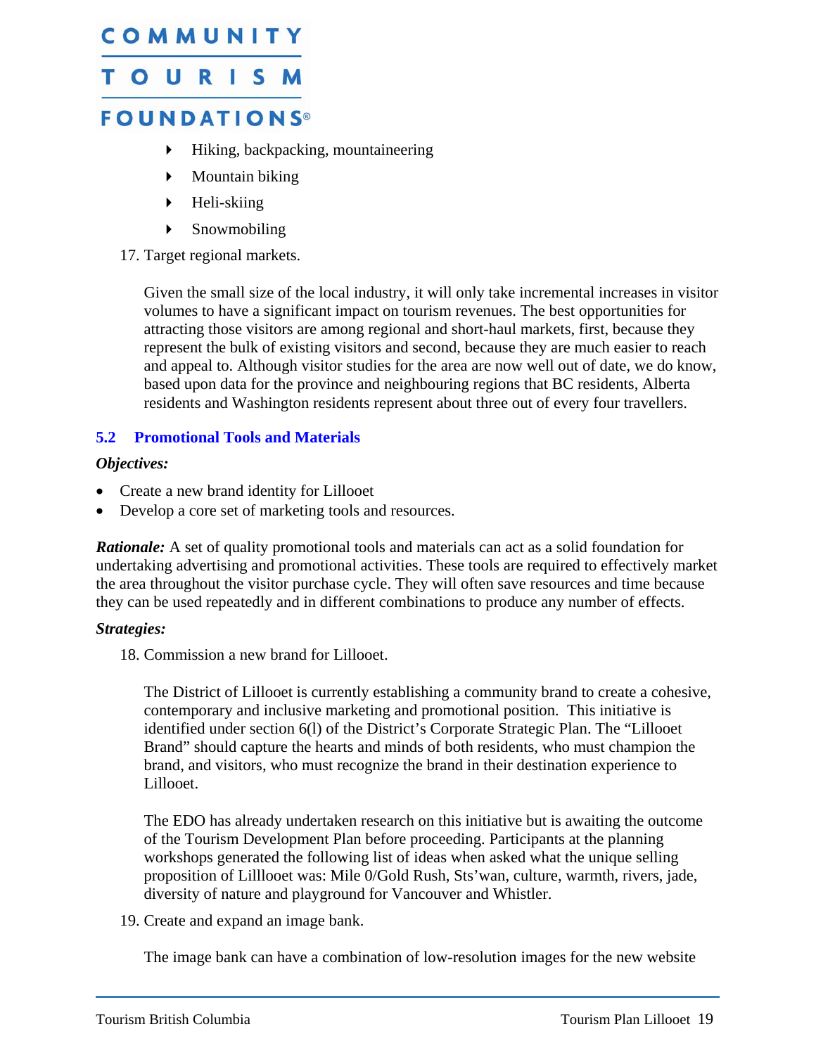- Hiking, backpacking, mountaineering
- Mountain biking
- Heli-skiing
- Snowmobiling

17. Target regional markets.

    Given the small size of the local industry, it will only take incremental increases in visitor volumes to have a significant impact on tourism revenues. The best opportunities for attracting those visitors are among regional and short-haul markets, first, because they represent the bulk of existing visitors and second, because they are much easier to reach and appeal to. Although visitor studies for the area are now well out of date, we do know, based upon data for the province and neighbouring regions that BC residents, Alberta residents and Washington residents represent about three out of every four travellers.

## 5.2 Promotional Tools and Materials

***Objectives:***

- Create a new brand identity for Lillooet
- Develop a core set of marketing tools and resources.

***Rationale:*** A set of quality promotional tools and materials can act as a solid foundation for undertaking advertising and promotional activities. These tools are required to effectively market the area throughout the visitor purchase cycle. They will often save resources and time because they can be used repeatedly and in different combinations to produce any number of effects.

***Strategies:***

18. Commission a new brand for Lillooet.

    The District of Lillooet is currently establishing a community brand to create a cohesive, contemporary and inclusive marketing and promotional position. This initiative is identified under section 6(l) of the District's Corporate Strategic Plan. The "Lillooet Brand" should capture the hearts and minds of both residents, who must champion the brand, and visitors, who must recognize the brand in their destination experience to Lillooet.

    The EDO has already undertaken research on this initiative but is awaiting the outcome of the Tourism Development Plan before proceeding. Participants at the planning workshops generated the following list of ideas when asked what the unique selling proposition of Lilllooet was: Mile 0/Gold Rush, Sts'wan, culture, warmth, rivers, jade, diversity of nature and playground for Vancouver and Whistler.

19. Create and expand an image bank.

    The image bank can have a combination of low-resolution images for the new website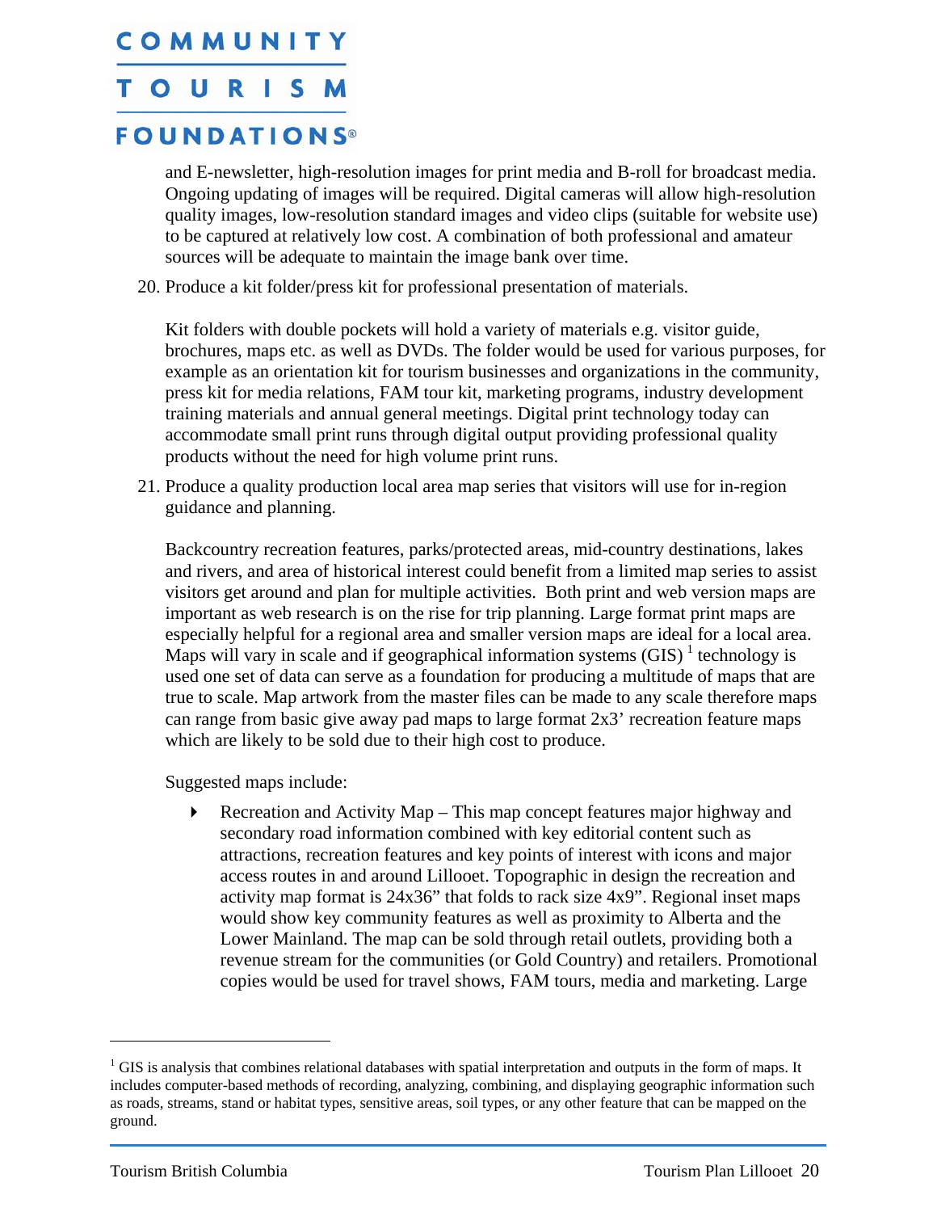and E-newsletter, high-resolution images for print media and B-roll for broadcast media. Ongoing updating of images will be required. Digital cameras will allow high-resolution quality images, low-resolution standard images and video clips (suitable for website use) to be captured at relatively low cost. A combination of both professional and amateur sources will be adequate to maintain the image bank over time.

20. Produce a kit folder/press kit for professional presentation of materials.

    Kit folders with double pockets will hold a variety of materials e.g. visitor guide, brochures, maps etc. as well as DVDs. The folder would be used for various purposes, for example as an orientation kit for tourism businesses and organizations in the community, press kit for media relations, FAM tour kit, marketing programs, industry development training materials and annual general meetings. Digital print technology today can accommodate small print runs through digital output providing professional quality products without the need for high volume print runs.

21. Produce a quality production local area map series that visitors will use for in-region guidance and planning.

    Backcountry recreation features, parks/protected areas, mid-country destinations, lakes and rivers, and area of historical interest could benefit from a limited map series to assist visitors get around and plan for multiple activities. Both print and web version maps are important as web research is on the rise for trip planning. Large format print maps are especially helpful for a regional area and smaller version maps are ideal for a local area. Maps will vary in scale and if geographical information systems (GIS) [1] technology is used one set of data can serve as a foundation for producing a multitude of maps that are true to scale. Map artwork from the master files can be made to any scale therefore maps can range from basic give away pad maps to large format 2x3' recreation feature maps which are likely to be sold due to their high cost to produce.

    Suggested maps include:

    - Recreation and Activity Map – This map concept features major highway and secondary road information combined with key editorial content such as attractions, recreation features and key points of interest with icons and major access routes in and around Lillooet. Topographic in design the recreation and activity map format is 24x36" that folds to rack size 4x9". Regional inset maps would show key community features as well as proximity to Alberta and the Lower Mainland. The map can be sold through retail outlets, providing both a revenue stream for the communities (or Gold Country) and retailers. Promotional copies would be used for travel shows, FAM tours, media and marketing. Large

---

[1] GIS is analysis that combines relational databases with spatial interpretation and outputs in the form of maps. It includes computer-based methods of recording, analyzing, combining, and displaying geographic information such as roads, streams, stand or habitat types, sensitive areas, soil types, or any other feature that can be mapped on the ground.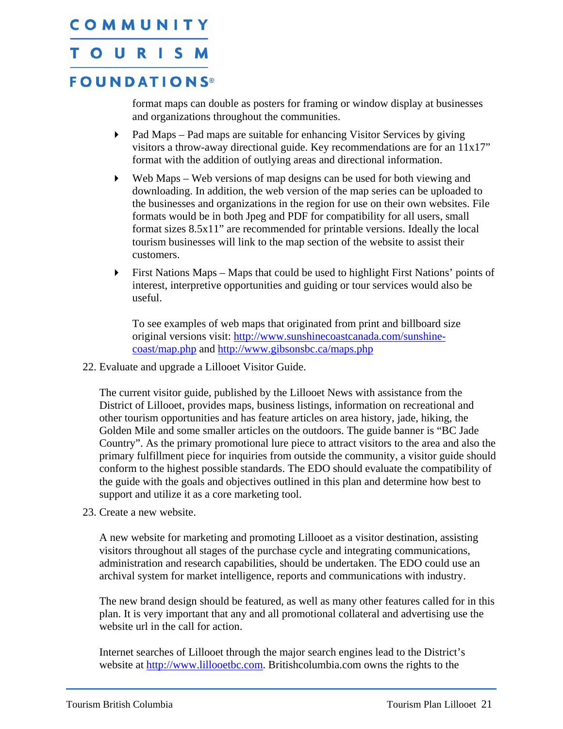format maps can double as posters for framing or window display at businesses and organizations throughout the communities.

- Pad Maps – Pad maps are suitable for enhancing Visitor Services by giving visitors a throw-away directional guide. Key recommendations are for an 11x17" format with the addition of outlying areas and directional information.
- Web Maps – Web versions of map designs can be used for both viewing and downloading. In addition, the web version of the map series can be uploaded to the businesses and organizations in the region for use on their own websites. File formats would be in both Jpeg and PDF for compatibility for all users, small format sizes 8.5x11" are recommended for printable versions. Ideally the local tourism businesses will link to the map section of the website to assist their customers.
- First Nations Maps – Maps that could be used to highlight First Nations' points of interest, interpretive opportunities and guiding or tour services would also be useful.

  To see examples of web maps that originated from print and billboard size original versions visit: [http://www.sunshinecoastcanada.com/sunshine-coast/map.php](http://www.sunshinecoastcanada.com/sunshine-coast/map.php) and [http://www.gibsonsbc.ca/maps.php](http://www.gibsonsbc.ca/maps.php)

22. Evaluate and upgrade a Lillooet Visitor Guide.

    The current visitor guide, published by the Lillooet News with assistance from the District of Lillooet, provides maps, business listings, information on recreational and other tourism opportunities and has feature articles on area history, jade, hiking, the Golden Mile and some smaller articles on the outdoors. The guide banner is "BC Jade Country". As the primary promotional lure piece to attract visitors to the area and also the primary fulfillment piece for inquiries from outside the community, a visitor guide should conform to the highest possible standards. The EDO should evaluate the compatibility of the guide with the goals and objectives outlined in this plan and determine how best to support and utilize it as a core marketing tool.

23. Create a new website.

    A new website for marketing and promoting Lillooet as a visitor destination, assisting visitors throughout all stages of the purchase cycle and integrating communications, administration and research capabilities, should be undertaken. The EDO could use an archival system for market intelligence, reports and communications with industry.

    The new brand design should be featured, as well as many other features called for in this plan. It is very important that any and all promotional collateral and advertising use the website url in the call for action.

    Internet searches of Lillooet through the major search engines lead to the District's website at [http://www.lillooetbc.com](http://www.lillooetbc.com). Britishcolumbia.com owns the rights to the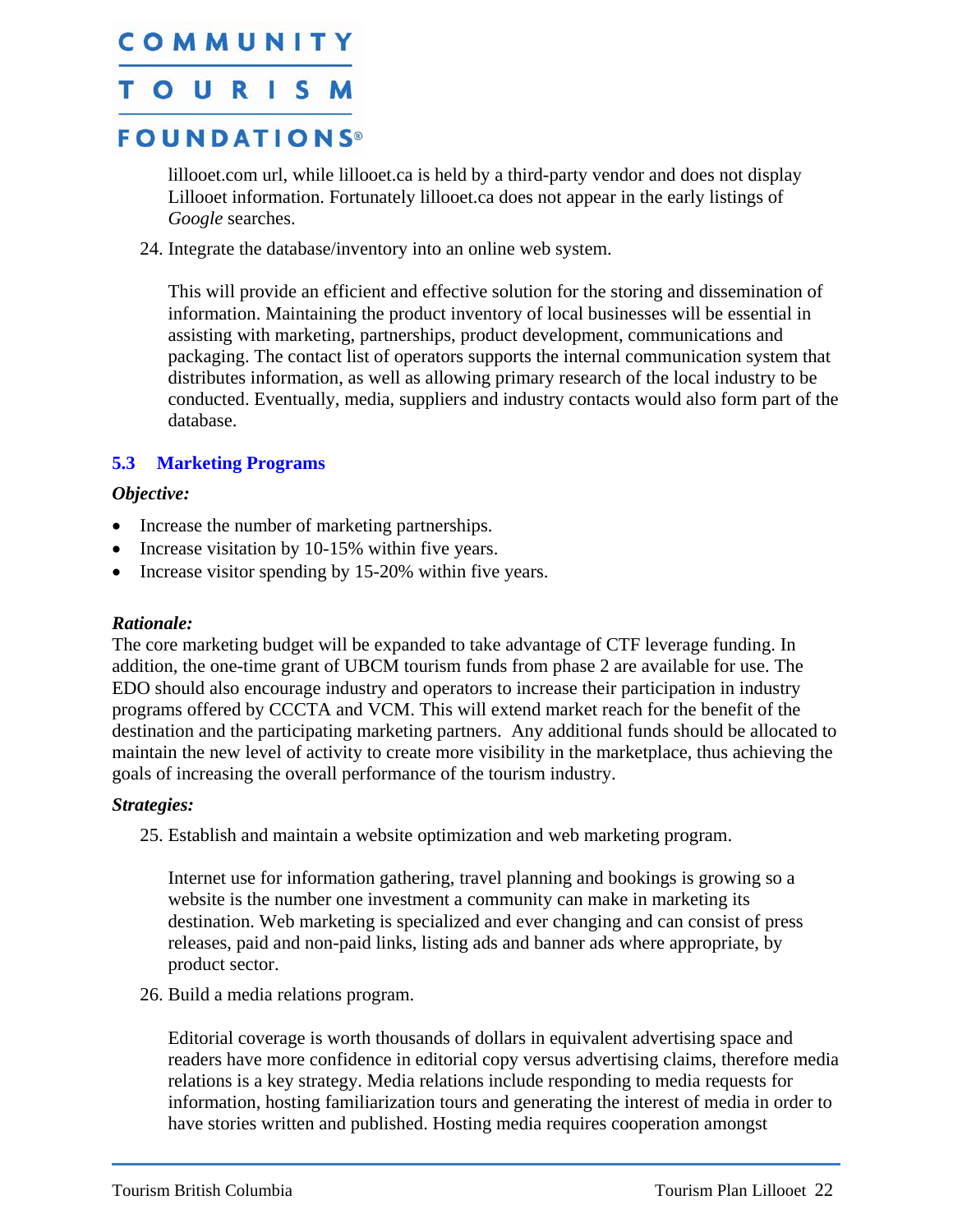lillooet.com url, while lillooet.ca is held by a third-party vendor and does not display Lillooet information. Fortunately lillooet.ca does not appear in the early listings of *Google* searches.

24. Integrate the database/inventory into an online web system.

    This will provide an efficient and effective solution for the storing and dissemination of information. Maintaining the product inventory of local businesses will be essential in assisting with marketing, partnerships, product development, communications and packaging. The contact list of operators supports the internal communication system that distributes information, as well as allowing primary research of the local industry to be conducted. Eventually, media, suppliers and industry contacts would also form part of the database.

## 5.3 Marketing Programs

***Objective:***

- Increase the number of marketing partnerships.
- Increase visitation by 10-15% within five years.
- Increase visitor spending by 15-20% within five years.

***Rationale:***

The core marketing budget will be expanded to take advantage of CTF leverage funding. In addition, the one-time grant of UBCM tourism funds from phase 2 are available for use. The EDO should also encourage industry and operators to increase their participation in industry programs offered by CCCTA and VCM. This will extend market reach for the benefit of the destination and the participating marketing partners. Any additional funds should be allocated to maintain the new level of activity to create more visibility in the marketplace, thus achieving the goals of increasing the overall performance of the tourism industry.

***Strategies:***

25. Establish and maintain a website optimization and web marketing program.

    Internet use for information gathering, travel planning and bookings is growing so a website is the number one investment a community can make in marketing its destination. Web marketing is specialized and ever changing and can consist of press releases, paid and non-paid links, listing ads and banner ads where appropriate, by product sector.

26. Build a media relations program.

    Editorial coverage is worth thousands of dollars in equivalent advertising space and readers have more confidence in editorial copy versus advertising claims, therefore media relations is a key strategy. Media relations include responding to media requests for information, hosting familiarization tours and generating the interest of media in order to have stories written and published. Hosting media requires cooperation amongst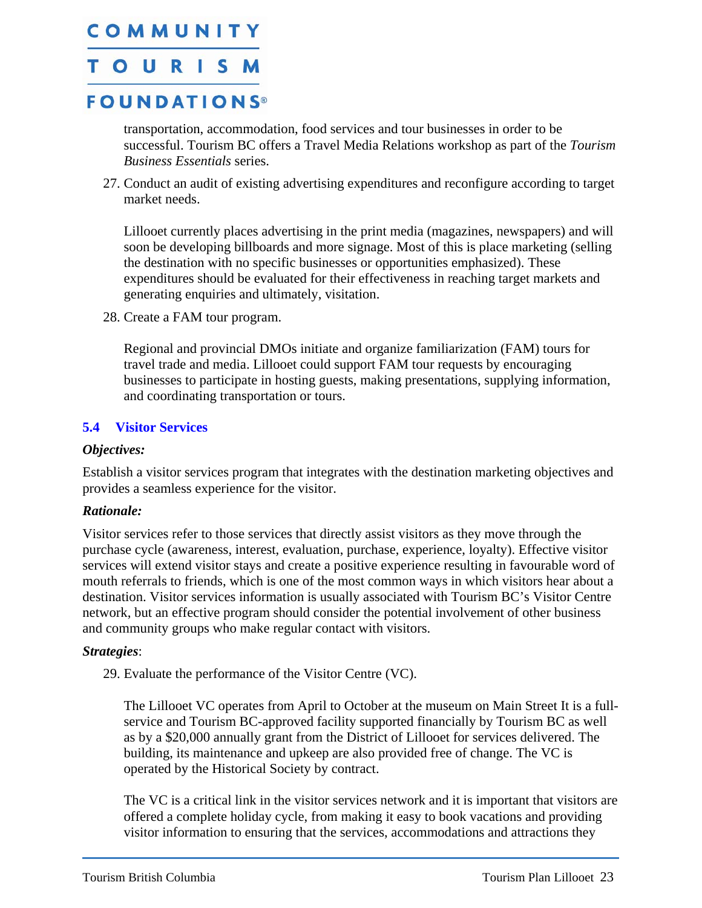transportation, accommodation, food services and tour businesses in order to be successful. Tourism BC offers a Travel Media Relations workshop as part of the *Tourism Business Essentials* series.

27. Conduct an audit of existing advertising expenditures and reconfigure according to target market needs.

    Lillooet currently places advertising in the print media (magazines, newspapers) and will soon be developing billboards and more signage. Most of this is place marketing (selling the destination with no specific businesses or opportunities emphasized). These expenditures should be evaluated for their effectiveness in reaching target markets and generating enquiries and ultimately, visitation.

28. Create a FAM tour program.

    Regional and provincial DMOs initiate and organize familiarization (FAM) tours for travel trade and media. Lillooet could support FAM tour requests by encouraging businesses to participate in hosting guests, making presentations, supplying information, and coordinating transportation or tours.

## 5.4 Visitor Services

***Objectives:***

Establish a visitor services program that integrates with the destination marketing objectives and provides a seamless experience for the visitor.

***Rationale:***

Visitor services refer to those services that directly assist visitors as they move through the purchase cycle (awareness, interest, evaluation, purchase, experience, loyalty). Effective visitor services will extend visitor stays and create a positive experience resulting in favourable word of mouth referrals to friends, which is one of the most common ways in which visitors hear about a destination. Visitor services information is usually associated with Tourism BC's Visitor Centre network, but an effective program should consider the potential involvement of other business and community groups who make regular contact with visitors.

***Strategies***:

29. Evaluate the performance of the Visitor Centre (VC).

    The Lillooet VC operates from April to October at the museum on Main Street It is a full-service and Tourism BC-approved facility supported financially by Tourism BC as well as by a $20,000 annually grant from the District of Lillooet for services delivered. The building, its maintenance and upkeep are also provided free of change. The VC is operated by the Historical Society by contract.

    The VC is a critical link in the visitor services network and it is important that visitors are offered a complete holiday cycle, from making it easy to book vacations and providing visitor information to ensuring that the services, accommodations and attractions they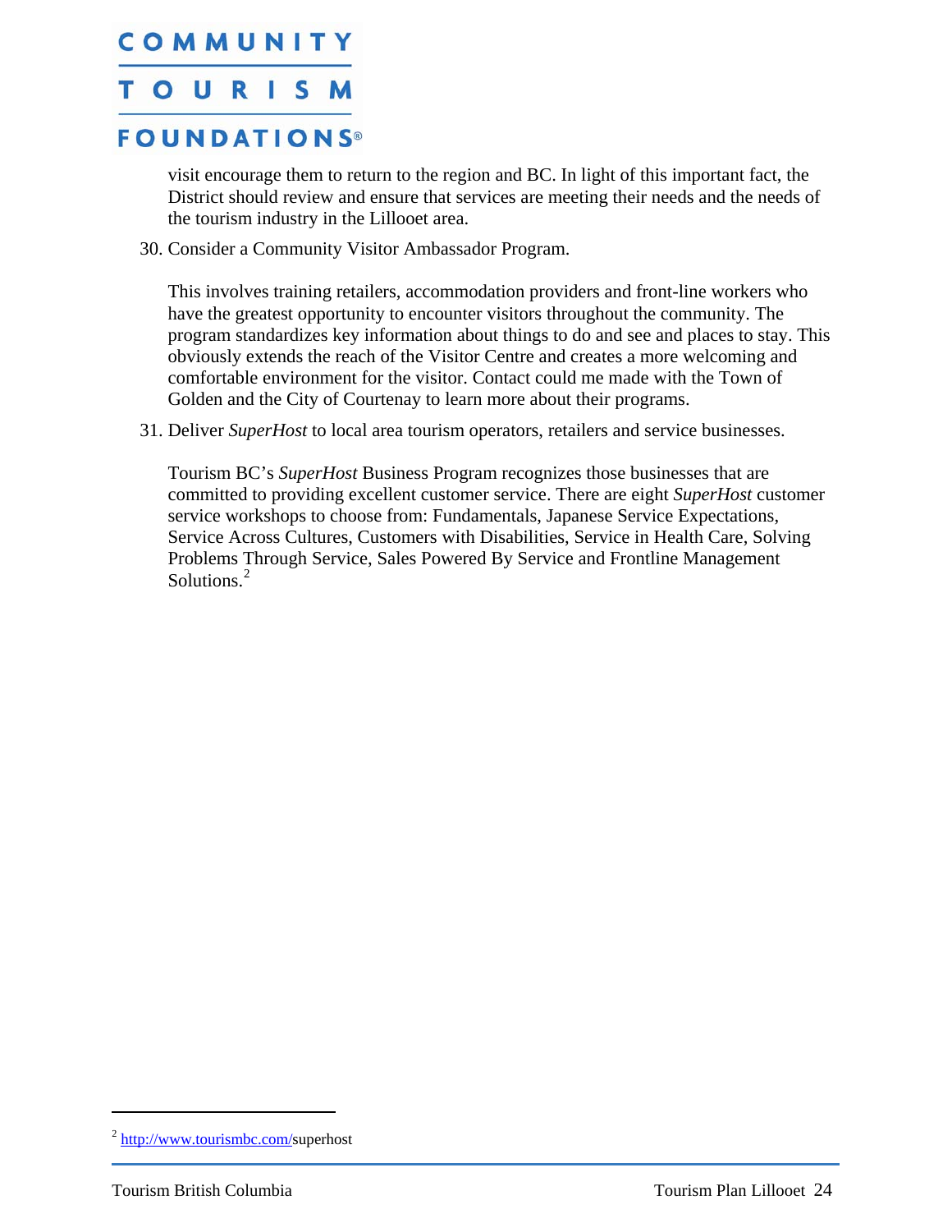visit encourage them to return to the region and BC. In light of this important fact, the District should review and ensure that services are meeting their needs and the needs of the tourism industry in the Lillooet area.

30. Consider a Community Visitor Ambassador Program.

    This involves training retailers, accommodation providers and front-line workers who have the greatest opportunity to encounter visitors throughout the community. The program standardizes key information about things to do and see and places to stay. This obviously extends the reach of the Visitor Centre and creates a more welcoming and comfortable environment for the visitor. Contact could me made with the Town of Golden and the City of Courtenay to learn more about their programs.

31. Deliver *SuperHost* to local area tourism operators, retailers and service businesses.

    Tourism BC's *SuperHost* Business Program recognizes those businesses that are committed to providing excellent customer service. There are eight *SuperHost* customer service workshops to choose from: Fundamentals, Japanese Service Expectations, Service Across Cultures, Customers with Disabilities, Service in Health Care, Solving Problems Through Service, Sales Powered By Service and Frontline Management Solutions.[2]

---

[2] http://www.tourismbc.com/superhost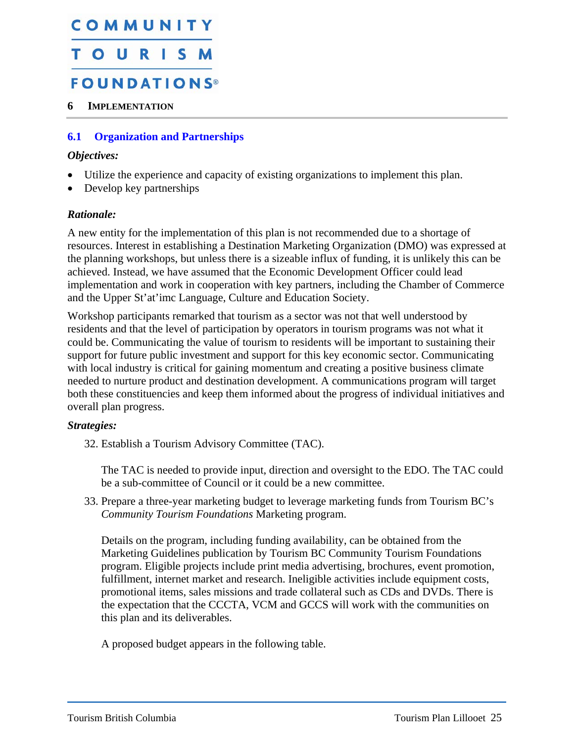# 6 IMPLEMENTATION

## 6.1 Organization and Partnerships

***Objectives:***

- Utilize the experience and capacity of existing organizations to implement this plan.
- Develop key partnerships

***Rationale:***

A new entity for the implementation of this plan is not recommended due to a shortage of resources. Interest in establishing a Destination Marketing Organization (DMO) was expressed at the planning workshops, but unless there is a sizeable influx of funding, it is unlikely this can be achieved. Instead, we have assumed that the Economic Development Officer could lead implementation and work in cooperation with key partners, including the Chamber of Commerce and the Upper St'at'imc Language, Culture and Education Society.

Workshop participants remarked that tourism as a sector was not that well understood by residents and that the level of participation by operators in tourism programs was not what it could be. Communicating the value of tourism to residents will be important to sustaining their support for future public investment and support for this key economic sector. Communicating with local industry is critical for gaining momentum and creating a positive business climate needed to nurture product and destination development. A communications program will target both these constituencies and keep them informed about the progress of individual initiatives and overall plan progress.

***Strategies:***

32. Establish a Tourism Advisory Committee (TAC).

    The TAC is needed to provide input, direction and oversight to the EDO. The TAC could be a sub-committee of Council or it could be a new committee.

33. Prepare a three-year marketing budget to leverage marketing funds from Tourism BC's *Community Tourism Foundations* Marketing program.

    Details on the program, including funding availability, can be obtained from the Marketing Guidelines publication by Tourism BC Community Tourism Foundations program. Eligible projects include print media advertising, brochures, event promotion, fulfillment, internet market and research. Ineligible activities include equipment costs, promotional items, sales missions and trade collateral such as CDs and DVDs. There is the expectation that the CCCTA, VCM and GCCS will work with the communities on this plan and its deliverables.

    A proposed budget appears in the following table.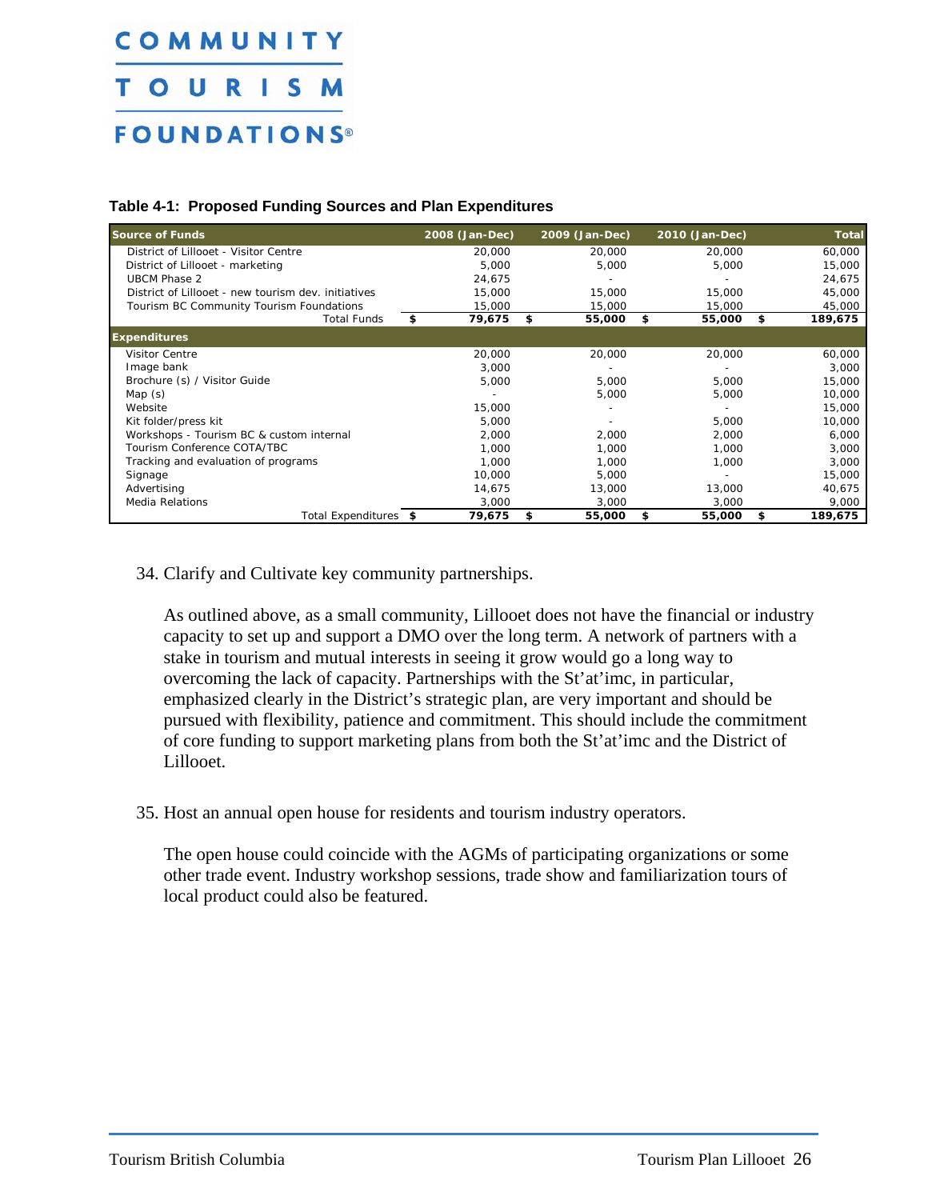**Table 4-1: Proposed Funding Sources and Plan Expenditures**

| Source of Funds | 2008 (Jan-Dec) | 2009 (Jan-Dec) | 2010 (Jan-Dec) | Total |
|---|---|---|---|---|
| District of Lillooet - Visitor Centre | 20,000 | 20,000 | 20,000 | 60,000 |
| District of Lillooet - marketing | 5,000 | 5,000 | 5,000 | 15,000 |
| UBCM Phase 2 | 24,675 | - | - | 24,675 |
| District of Lillooet - new tourism dev. initiatives | 15,000 | 15,000 | 15,000 | 45,000 |
| Tourism BC Community Tourism Foundations | 15,000 | 15,000 | 15,000 | 45,000 |
| **Total Funds** | **$ 79,675** | **$ 55,000** | **$ 55,000** | **$ 189,675** |
| **Expenditures** | | | | |
| Visitor Centre | 20,000 | 20,000 | 20,000 | 60,000 |
| Image bank | 3,000 | - | - | 3,000 |
| Brochure (s) / Visitor Guide | 5,000 | 5,000 | 5,000 | 15,000 |
| Map (s) | - | 5,000 | 5,000 | 10,000 |
| Website | 15,000 | - | - | 15,000 |
| Kit folder/press kit | 5,000 | - | 5,000 | 10,000 |
| Workshops - Tourism BC & custom internal | 2,000 | 2,000 | 2,000 | 6,000 |
| Tourism Conference COTA/TBC | 1,000 | 1,000 | 1,000 | 3,000 |
| Tracking and evaluation of programs | 1,000 | 1,000 | 1,000 | 3,000 |
| Signage | 10,000 | 5,000 | - | 15,000 |
| Advertising | 14,675 | 13,000 | 13,000 | 40,675 |
| Media Relations | 3,000 | 3,000 | 3,000 | 9,000 |
| **Total Expenditures** | **$ 79,675** | **$ 55,000** | **$ 55,000** | **$ 189,675** |

34. Clarify and Cultivate key community partnerships.

    As outlined above, as a small community, Lillooet does not have the financial or industry capacity to set up and support a DMO over the long term. A network of partners with a stake in tourism and mutual interests in seeing it grow would go a long way to overcoming the lack of capacity. Partnerships with the St'at'imc, in particular, emphasized clearly in the District's strategic plan, are very important and should be pursued with flexibility, patience and commitment. This should include the commitment of core funding to support marketing plans from both the St'at'imc and the District of Lillooet.

35. Host an annual open house for residents and tourism industry operators.

    The open house could coincide with the AGMs of participating organizations or some other trade event. Industry workshop sessions, trade show and familiarization tours of local product could also be featured.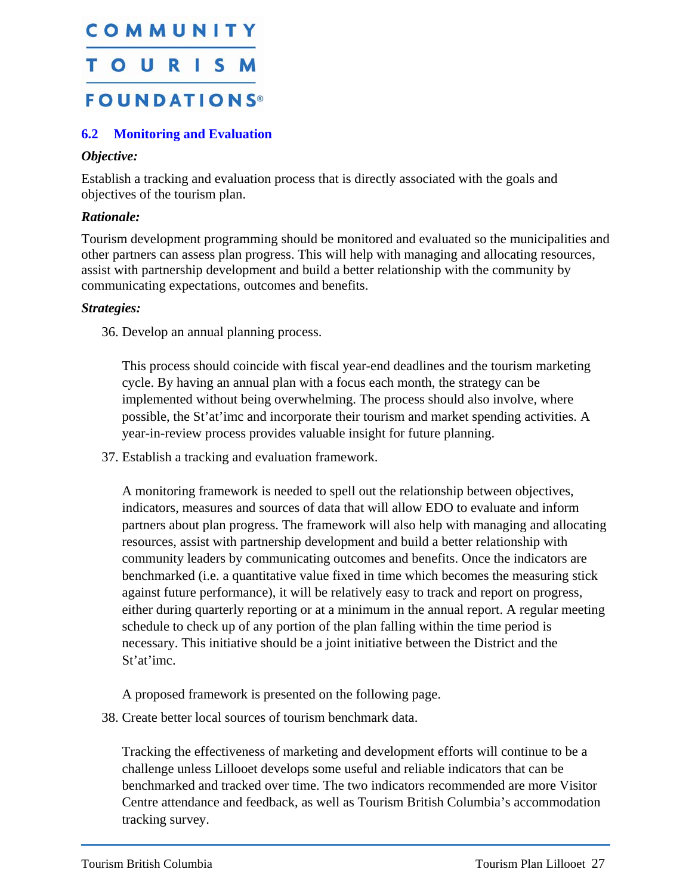## 6.2 Monitoring and Evaluation

***Objective:***

Establish a tracking and evaluation process that is directly associated with the goals and objectives of the tourism plan.

***Rationale:***

Tourism development programming should be monitored and evaluated so the municipalities and other partners can assess plan progress. This will help with managing and allocating resources, assist with partnership development and build a better relationship with the community by communicating expectations, outcomes and benefits.

***Strategies:***

36. Develop an annual planning process.

    This process should coincide with fiscal year-end deadlines and the tourism marketing cycle. By having an annual plan with a focus each month, the strategy can be implemented without being overwhelming. The process should also involve, where possible, the St'at'imc and incorporate their tourism and market spending activities. A year-in-review process provides valuable insight for future planning.

37. Establish a tracking and evaluation framework.

    A monitoring framework is needed to spell out the relationship between objectives, indicators, measures and sources of data that will allow EDO to evaluate and inform partners about plan progress. The framework will also help with managing and allocating resources, assist with partnership development and build a better relationship with community leaders by communicating outcomes and benefits. Once the indicators are benchmarked (i.e. a quantitative value fixed in time which becomes the measuring stick against future performance), it will be relatively easy to track and report on progress, either during quarterly reporting or at a minimum in the annual report. A regular meeting schedule to check up of any portion of the plan falling within the time period is necessary. This initiative should be a joint initiative between the District and the St'at'imc.

    A proposed framework is presented on the following page.

38. Create better local sources of tourism benchmark data.

    Tracking the effectiveness of marketing and development efforts will continue to be a challenge unless Lillooet develops some useful and reliable indicators that can be benchmarked and tracked over time. The two indicators recommended are more Visitor Centre attendance and feedback, as well as Tourism British Columbia's accommodation tracking survey.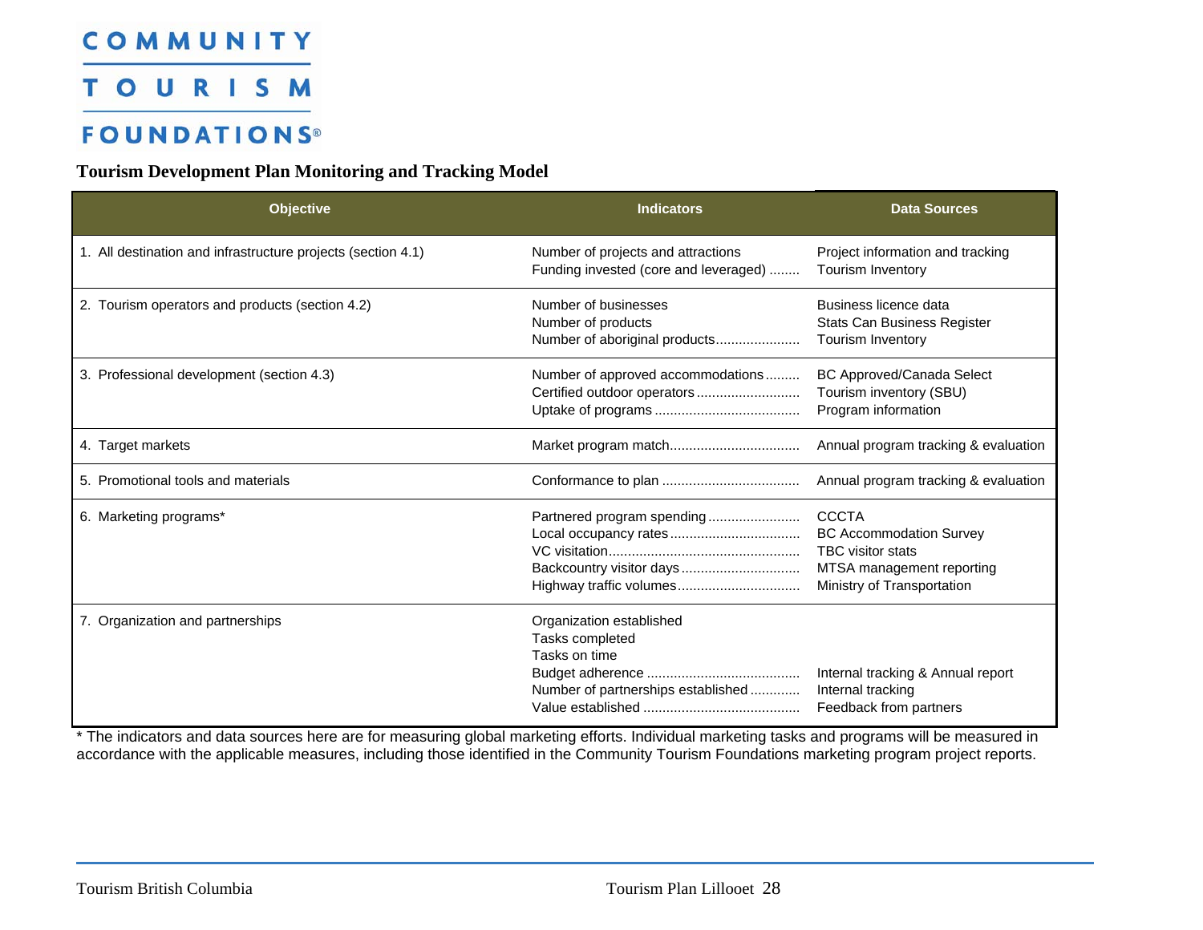**COMMUNITY TOURISM FOUNDATIONS®**

### Tourism Development Plan Monitoring and Tracking Model

| Objective | Indicators | Data Sources |
|---|---|---|
| 1. All destination and infrastructure projects (section 4.1) | Number of projects and attractions<br>Funding invested (core and leveraged) | Project information and tracking<br>Tourism Inventory |
| 2. Tourism operators and products (section 4.2) | Number of businesses<br>Number of products<br>Number of aboriginal products | Business licence data<br>Stats Can Business Register<br>Tourism Inventory |
| 3. Professional development (section 4.3) | Number of approved accommodations<br>Certified outdoor operators<br>Uptake of programs | BC Approved/Canada Select<br>Tourism inventory (SBU)<br>Program information |
| 4. Target markets | Market program match | Annual program tracking & evaluation |
| 5. Promotional tools and materials | Conformance to plan | Annual program tracking & evaluation |
| 6. Marketing programs* | Partnered program spending<br>Local occupancy rates<br>VC visitation<br>Backcountry visitor days<br>Highway traffic volumes | CCCTA<br>BC Accommodation Survey<br>TBC visitor stats<br>MTSA management reporting<br>Ministry of Transportation |
| 7. Organization and partnerships | Organization established<br>Tasks completed<br>Tasks on time<br>Budget adherence<br>Number of partnerships established<br>Value established | <br><br><br>Internal tracking & Annual report<br>Internal tracking<br>Feedback from partners |

* The indicators and data sources here are for measuring global marketing efforts. Individual marketing tasks and programs will be measured in accordance with the applicable measures, including those identified in the Community Tourism Foundations marketing program project reports.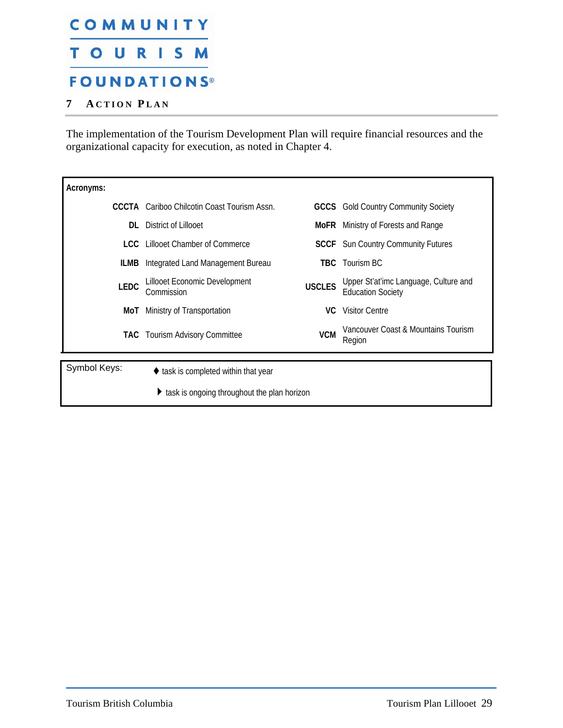# 7 Action Plan

The implementation of the Tourism Development Plan will require financial resources and the organizational capacity for execution, as noted in Chapter 4.

**Acronyms:**

| | | | |
|---|---|---|---|
| **CCCTA** | Cariboo Chilcotin Coast Tourism Assn. | **GCCS** | Gold Country Community Society |
| **DL** | District of Lillooet | **MoFR** | Ministry of Forests and Range |
| **LCC** | Lillooet Chamber of Commerce | **SCCF** | Sun Country Community Futures |
| **ILMB** | Integrated Land Management Bureau | **TBC** | Tourism BC |
| **LEDC** | Lillooet Economic Development Commission | **USCLES** | Upper St'at'imc Language, Culture and Education Society |
| **MoT** | Ministry of Transportation | **VC** | Visitor Centre |
| **TAC** | Tourism Advisory Committee | **VCM** | Vancouver Coast & Mountains Tourism Region |

Symbol Keys:

- ♦ task is completed within that year
- ▶ task is ongoing throughout the plan horizon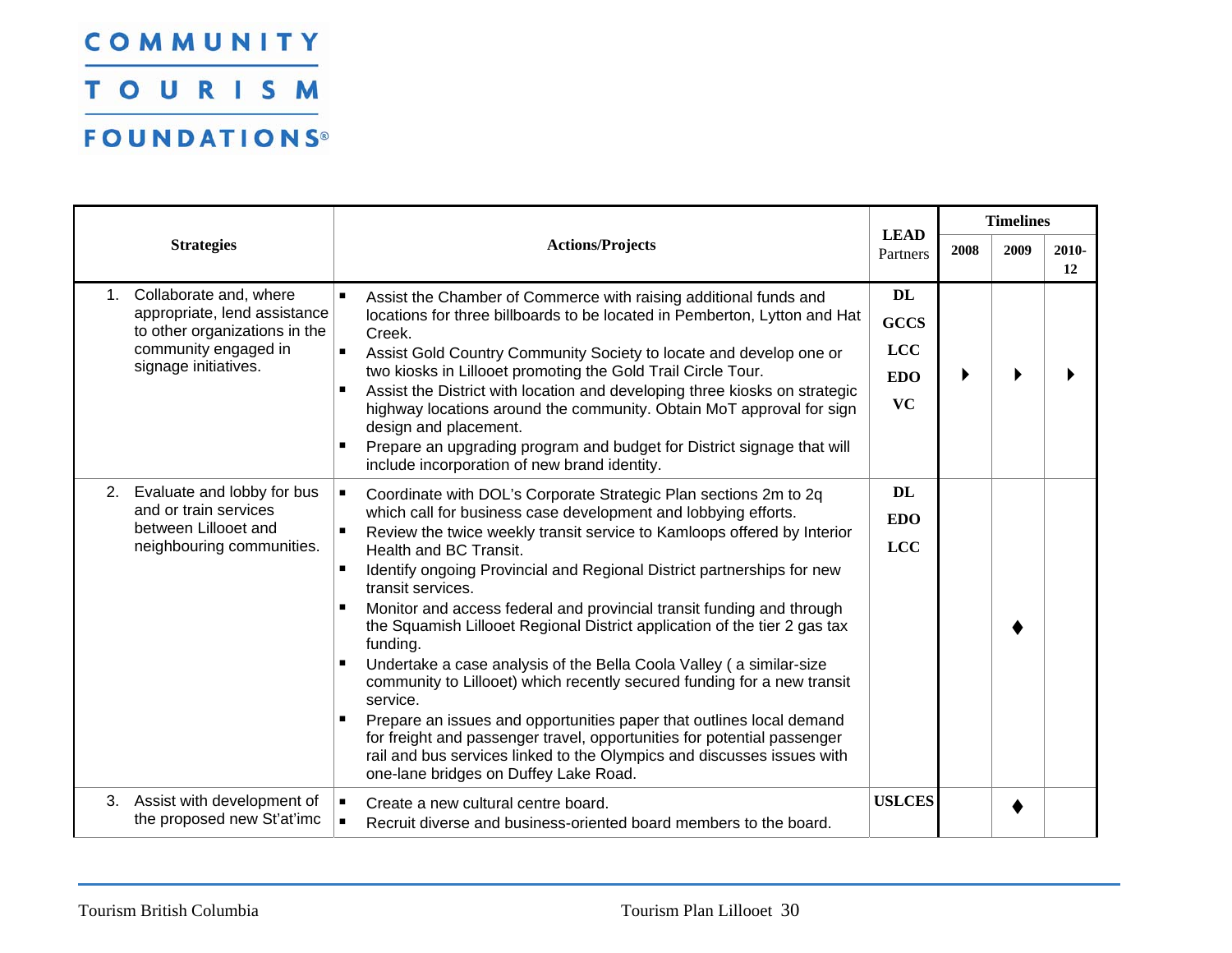| Strategies | Actions/Projects | LEAD Partners | Timelines | | |
|---|---|---|---|---|---|
| | | | 2008 | 2009 | 2010-12 |
| 1. Collaborate and, where appropriate, lend assistance to other organizations in the community engaged in signage initiatives. | ▪ Assist the Chamber of Commerce with raising additional funds and locations for three billboards to be located in Pemberton, Lytton and Hat Creek.<br>▪ Assist Gold Country Community Society to locate and develop one or two kiosks in Lillooet promoting the Gold Trail Circle Tour.<br>▪ Assist the District with location and developing three kiosks on strategic highway locations around the community. Obtain MoT approval for sign design and placement.<br>▪ Prepare an upgrading program and budget for District signage that will include incorporation of new brand identity. | DL<br>GCCS<br>LCC<br>EDO<br>VC | ▸ | ▸ | ▸ |
| 2. Evaluate and lobby for bus and or train services between Lillooet and neighbouring communities. | ▪ Coordinate with DOL's Corporate Strategic Plan sections 2m to 2q which call for business case development and lobbying efforts.<br>▪ Review the twice weekly transit service to Kamloops offered by Interior Health and BC Transit.<br>▪ Identify ongoing Provincial and Regional District partnerships for new transit services.<br>▪ Monitor and access federal and provincial transit funding and through the Squamish Lillooet Regional District application of the tier 2 gas tax funding.<br>▪ Undertake a case analysis of the Bella Coola Valley ( a similar-size community to Lillooet) which recently secured funding for a new transit service.<br>▪ Prepare an issues and opportunities paper that outlines local demand for freight and passenger travel, opportunities for potential passenger rail and bus services linked to the Olympics and discusses issues with one-lane bridges on Duffey Lake Road. | DL<br>EDO<br>LCC | | ♦ | |
| 3. Assist with development of the proposed new St'at'imc | ▪ Create a new cultural centre board.<br>▪ Recruit diverse and business-oriented board members to the board. | USLCES | | ♦ | |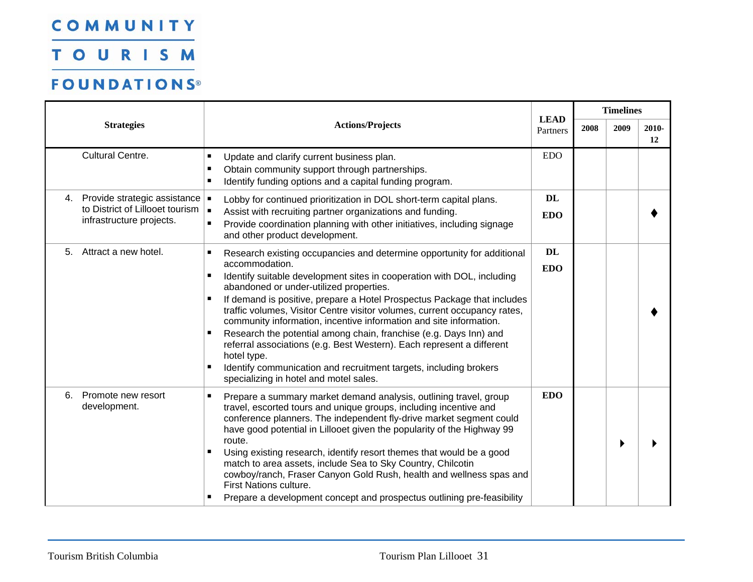COMMUNITY TOURISM FOUNDATIONS®

| Strategies | Actions/Projects | LEAD Partners | Timelines | | |
|---|---|---|---|---|---|
| | | | 2008 | 2009 | 2010-12 |
| Cultural Centre. | ▪ Update and clarify current business plan.<br>▪ Obtain community support through partnerships.<br>▪ Identify funding options and a capital funding program. | EDO | | | |
| 4. Provide strategic assistance to District of Lillooet tourism infrastructure projects. | ▪ Lobby for continued prioritization in DOL short-term capital plans.<br>▪ Assist with recruiting partner organizations and funding.<br>▪ Provide coordination planning with other initiatives, including signage and other product development. | **DL**<br>**EDO** | | | ♦ |
| 5. Attract a new hotel. | ▪ Research existing occupancies and determine opportunity for additional accommodation.<br>▪ Identify suitable development sites in cooperation with DOL, including abandoned or under-utilized properties.<br>▪ If demand is positive, prepare a Hotel Prospectus Package that includes traffic volumes, Visitor Centre visitor volumes, current occupancy rates, community information, incentive information and site information.<br>▪ Research the potential among chain, franchise (e.g. Days Inn) and referral associations (e.g. Best Western). Each represent a different hotel type.<br>▪ Identify communication and recruitment targets, including brokers specializing in hotel and motel sales. | **DL**<br>**EDO** | | | ♦ |
| 6. Promote new resort development. | ▪ Prepare a summary market demand analysis, outlining travel, group travel, escorted tours and unique groups, including incentive and conference planners. The independent fly-drive market segment could have good potential in Lillooet given the popularity of the Highway 99 route.<br>▪ Using existing research, identify resort themes that would be a good match to area assets, include Sea to Sky Country, Chilcotin cowboy/ranch, Fraser Canyon Gold Rush, health and wellness spas and First Nations culture.<br>▪ Prepare a development concept and prospectus outlining pre-feasibility | **EDO** | | ▸ | ▸ |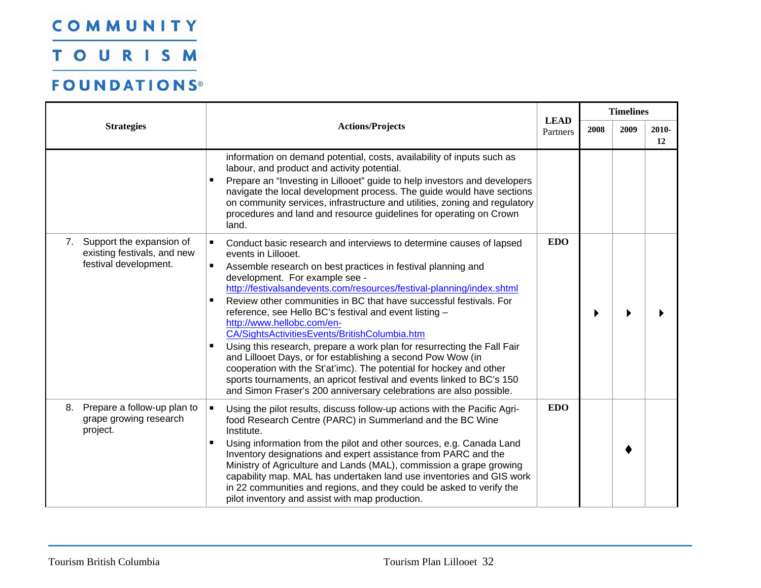| Strategies | Actions/Projects | LEAD Partners | Timelines | | |
|---|---|---|---|---|---|
| | | | 2008 | 2009 | 2010-12 |
| | information on demand potential, costs, availability of inputs such as labour, and product and activity potential.<br>▪ Prepare an "Investing in Lillooet" guide to help investors and developers navigate the local development process. The guide would have sections on community services, infrastructure and utilities, zoning and regulatory procedures and land and resource guidelines for operating on Crown land. | | | | |
| 7. Support the expansion of existing festivals, and new festival development. | ▪ Conduct basic research and interviews to determine causes of lapsed events in Lillooet.<br>▪ Assemble research on best practices in festival planning and development. For example see - http://festivalsandevents.com/resources/festival-planning/index.shtml<br>▪ Review other communities in BC that have successful festivals. For reference, see Hello BC's festival and event listing – http://www.hellobc.com/en-CA/SightsActivitiesEvents/BritishColumbia.htm<br>▪ Using this research, prepare a work plan for resurrecting the Fall Fair and Lillooet Days, or for establishing a second Pow Wow (in cooperation with the St'at'imc). The potential for hockey and other sports tournaments, an apricot festival and events linked to BC's 150 and Simon Fraser's 200 anniversary celebrations are also possible. | **EDO** | ▸ | ▸ | ▸ |
| 8. Prepare a follow-up plan to grape growing research project. | ▪ Using the pilot results, discuss follow-up actions with the Pacific Agri-food Research Centre (PARC) in Summerland and the BC Wine Institute.<br>▪ Using information from the pilot and other sources, e.g. Canada Land Inventory designations and expert assistance from PARC and the Ministry of Agriculture and Lands (MAL), commission a grape growing capability map. MAL has undertaken land use inventories and GIS work in 22 communities and regions, and they could be asked to verify the pilot inventory and assist with map production. | **EDO** | | ♦ | |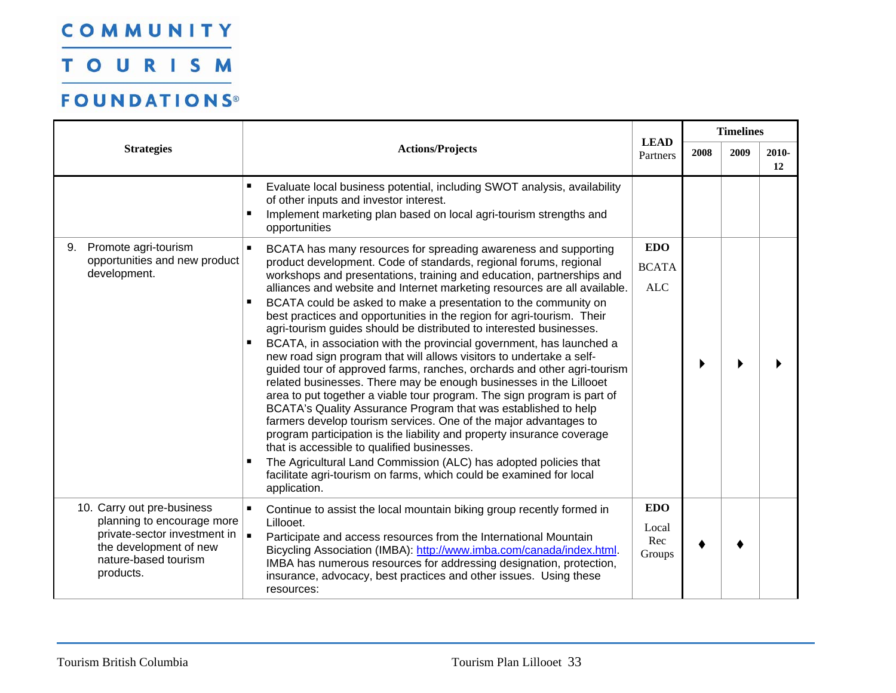COMMUNITY TOURISM FOUNDATIONS®

| Strategies | Actions/Projects | LEAD Partners | Timelines | | |
|---|---|---|---|---|---|
| | | | 2008 | 2009 | 2010-12 |
| | ▪ Evaluate local business potential, including SWOT analysis, availability of other inputs and investor interest.<br>▪ Implement marketing plan based on local agri-tourism strengths and opportunities | | | | |
| 9. Promote agri-tourism opportunities and new product development. | ▪ BCATA has many resources for spreading awareness and supporting product development. Code of standards, regional forums, regional workshops and presentations, training and education, partnerships and alliances and website and Internet marketing resources are all available.<br>▪ BCATA could be asked to make a presentation to the community on best practices and opportunities in the region for agri-tourism. Their agri-tourism guides should be distributed to interested businesses.<br>▪ BCATA, in association with the provincial government, has launched a new road sign program that will allows visitors to undertake a self-guided tour of approved farms, ranches, orchards and other agri-tourism related businesses. There may be enough businesses in the Lillooet area to put together a viable tour program. The sign program is part of BCATA's Quality Assurance Program that was established to help farmers develop tourism services. One of the major advantages to program participation is the liability and property insurance coverage that is accessible to qualified businesses.<br>▪ The Agricultural Land Commission (ALC) has adopted policies that facilitate agri-tourism on farms, which could be examined for local application. | **EDO**<br>BCATA<br>ALC | ▶ | ▶ | ▶ |
| 10. Carry out pre-business planning to encourage more private-sector investment in the development of new nature-based tourism products. | ▪ Continue to assist the local mountain biking group recently formed in Lillooet.<br>▪ Participate and access resources from the International Mountain Bicycling Association (IMBA): http://www.imba.com/canada/index.html. IMBA has numerous resources for addressing designation, protection, insurance, advocacy, best practices and other issues. Using these resources: | **EDO**<br>Local Rec Groups | ♦ | ♦ | |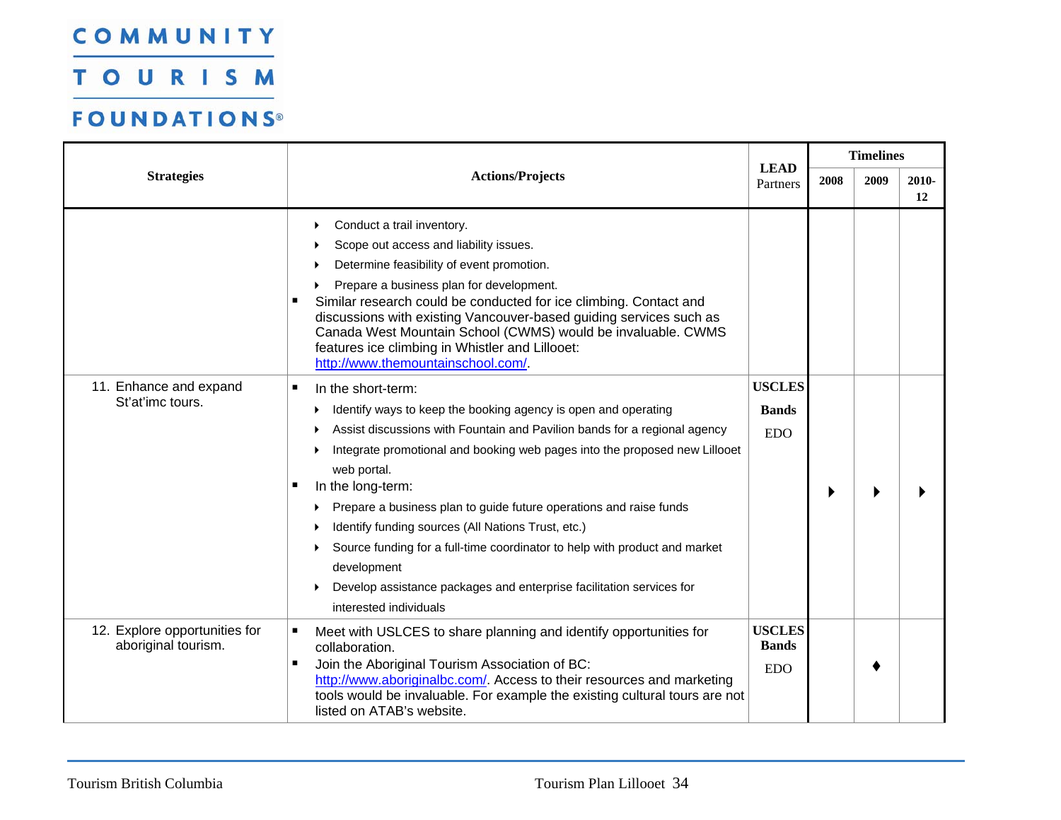COMMUNITY

TOURISM

FOUNDATIONS®

| Strategies | Actions/Projects | LEAD Partners | Timelines | | |
|---|---|---|---|---|---|
| | | | 2008 | 2009 | 2010-12 |
| | ‣ Conduct a trail inventory.<br>‣ Scope out access and liability issues.<br>‣ Determine feasibility of event promotion.<br>‣ Prepare a business plan for development.<br>▪ Similar research could be conducted for ice climbing. Contact and discussions with existing Vancouver-based guiding services such as Canada West Mountain School (CWMS) would be invaluable. CWMS features ice climbing in Whistler and Lillooet: http://www.themountainschool.com/. | | | | |
| 11. Enhance and expand St'at'imc tours. | ▪ In the short-term:<br>‣ Identify ways to keep the booking agency is open and operating<br>‣ Assist discussions with Fountain and Pavilion bands for a regional agency<br>‣ Integrate promotional and booking web pages into the proposed new Lillooet web portal.<br>▪ In the long-term:<br>‣ Prepare a business plan to guide future operations and raise funds<br>‣ Identify funding sources (All Nations Trust, etc.)<br>‣ Source funding for a full-time coordinator to help with product and market development<br>‣ Develop assistance packages and enterprise facilitation services for interested individuals | **USCLES**<br>**Bands**<br>EDO | ▶ | ▶ | ▶ |
| 12. Explore opportunities for aboriginal tourism. | ▪ Meet with USLCES to share planning and identify opportunities for collaboration.<br>▪ Join the Aboriginal Tourism Association of BC: http://www.aboriginalbc.com/. Access to their resources and marketing tools would be invaluable. For example the existing cultural tours are not listed on ATAB's website. | **USCLES**<br>**Bands**<br>EDO | | ♦ | |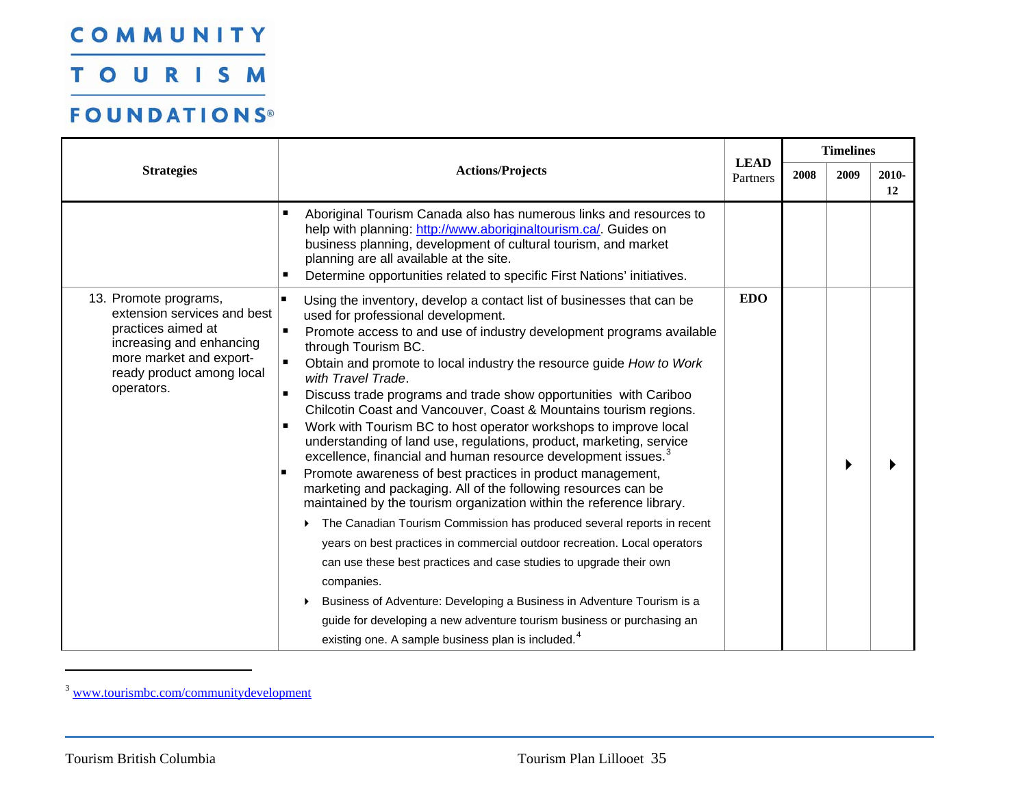| Strategies | Actions/Projects | LEAD Partners | Timelines | | |
|---|---|---|---|---|---|
| | | | 2008 | 2009 | 2010-12 |
| | ▪ Aboriginal Tourism Canada also has numerous links and resources to help with planning: http://www.aboriginaltourism.ca/. Guides on business planning, development of cultural tourism, and market planning are all available at the site.<br>▪ Determine opportunities related to specific First Nations' initiatives. | | | | |
| 13. Promote programs, extension services and best practices aimed at increasing and enhancing more market and export-ready product among local operators. | ▪ Using the inventory, develop a contact list of businesses that can be used for professional development.<br>▪ Promote access to and use of industry development programs available through Tourism BC.<br>▪ Obtain and promote to local industry the resource guide *How to Work with Travel Trade*.<br>▪ Discuss trade programs and trade show opportunities with Cariboo Chilcotin Coast and Vancouver, Coast & Mountains tourism regions.<br>▪ Work with Tourism BC to host operator workshops to improve local understanding of land use, regulations, product, marketing, service excellence, financial and human resource development issues.[3]<br>▪ Promote awareness of best practices in product management, marketing and packaging. All of the following resources can be maintained by the tourism organization within the reference library.<br>‣ The Canadian Tourism Commission has produced several reports in recent years on best practices in commercial outdoor recreation. Local operators can use these best practices and case studies to upgrade their own companies.<br>‣ Business of Adventure: Developing a Business in Adventure Tourism is a guide for developing a new adventure tourism business or purchasing an existing one. A sample business plan is included.[4] | **EDO** | | ▸ | ▸ |

[3] www.tourismbc.com/communitydevelopment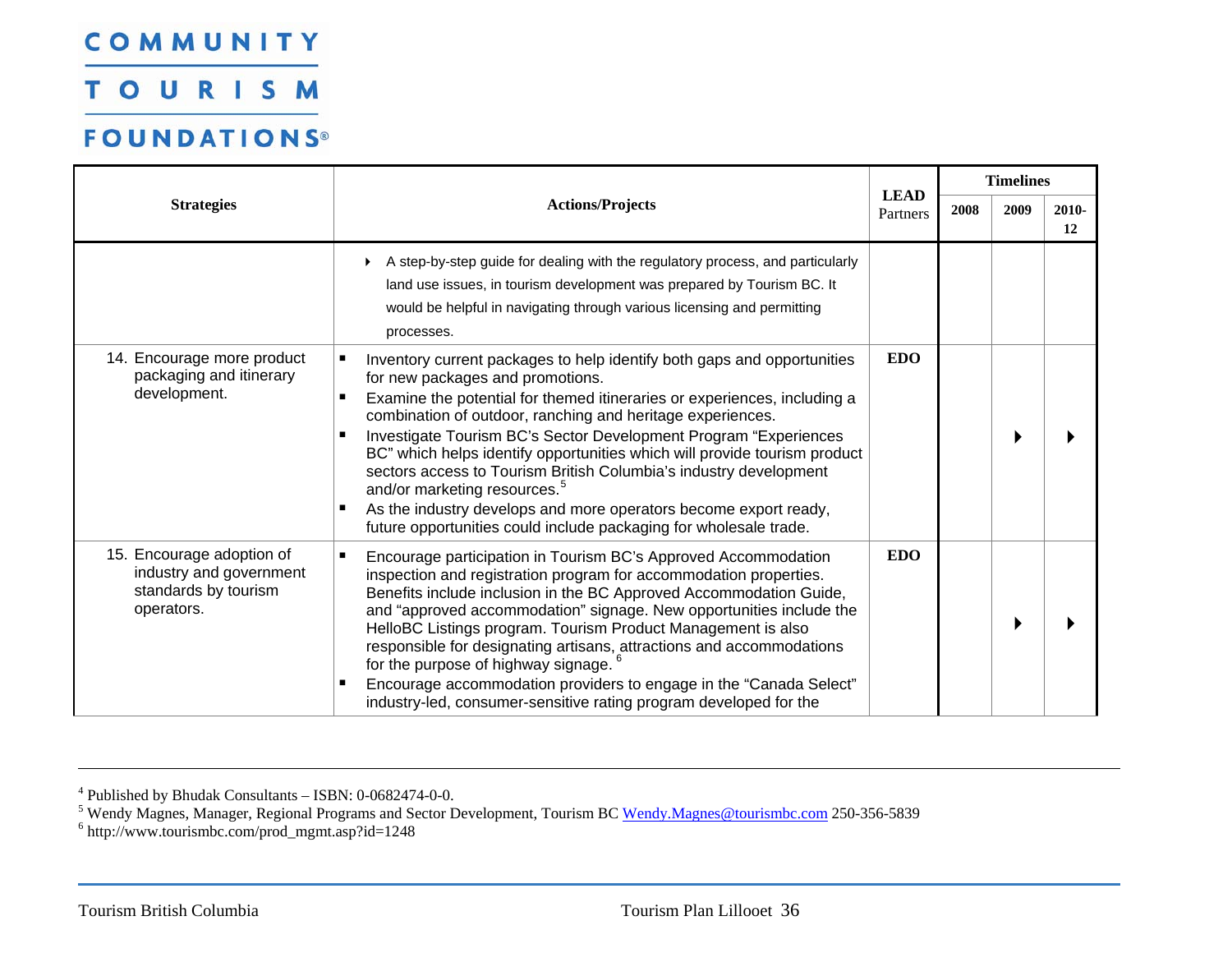| Strategies | Actions/Projects | LEAD Partners | Timelines | | |
|---|---|---|---|---|---|
| | | | 2008 | 2009 | 2010-12 |
| | ▸ A step-by-step guide for dealing with the regulatory process, and particularly land use issues, in tourism development was prepared by Tourism BC. It would be helpful in navigating through various licensing and permitting processes. | | | | |
| 14. Encourage more product packaging and itinerary development. | ▪ Inventory current packages to help identify both gaps and opportunities for new packages and promotions.<br>▪ Examine the potential for themed itineraries or experiences, including a combination of outdoor, ranching and heritage experiences.<br>▪ Investigate Tourism BC's Sector Development Program "Experiences BC" which helps identify opportunities which will provide tourism product sectors access to Tourism British Columbia's industry development and/or marketing resources.[5]<br>▪ As the industry develops and more operators become export ready, future opportunities could include packaging for wholesale trade. | EDO | | ▸ | ▸ |
| 15. Encourage adoption of industry and government standards by tourism operators. | ▪ Encourage participation in Tourism BC's Approved Accommodation inspection and registration program for accommodation properties. Benefits include inclusion in the BC Approved Accommodation Guide, and "approved accommodation" signage. New opportunities include the HelloBC Listings program. Tourism Product Management is also responsible for designating artisans, attractions and accommodations for the purpose of highway signage.[6]<br>▪ Encourage accommodation providers to engage in the "Canada Select" industry-led, consumer-sensitive rating program developed for the | EDO | | ▸ | ▸ |

---

[4] Published by Bhudak Consultants – ISBN: 0-0682474-0-0.
[5] Wendy Magnes, Manager, Regional Programs and Sector Development, Tourism BC Wendy.Magnes@tourismbc.com 250-356-5839
[6] http://www.tourismbc.com/prod_mgmt.asp?id=1248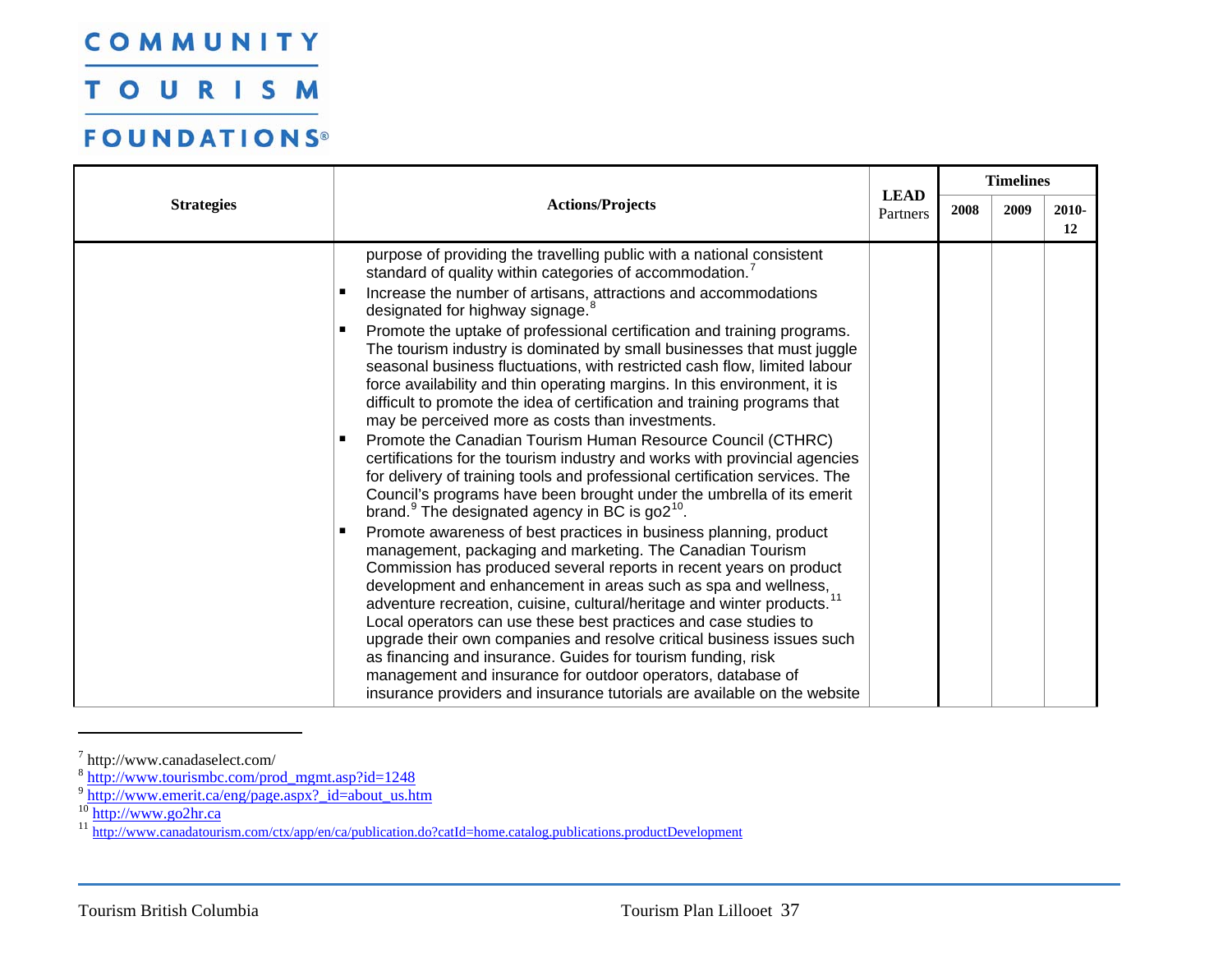| Strategies | Actions/Projects | LEAD Partners | Timelines | | |
|---|---|---|---|---|---|
| | | | 2008 | 2009 | 2010-12 |
| | purpose of providing the travelling public with a national consistent standard of quality within categories of accommodation.[7]<br>▪ Increase the number of artisans, attractions and accommodations designated for highway signage.[8]<br>▪ Promote the uptake of professional certification and training programs. The tourism industry is dominated by small businesses that must juggle seasonal business fluctuations, with restricted cash flow, limited labour force availability and thin operating margins. In this environment, it is difficult to promote the idea of certification and training programs that may be perceived more as costs than investments.<br>▪ Promote the Canadian Tourism Human Resource Council (CTHRC) certifications for the tourism industry and works with provincial agencies for delivery of training tools and professional certification services. The Council's programs have been brought under the umbrella of its emerit brand.[9] The designated agency in BC is go2[10].<br>▪ Promote awareness of best practices in business planning, product management, packaging and marketing. The Canadian Tourism Commission has produced several reports in recent years on product development and enhancement in areas such as spa and wellness, adventure recreation, cuisine, cultural/heritage and winter products.[11] Local operators can use these best practices and case studies to upgrade their own companies and resolve critical business issues such as financing and insurance. Guides for tourism funding, risk management and insurance for outdoor operators, database of insurance providers and insurance tutorials are available on the website | | | | |

[7] http://www.canadaselect.com/
[8] http://www.tourismbc.com/prod_mgmt.asp?id=1248
[9] http://www.emerit.ca/eng/page.aspx?_id=about_us.htm
[10] http://www.go2hr.ca
[11] http://www.canadatourism.com/ctx/app/en/ca/publication.do?catId=home.catalog.publications.productDevelopment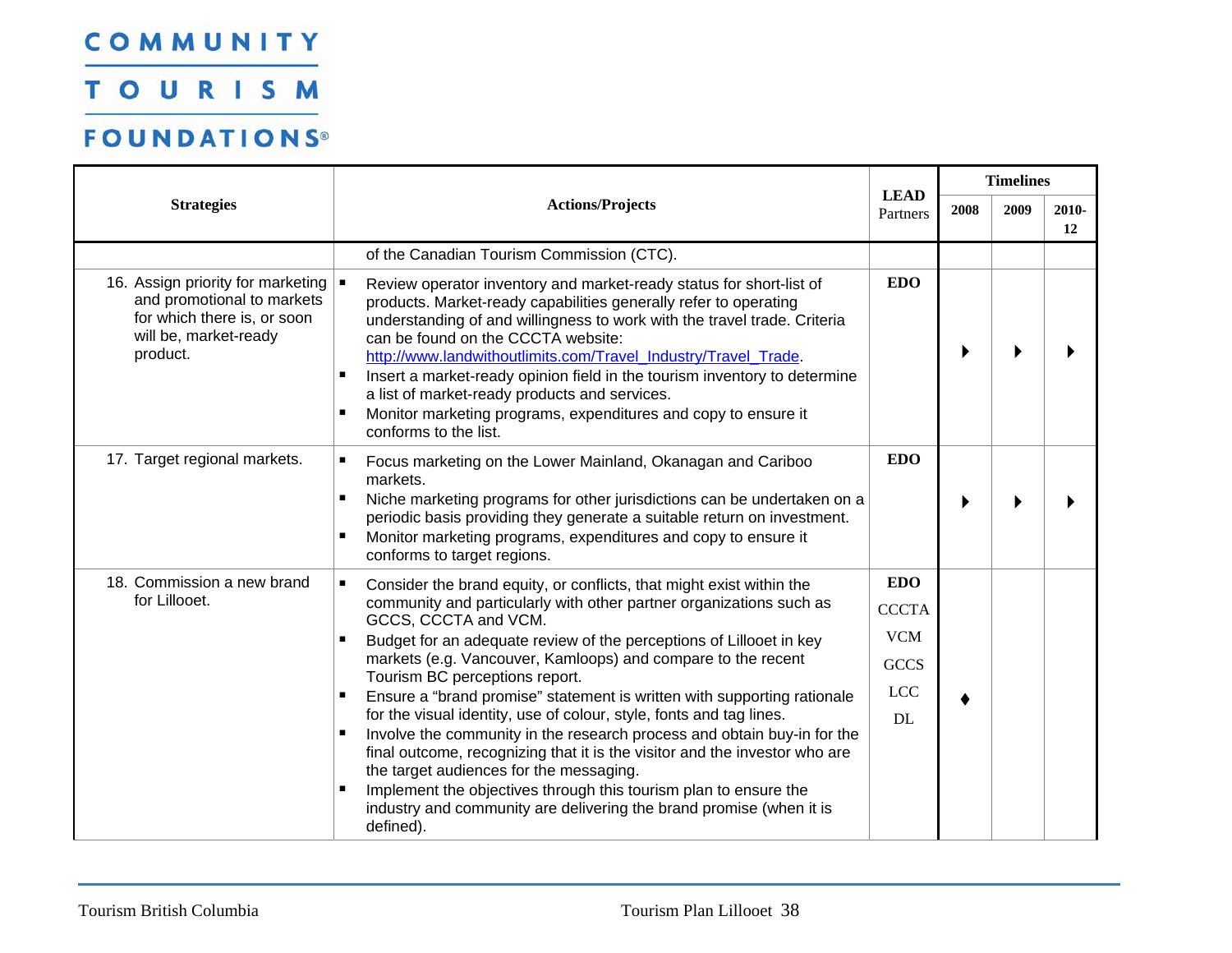COMMUNITY TOURISM FOUNDATIONS®

| Strategies | Actions/Projects | LEAD Partners | Timelines | | |
|---|---|---|---|---|---|
| | | | 2008 | 2009 | 2010-12 |
| | of the Canadian Tourism Commission (CTC). | | | | |
| 16. Assign priority for marketing and promotional to markets for which there is, or soon will be, market-ready product. | ▪ Review operator inventory and market-ready status for short-list of products. Market-ready capabilities generally refer to operating understanding of and willingness to work with the travel trade. Criteria can be found on the CCCTA website: http://www.landwithoutlimits.com/Travel_Industry/Travel_Trade.<br>▪ Insert a market-ready opinion field in the tourism inventory to determine a list of market-ready products and services.<br>▪ Monitor marketing programs, expenditures and copy to ensure it conforms to the list. | **EDO** | ▶ | ▶ | ▶ |
| 17. Target regional markets. | ▪ Focus marketing on the Lower Mainland, Okanagan and Cariboo markets.<br>▪ Niche marketing programs for other jurisdictions can be undertaken on a periodic basis providing they generate a suitable return on investment.<br>▪ Monitor marketing programs, expenditures and copy to ensure it conforms to target regions. | **EDO** | ▶ | ▶ | ▶ |
| 18. Commission a new brand for Lillooet. | ▪ Consider the brand equity, or conflicts, that might exist within the community and particularly with other partner organizations such as GCCS, CCCTA and VCM.<br>▪ Budget for an adequate review of the perceptions of Lillooet in key markets (e.g. Vancouver, Kamloops) and compare to the recent Tourism BC perceptions report.<br>▪ Ensure a "brand promise" statement is written with supporting rationale for the visual identity, use of colour, style, fonts and tag lines.<br>▪ Involve the community in the research process and obtain buy-in for the final outcome, recognizing that it is the visitor and the investor who are the target audiences for the messaging.<br>▪ Implement the objectives through this tourism plan to ensure the industry and community are delivering the brand promise (when it is defined). | **EDO**<br>CCCTA<br>VCM<br>GCCS<br>LCC<br>DL | ♦ | | |

Tourism British Columbia — Tourism Plan Lillooet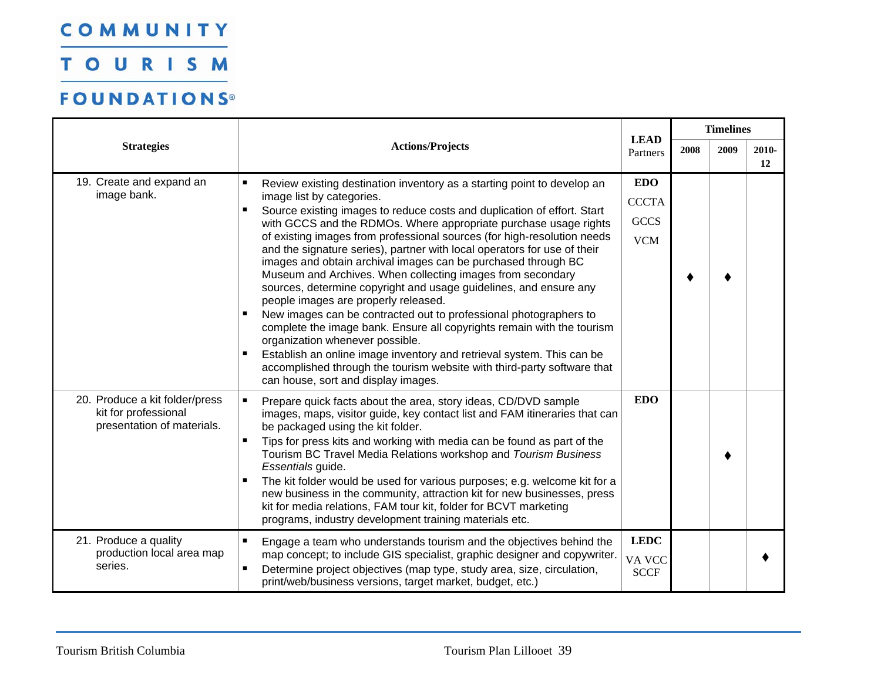# COMMUNITY TOURISM FOUNDATIONS®

| Strategies | Actions/Projects | LEAD Partners | Timelines | | |
|---|---|---|---|---|---|
| | | | 2008 | 2009 | 2010-12 |
| 19. Create and expand an image bank. | ▪ Review existing destination inventory as a starting point to develop an image list by categories.<br>▪ Source existing images to reduce costs and duplication of effort. Start with GCCS and the RDMOs. Where appropriate purchase usage rights of existing images from professional sources (for high-resolution needs and the signature series), partner with local operators for use of their images and obtain archival images can be purchased through BC Museum and Archives. When collecting images from secondary sources, determine copyright and usage guidelines, and ensure any people images are properly released.<br>▪ New images can be contracted out to professional photographers to complete the image bank. Ensure all copyrights remain with the tourism organization whenever possible.<br>▪ Establish an online image inventory and retrieval system. This can be accomplished through the tourism website with third-party software that can house, sort and display images. | **EDO**<br>CCCTA<br>GCCS<br>VCM | ♦ | ♦ | |
| 20. Produce a kit folder/press kit for professional presentation of materials. | ▪ Prepare quick facts about the area, story ideas, CD/DVD sample images, maps, visitor guide, key contact list and FAM itineraries that can be packaged using the kit folder.<br>▪ Tips for press kits and working with media can be found as part of the Tourism BC Travel Media Relations workshop and *Tourism Business Essentials* guide.<br>▪ The kit folder would be used for various purposes; e.g. welcome kit for a new business in the community, attraction kit for new businesses, press kit for media relations, FAM tour kit, folder for BCVT marketing programs, industry development training materials etc. | **EDO** | | ♦ | |
| 21. Produce a quality production local area map series. | ▪ Engage a team who understands tourism and the objectives behind the map concept; to include GIS specialist, graphic designer and copywriter.<br>▪ Determine project objectives (map type, study area, size, circulation, print/web/business versions, target market, budget, etc.) | **LEDC**<br>VA VCC<br>SCCF | | | ♦ |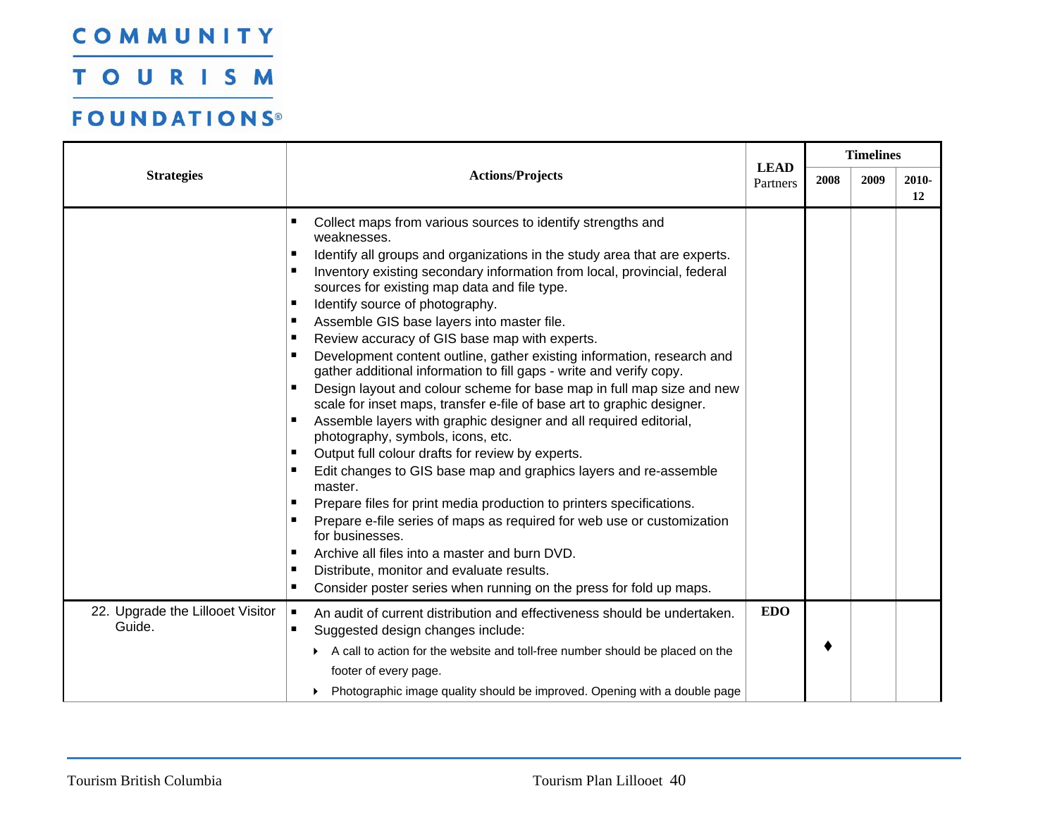| Strategies | Actions/Projects | LEAD Partners | Timelines | | |
|---|---|---|---|---|---|
| | | | 2008 | 2009 | 2010-12 |
| | ▪ Collect maps from various sources to identify strengths and weaknesses.<br>▪ Identify all groups and organizations in the study area that are experts.<br>▪ Inventory existing secondary information from local, provincial, federal sources for existing map data and file type.<br>▪ Identify source of photography.<br>▪ Assemble GIS base layers into master file.<br>▪ Review accuracy of GIS base map with experts.<br>▪ Development content outline, gather existing information, research and gather additional information to fill gaps - write and verify copy.<br>▪ Design layout and colour scheme for base map in full map size and new scale for inset maps, transfer e-file of base art to graphic designer.<br>▪ Assemble layers with graphic designer and all required editorial, photography, symbols, icons, etc.<br>▪ Output full colour drafts for review by experts.<br>▪ Edit changes to GIS base map and graphics layers and re-assemble master.<br>▪ Prepare files for print media production to printers specifications.<br>▪ Prepare e-file series of maps as required for web use or customization for businesses.<br>▪ Archive all files into a master and burn DVD.<br>▪ Distribute, monitor and evaluate results.<br>▪ Consider poster series when running on the press for fold up maps. | | | | |
| 22. Upgrade the Lillooet Visitor Guide. | ▪ An audit of current distribution and effectiveness should be undertaken.<br>▪ Suggested design changes include:<br>‣ A call to action for the website and toll-free number should be placed on the footer of every page.<br>‣ Photographic image quality should be improved. Opening with a double page | EDO | ♦ | | |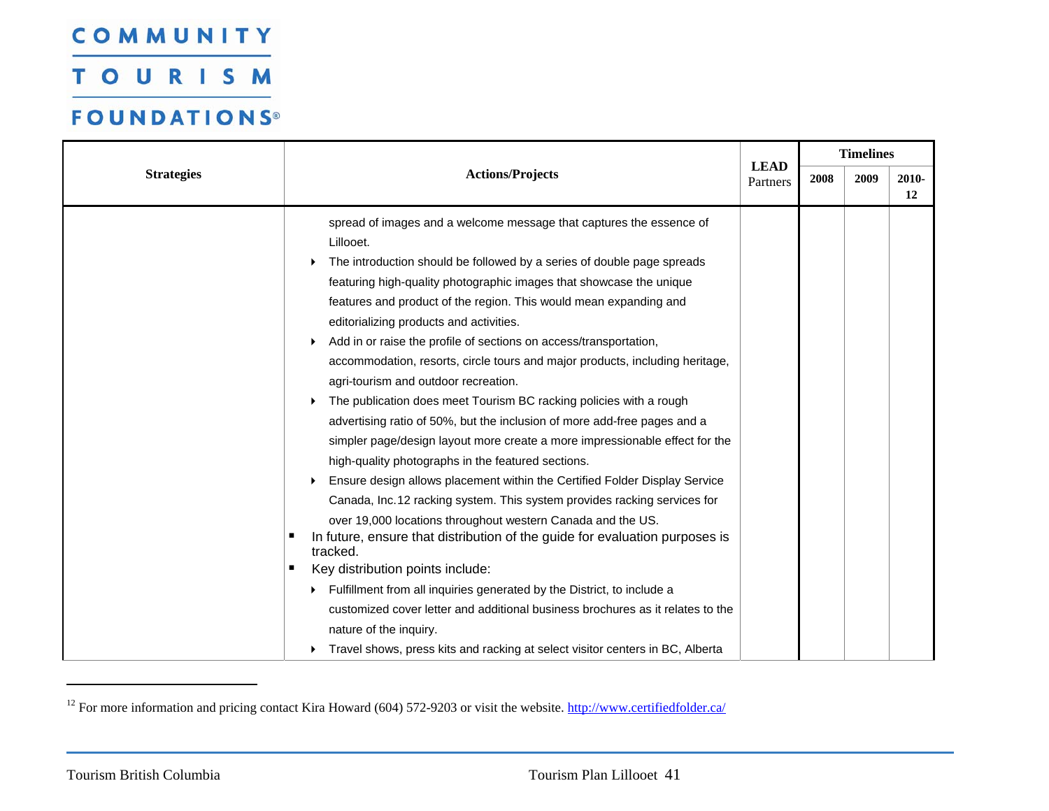| Strategies | Actions/Projects | LEAD Partners | Timelines | | |
|---|---|---|---|---|---|
| | | | 2008 | 2009 | 2010-12 |
| | spread of images and a welcome message that captures the essence of Lillooet.<br>‣ The introduction should be followed by a series of double page spreads featuring high-quality photographic images that showcase the unique features and product of the region. This would mean expanding and editorializing products and activities.<br>‣ Add in or raise the profile of sections on access/transportation, accommodation, resorts, circle tours and major products, including heritage, agri-tourism and outdoor recreation.<br>‣ The publication does meet Tourism BC racking policies with a rough advertising ratio of 50%, but the inclusion of more add-free pages and a simpler page/design layout more create a more impressionable effect for the high-quality photographs in the featured sections.<br>‣ Ensure design allows placement within the Certified Folder Display Service Canada, Inc.[12] racking system. This system provides racking services for over 19,000 locations throughout western Canada and the US.<br>▪ In future, ensure that distribution of the guide for evaluation purposes is tracked.<br>▪ Key distribution points include:<br>‣ Fulfillment from all inquiries generated by the District, to include a customized cover letter and additional business brochures as it relates to the nature of the inquiry.<br>‣ Travel shows, press kits and racking at select visitor centers in BC, Alberta | | | | |

[12] For more information and pricing contact Kira Howard (604) 572-9203 or visit the website. http://www.certifiedfolder.ca/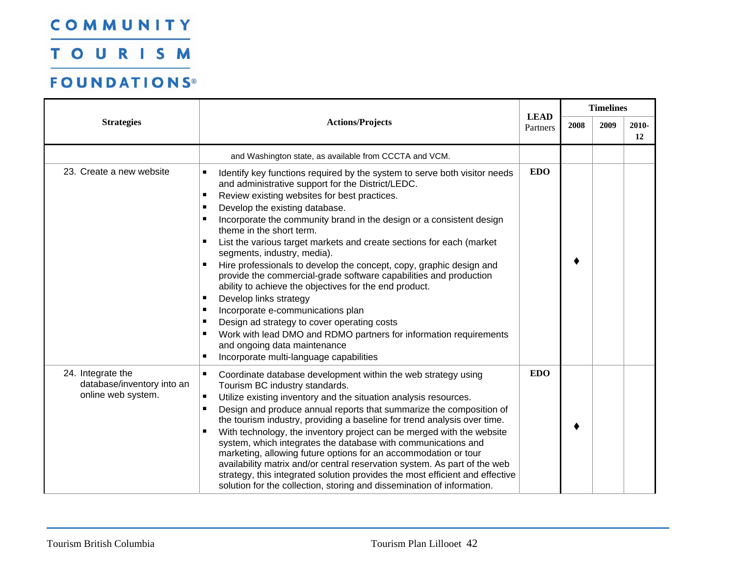| Strategies | Actions/Projects | LEAD Partners | Timelines | | |
|---|---|---|---|---|---|
| | | | 2008 | 2009 | 2010-12 |
| | and Washington state, as available from CCCTA and VCM. | | | | |
| 23. Create a new website | ▪ Identify key functions required by the system to serve both visitor needs and administrative support for the District/LEDC.<br>▪ Review existing websites for best practices.<br>▪ Develop the existing database.<br>▪ Incorporate the community brand in the design or a consistent design theme in the short term.<br>▪ List the various target markets and create sections for each (market segments, industry, media).<br>▪ Hire professionals to develop the concept, copy, graphic design and provide the commercial-grade software capabilities and production ability to achieve the objectives for the end product.<br>▪ Develop links strategy<br>▪ Incorporate e-communications plan<br>▪ Design ad strategy to cover operating costs<br>▪ Work with lead DMO and RDMO partners for information requirements and ongoing data maintenance<br>▪ Incorporate multi-language capabilities | **EDO** | ♦ | | |
| 24. Integrate the database/inventory into an online web system. | ▪ Coordinate database development within the web strategy using Tourism BC industry standards.<br>▪ Utilize existing inventory and the situation analysis resources.<br>▪ Design and produce annual reports that summarize the composition of the tourism industry, providing a baseline for trend analysis over time.<br>▪ With technology, the inventory project can be merged with the website system, which integrates the database with communications and marketing, allowing future options for an accommodation or tour availability matrix and/or central reservation system. As part of the web strategy, this integrated solution provides the most efficient and effective solution for the collection, storing and dissemination of information. | **EDO** | ♦ | | |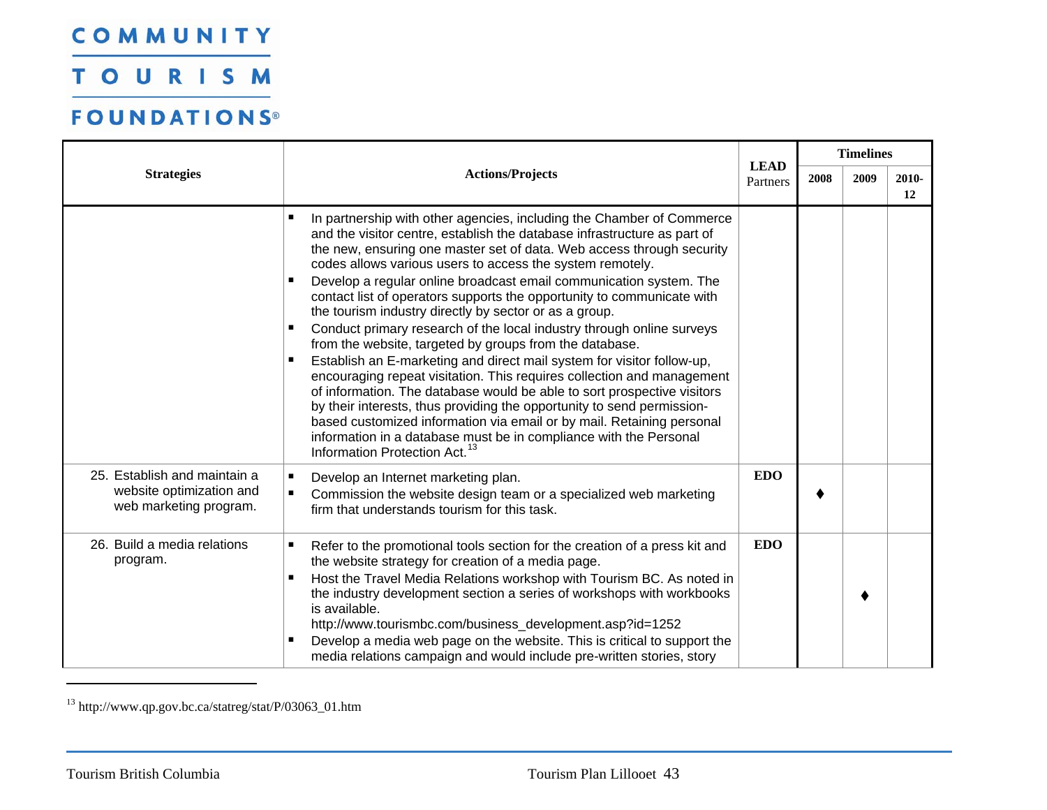| Strategies | Actions/Projects | LEAD Partners | Timelines | | |
|---|---|---|---|---|---|
| | | | 2008 | 2009 | 2010-12 |
| | ▪ In partnership with other agencies, including the Chamber of Commerce and the visitor centre, establish the database infrastructure as part of the new, ensuring one master set of data. Web access through security codes allows various users to access the system remotely.<br>▪ Develop a regular online broadcast email communication system. The contact list of operators supports the opportunity to communicate with the tourism industry directly by sector or as a group.<br>▪ Conduct primary research of the local industry through online surveys from the website, targeted by groups from the database.<br>▪ Establish an E-marketing and direct mail system for visitor follow-up, encouraging repeat visitation. This requires collection and management of information. The database would be able to sort prospective visitors by their interests, thus providing the opportunity to send permission-based customized information via email or by mail. Retaining personal information in a database must be in compliance with the Personal Information Protection Act.[13] | | | | |
| 25. Establish and maintain a website optimization and web marketing program. | ▪ Develop an Internet marketing plan.<br>▪ Commission the website design team or a specialized web marketing firm that understands tourism for this task. | EDO | ♦ | | |
| 26. Build a media relations program. | ▪ Refer to the promotional tools section for the creation of a press kit and the website strategy for creation of a media page.<br>▪ Host the Travel Media Relations workshop with Tourism BC. As noted in the industry development section a series of workshops with workbooks is available. http://www.tourismbc.com/business_development.asp?id=1252<br>▪ Develop a media web page on the website. This is critical to support the media relations campaign and would include pre-written stories, story | EDO | | ♦ | |

[13] http://www.qp.gov.bc.ca/statreg/stat/P/03063_01.htm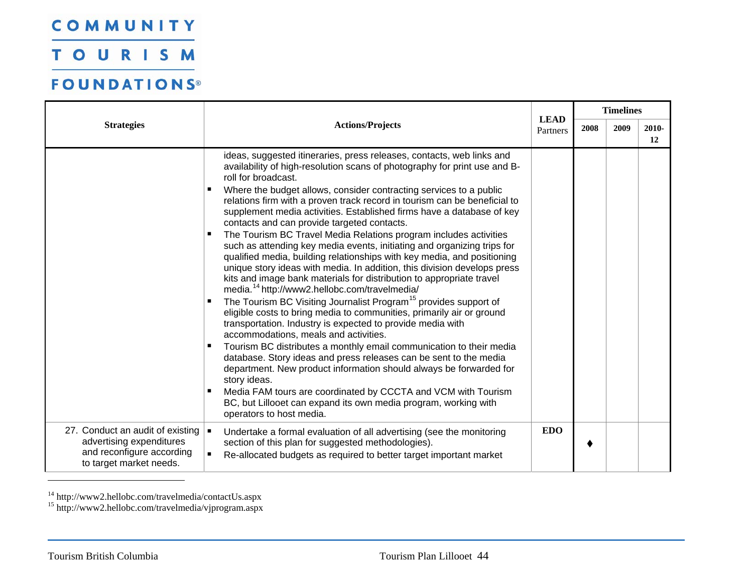| Strategies | Actions/Projects | LEAD Partners | Timelines | | |
|---|---|---|---|---|---|
| | | | 2008 | 2009 | 2010-12 |
| | ideas, suggested itineraries, press releases, contacts, web links and availability of high-resolution scans of photography for print use and B-roll for broadcast.<br>▪ Where the budget allows, consider contracting services to a public relations firm with a proven track record in tourism can be beneficial to supplement media activities. Established firms have a database of key contacts and can provide targeted contacts.<br>▪ The Tourism BC Travel Media Relations program includes activities such as attending key media events, initiating and organizing trips for qualified media, building relationships with key media, and positioning unique story ideas with media. In addition, this division develops press kits and image bank materials for distribution to appropriate travel media.[14] http://www2.hellobc.com/travelmedia/<br>▪ The Tourism BC Visiting Journalist Program[15] provides support of eligible costs to bring media to communities, primarily air or ground transportation. Industry is expected to provide media with accommodations, meals and activities.<br>▪ Tourism BC distributes a monthly email communication to their media database. Story ideas and press releases can be sent to the media department. New product information should always be forwarded for story ideas.<br>▪ Media FAM tours are coordinated by CCCTA and VCM with Tourism BC, but Lillooet can expand its own media program, working with operators to host media. | | | | |
| 27. Conduct an audit of existing advertising expenditures and reconfigure according to target market needs. | ▪ Undertake a formal evaluation of all advertising (see the monitoring section of this plan for suggested methodologies).<br>▪ Re-allocated budgets as required to better target important market | **EDO** | ♦ | | |

[14] http://www2.hellobc.com/travelmedia/contactUs.aspx
[15] http://www2.hellobc.com/travelmedia/vjprogram.aspx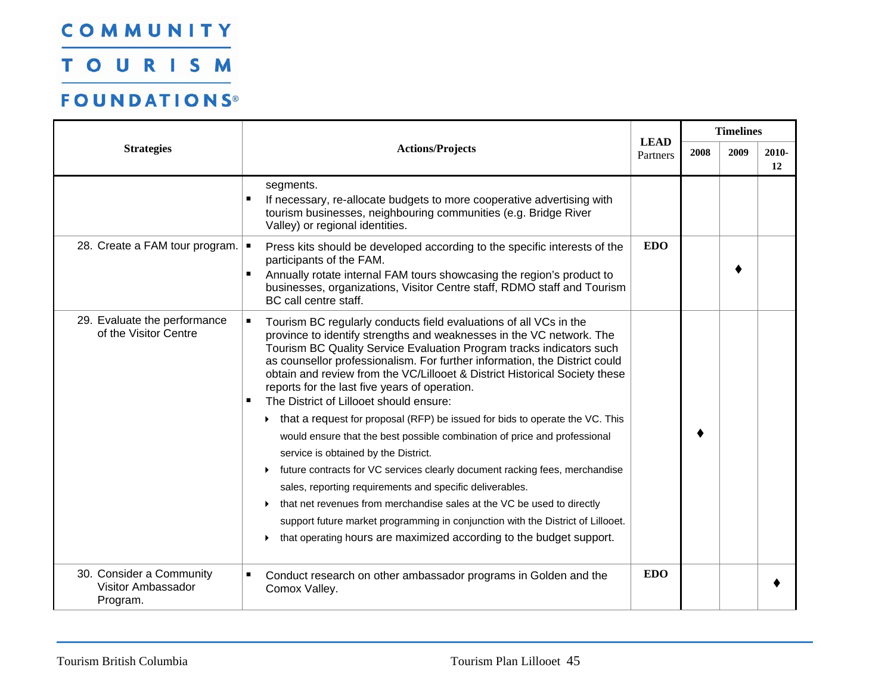| Strategies | Actions/Projects | LEAD Partners | Timelines | | |
|---|---|---|---|---|---|
| | | | 2008 | 2009 | 2010-12 |
| | segments.<br>▪ If necessary, re-allocate budgets to more cooperative advertising with tourism businesses, neighbouring communities (e.g. Bridge River Valley) or regional identities. | | | | |
| 28. Create a FAM tour program. | ▪ Press kits should be developed according to the specific interests of the participants of the FAM.<br>▪ Annually rotate internal FAM tours showcasing the region's product to businesses, organizations, Visitor Centre staff, RDMO staff and Tourism BC call centre staff. | EDO | | ♦ | |
| 29. Evaluate the performance of the Visitor Centre | ▪ Tourism BC regularly conducts field evaluations of all VCs in the province to identify strengths and weaknesses in the VC network. The Tourism BC Quality Service Evaluation Program tracks indicators such as counsellor professionalism. For further information, the District could obtain and review from the VC/Lillooet & District Historical Society these reports for the last five years of operation.<br>▪ The District of Lillooet should ensure:<br>‣ that a request for proposal (RFP) be issued for bids to operate the VC. This would ensure that the best possible combination of price and professional service is obtained by the District.<br>‣ future contracts for VC services clearly document racking fees, merchandise sales, reporting requirements and specific deliverables.<br>‣ that net revenues from merchandise sales at the VC be used to directly support future market programming in conjunction with the District of Lillooet.<br>‣ that operating hours are maximized according to the budget support. | | ♦ | | |
| 30. Consider a Community Visitor Ambassador Program. | ▪ Conduct research on other ambassador programs in Golden and the Comox Valley. | EDO | | | ♦ |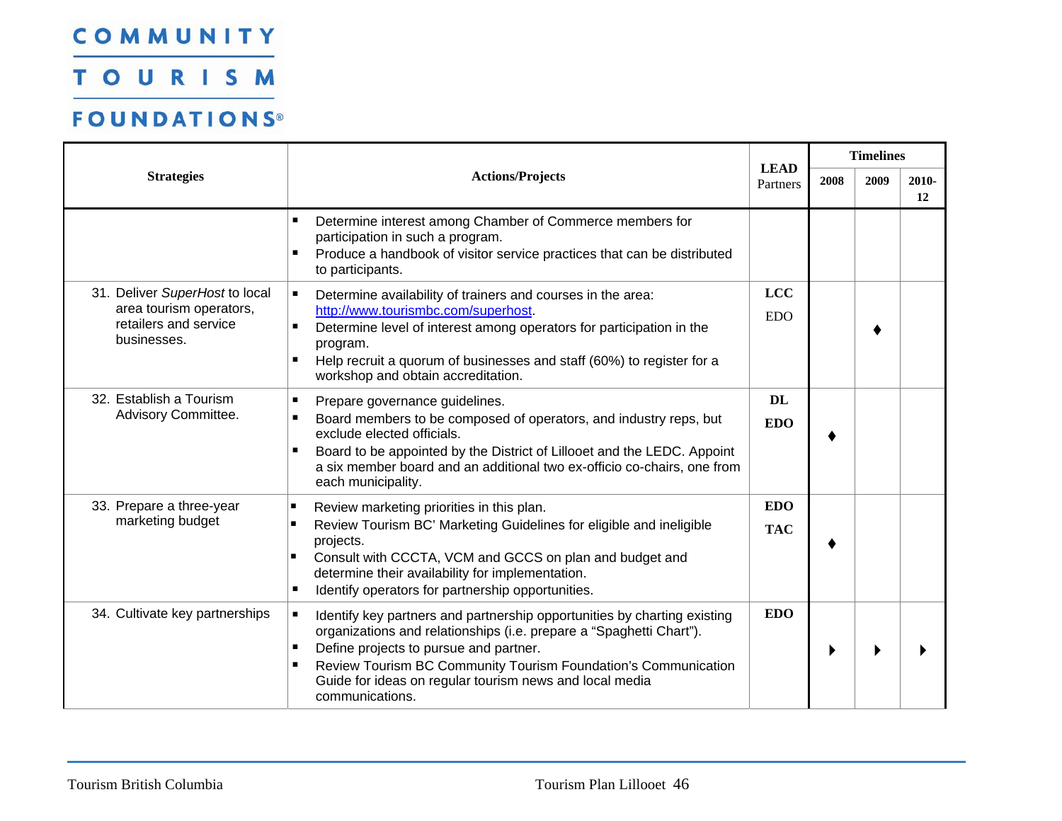| Strategies | Actions/Projects | LEAD Partners | Timelines | | |
|---|---|---|---|---|---|
| | | | 2008 | 2009 | 2010-12 |
| | ▪ Determine interest among Chamber of Commerce members for participation in such a program.<br>▪ Produce a handbook of visitor service practices that can be distributed to participants. | | | | |
| 31. Deliver *SuperHost* to local area tourism operators, retailers and service businesses. | ▪ Determine availability of trainers and courses in the area: http://www.tourismbc.com/superhost.<br>▪ Determine level of interest among operators for participation in the program.<br>▪ Help recruit a quorum of businesses and staff (60%) to register for a workshop and obtain accreditation. | **LCC**<br>EDO | | ♦ | |
| 32. Establish a Tourism Advisory Committee. | ▪ Prepare governance guidelines.<br>▪ Board members to be composed of operators, and industry reps, but exclude elected officials.<br>▪ Board to be appointed by the District of Lillooet and the LEDC. Appoint a six member board and an additional two ex-officio co-chairs, one from each municipality. | **DL**<br>**EDO** | ♦ | | |
| 33. Prepare a three-year marketing budget | ▪ Review marketing priorities in this plan.<br>▪ Review Tourism BC' Marketing Guidelines for eligible and ineligible projects.<br>▪ Consult with CCCTA, VCM and GCCS on plan and budget and determine their availability for implementation.<br>▪ Identify operators for partnership opportunities. | **EDO**<br>**TAC** | ♦ | | |
| 34. Cultivate key partnerships | ▪ Identify key partners and partnership opportunities by charting existing organizations and relationships (i.e. prepare a "Spaghetti Chart").<br>▪ Define projects to pursue and partner.<br>▪ Review Tourism BC Community Tourism Foundation's Communication Guide for ideas on regular tourism news and local media communications. | **EDO** | ▶ | ▶ | ▶ |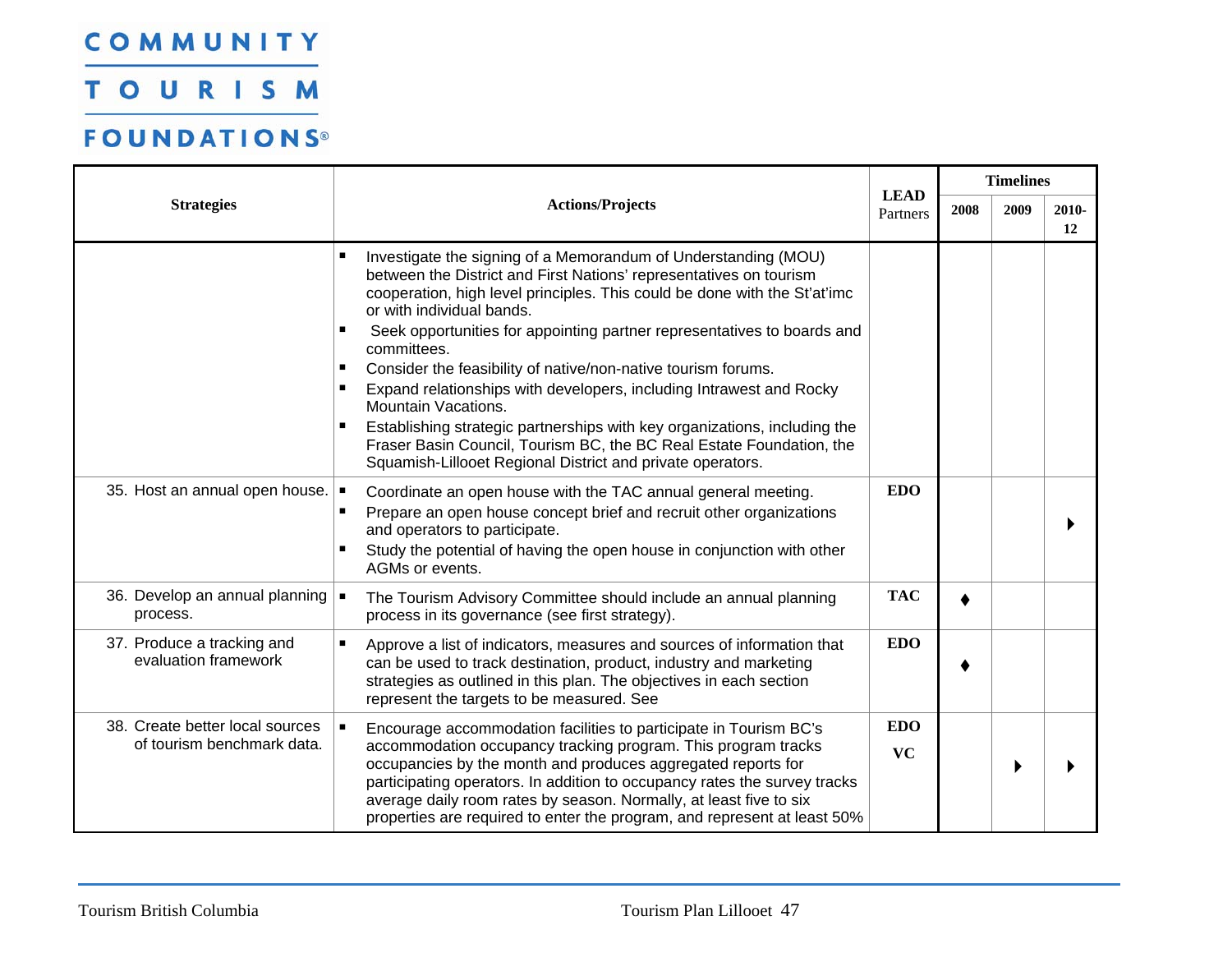| Strategies | Actions/Projects | LEAD Partners | Timelines | | |
|---|---|---|---|---|---|
| | | | 2008 | 2009 | 2010-12 |
| | ▪ Investigate the signing of a Memorandum of Understanding (MOU) between the District and First Nations' representatives on tourism cooperation, high level principles. This could be done with the St'at'imc or with individual bands.<br>▪ Seek opportunities for appointing partner representatives to boards and committees.<br>▪ Consider the feasibility of native/non-native tourism forums.<br>▪ Expand relationships with developers, including Intrawest and Rocky Mountain Vacations.<br>▪ Establishing strategic partnerships with key organizations, including the Fraser Basin Council, Tourism BC, the BC Real Estate Foundation, the Squamish-Lillooet Regional District and private operators. | | | | |
| 35. Host an annual open house. | ▪ Coordinate an open house with the TAC annual general meeting.<br>▪ Prepare an open house concept brief and recruit other organizations and operators to participate.<br>▪ Study the potential of having the open house in conjunction with other AGMs or events. | **EDO** | | | ▸ |
| 36. Develop an annual planning process. | ▪ The Tourism Advisory Committee should include an annual planning process in its governance (see first strategy). | **TAC** | ♦ | | |
| 37. Produce a tracking and evaluation framework | ▪ Approve a list of indicators, measures and sources of information that can be used to track destination, product, industry and marketing strategies as outlined in this plan. The objectives in each section represent the targets to be measured. See | **EDO** | ♦ | | |
| 38. Create better local sources of tourism benchmark data. | ▪ Encourage accommodation facilities to participate in Tourism BC's accommodation occupancy tracking program. This program tracks occupancies by the month and produces aggregated reports for participating operators. In addition to occupancy rates the survey tracks average daily room rates by season. Normally, at least five to six properties are required to enter the program, and represent at least 50% | **EDO**<br>**VC** | | ▸ | ▸ |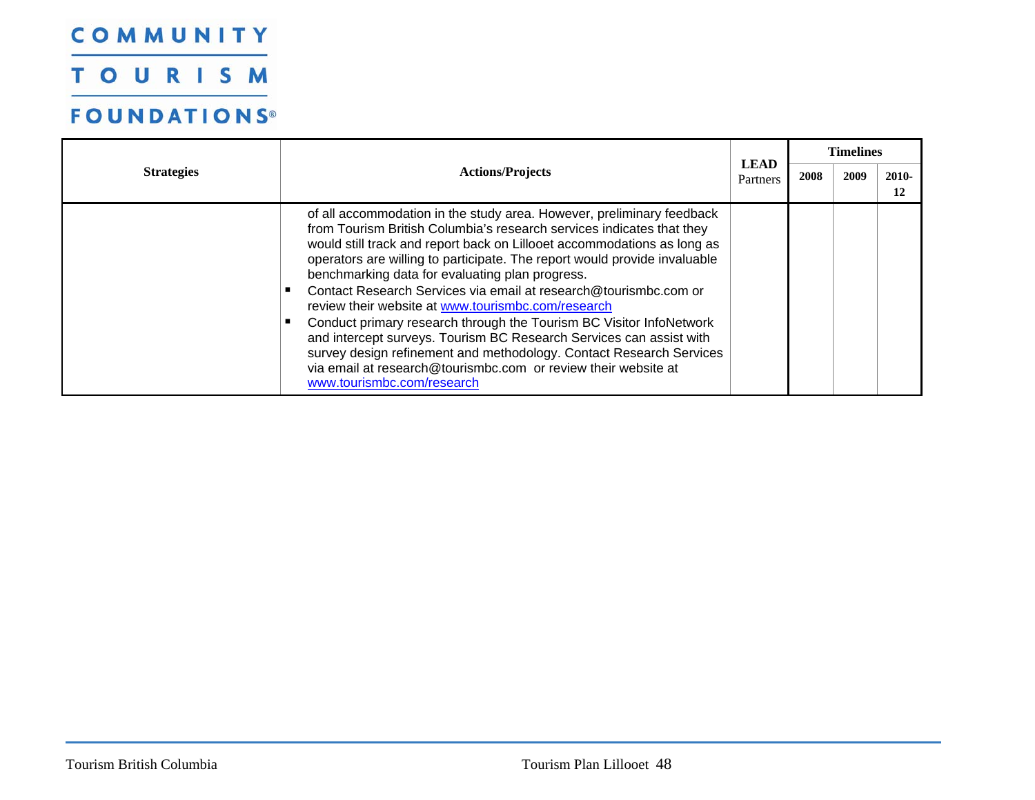| Strategies | Actions/Projects | LEAD Partners | Timelines | | |
|---|---|---|---|---|---|
| | | | 2008 | 2009 | 2010-12 |
| | of all accommodation in the study area. However, preliminary feedback from Tourism British Columbia's research services indicates that they would still track and report back on Lillooet accommodations as long as operators are willing to participate. The report would provide invaluable benchmarking data for evaluating plan progress.<br>▪ Contact Research Services via email at research@tourismbc.com or review their website at www.tourismbc.com/research<br>▪ Conduct primary research through the Tourism BC Visitor InfoNetwork and intercept surveys. Tourism BC Research Services can assist with survey design refinement and methodology. Contact Research Services via email at research@tourismbc.com or review their website at www.tourismbc.com/research | | | | |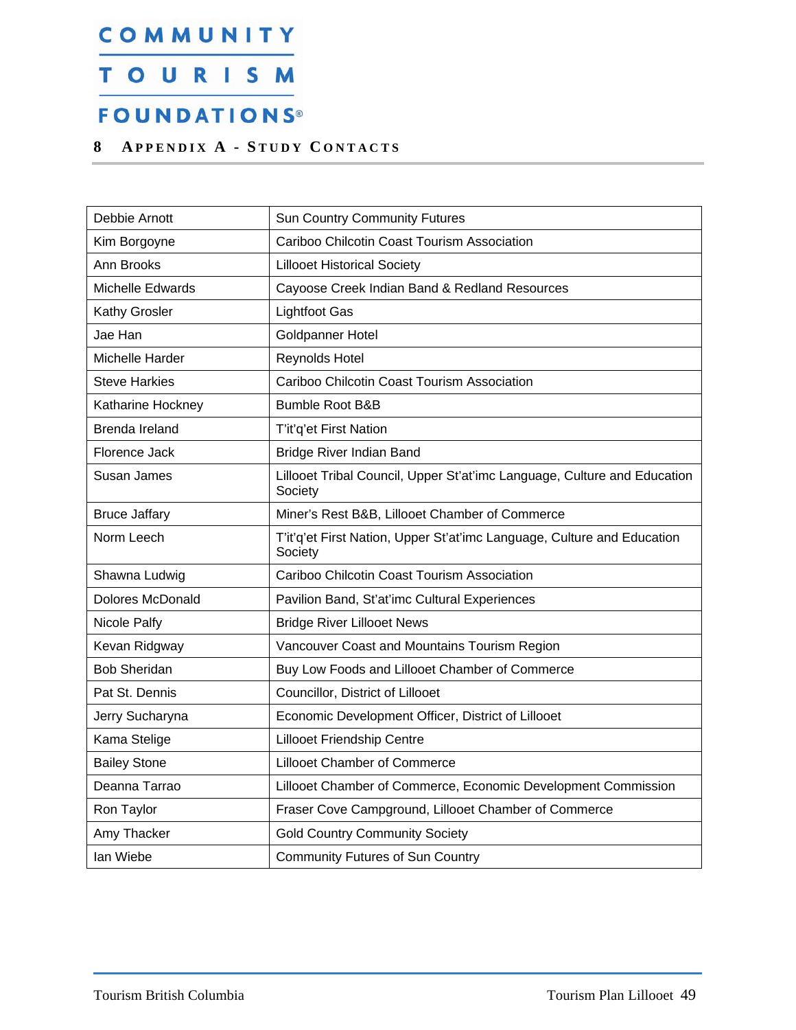## 8 Appendix A - Study Contacts

| | |
|---|---|
| Debbie Arnott | Sun Country Community Futures |
| Kim Borgoyne | Cariboo Chilcotin Coast Tourism Association |
| Ann Brooks | Lillooet Historical Society |
| Michelle Edwards | Cayoose Creek Indian Band & Redland Resources |
| Kathy Grosler | Lightfoot Gas |
| Jae Han | Goldpanner Hotel |
| Michelle Harder | Reynolds Hotel |
| Steve Harkies | Cariboo Chilcotin Coast Tourism Association |
| Katharine Hockney | Bumble Root B&B |
| Brenda Ireland | T'it'q'et First Nation |
| Florence Jack | Bridge River Indian Band |
| Susan James | Lillooet Tribal Council, Upper St'at'imc Language, Culture and Education Society |
| Bruce Jaffary | Miner's Rest B&B, Lillooet Chamber of Commerce |
| Norm Leech | T'it'q'et First Nation, Upper St'at'imc Language, Culture and Education Society |
| Shawna Ludwig | Cariboo Chilcotin Coast Tourism Association |
| Dolores McDonald | Pavilion Band, St'at'imc Cultural Experiences |
| Nicole Palfy | Bridge River Lillooet News |
| Kevan Ridgway | Vancouver Coast and Mountains Tourism Region |
| Bob Sheridan | Buy Low Foods and Lillooet Chamber of Commerce |
| Pat St. Dennis | Councillor, District of Lillooet |
| Jerry Sucharyna | Economic Development Officer, District of Lillooet |
| Kama Stelige | Lillooet Friendship Centre |
| Bailey Stone | Lillooet Chamber of Commerce |
| Deanna Tarrao | Lillooet Chamber of Commerce, Economic Development Commission |
| Ron Taylor | Fraser Cove Campground, Lillooet Chamber of Commerce |
| Amy Thacker | Gold Country Community Society |
| Ian Wiebe | Community Futures of Sun Country |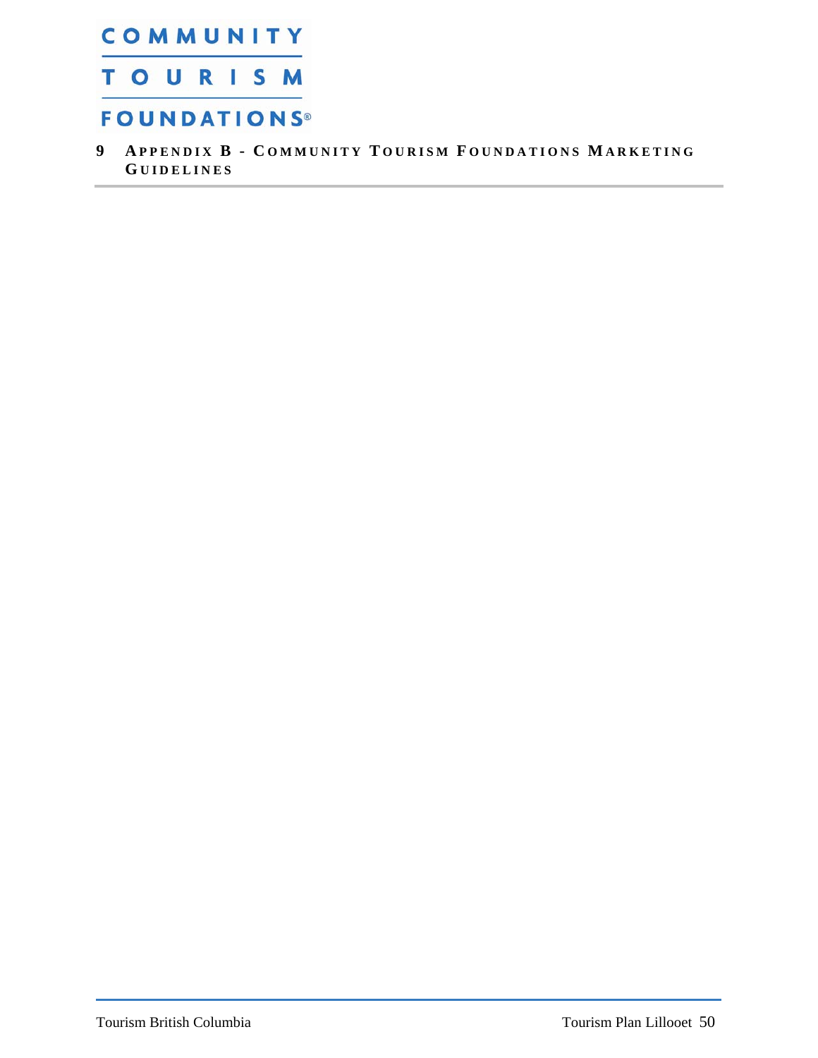# 9 Appendix B - Community Tourism Foundations Marketing Guidelines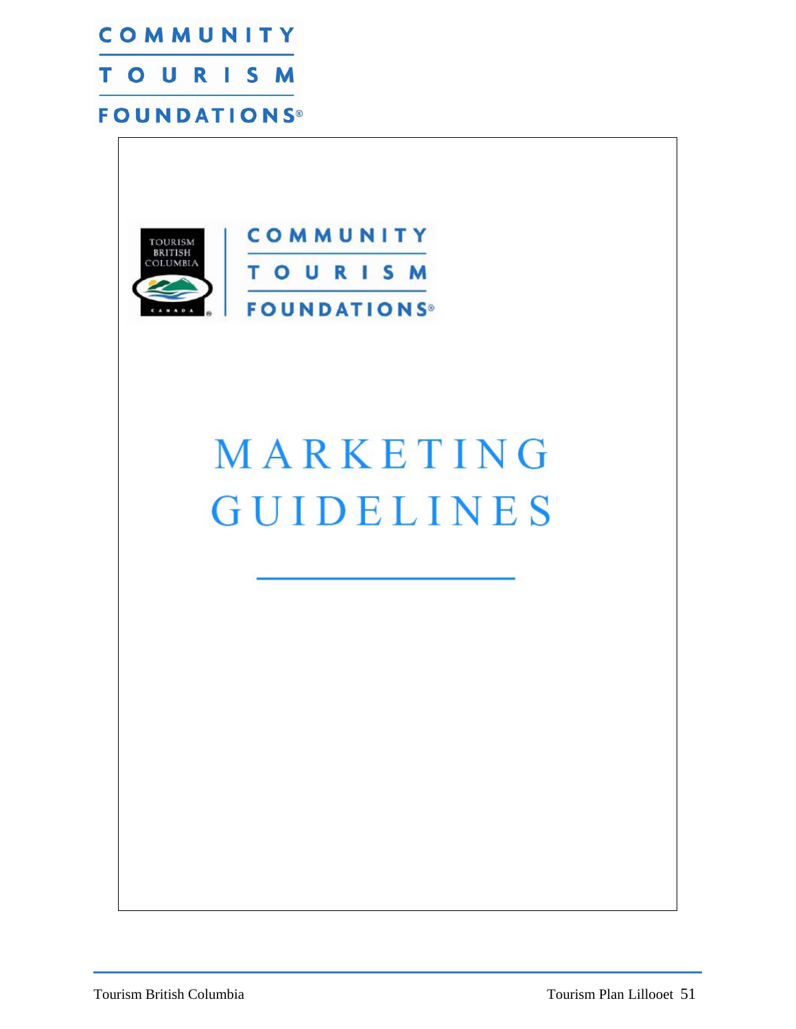COMMUNITY TOURISM FOUNDATIONS®

COMMUNITY TOURISM FOUNDATIONS®

# MARKETING GUIDELINES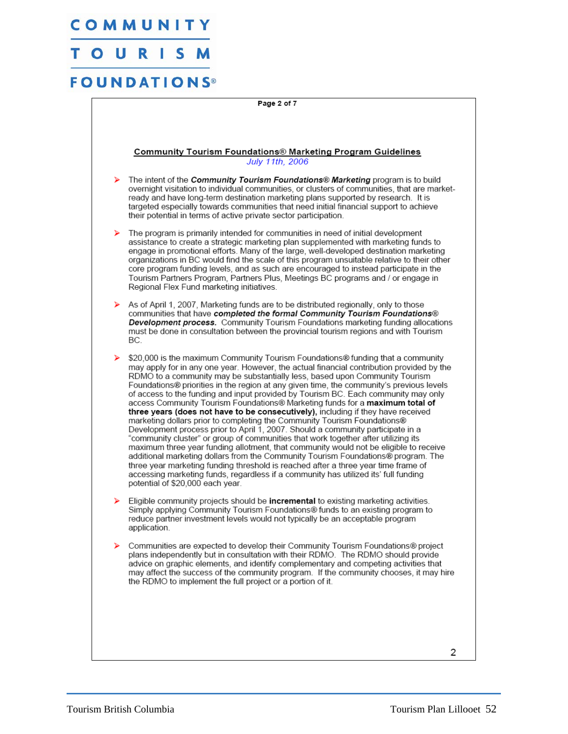## Community Tourism Foundations® Marketing Program Guidelines

*July 11th, 2006*

- The intent of the ***Community Tourism Foundations® Marketing*** program is to build overnight visitation to individual communities, or clusters of communities, that are market-ready and have long-term destination marketing plans supported by research. It is targeted especially towards communities that need initial financial support to achieve their potential in terms of active private sector participation.

- The program is primarily intended for communities in need of initial development assistance to create a strategic marketing plan supplemented with marketing funds to engage in promotional efforts. Many of the large, well-developed destination marketing organizations in BC would find the scale of this program unsuitable relative to their other core program funding levels, and as such are encouraged to instead participate in the Tourism Partners Program, Partners Plus, Meetings BC programs and / or engage in Regional Flex Fund marketing initiatives.

- As of April 1, 2007, Marketing funds are to be distributed regionally, only to those communities that have ***completed the formal Community Tourism Foundations® Development process.*** Community Tourism Foundations marketing funding allocations must be done in consultation between the provincial tourism regions and with Tourism BC.

- $20,000 is the maximum Community Tourism Foundations® funding that a community may apply for in any one year. However, the actual financial contribution provided by the RDMO to a community may be substantially less, based upon Community Tourism Foundations® priorities in the region at any given time, the community's previous levels of access to the funding and input provided by Tourism BC. Each community may only access Community Tourism Foundations® Marketing funds for a **maximum total of three years (does not have to be consecutively),** including if they have received marketing dollars prior to completing the Community Tourism Foundations® Development process prior to April 1, 2007. Should a community participate in a "community cluster" or group of communities that work together after utilizing its maximum three year funding allotment, that community would not be eligible to receive additional marketing dollars from the Community Tourism Foundations® program. The three year marketing funding threshold is reached after a three year time frame of accessing marketing funds, regardless if a community has utilized its' full funding potential of $20,000 each year.

- Eligible community projects should be **incremental** to existing marketing activities. Simply applying Community Tourism Foundations® funds to an existing program to reduce partner investment levels would not typically be an acceptable program application.

- Communities are expected to develop their Community Tourism Foundations® project plans independently but in consultation with their RDMO. The RDMO should provide advice on graphic elements, and identify complementary and competing activities that may affect the success of the community program. If the community chooses, it may hire the RDMO to implement the full project or a portion of it.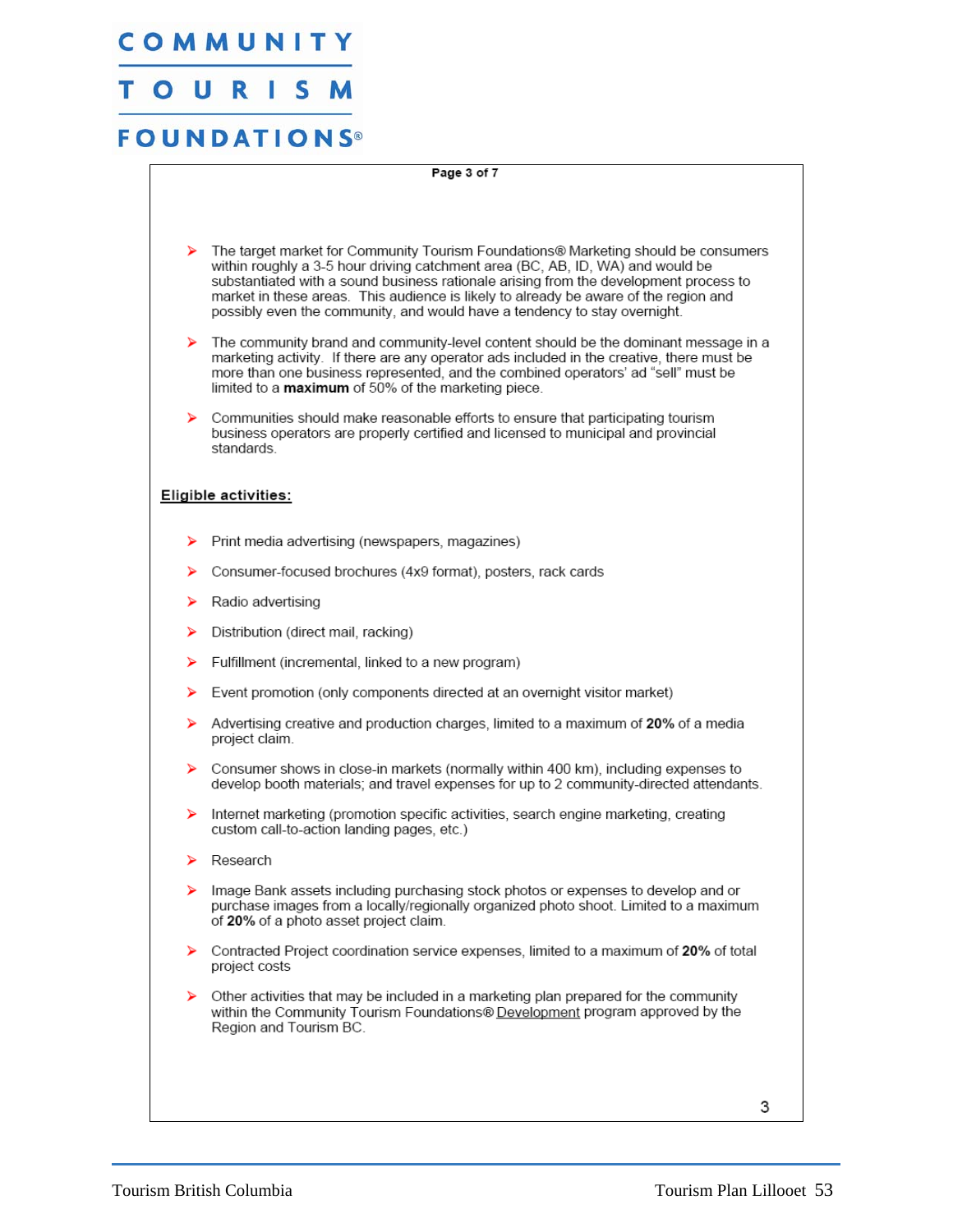- The target market for Community Tourism Foundations® Marketing should be consumers within roughly a 3-5 hour driving catchment area (BC, AB, ID, WA) and would be substantiated with a sound business rationale arising from the development process to market in these areas. This audience is likely to already be aware of the region and possibly even the community, and would have a tendency to stay overnight.
- The community brand and community-level content should be the dominant message in a marketing activity. If there are any operator ads included in the creative, there must be more than one business represented, and the combined operators' ad "sell" must be limited to a **maximum** of 50% of the marketing piece.
- Communities should make reasonable efforts to ensure that participating tourism business operators are properly certified and licensed to municipal and provincial standards.

**Eligible activities:**

- Print media advertising (newspapers, magazines)
- Consumer-focused brochures (4x9 format), posters, rack cards
- Radio advertising
- Distribution (direct mail, racking)
- Fulfillment (incremental, linked to a new program)
- Event promotion (only components directed at an overnight visitor market)
- Advertising creative and production charges, limited to a maximum of **20%** of a media project claim.
- Consumer shows in close-in markets (normally within 400 km), including expenses to develop booth materials; and travel expenses for up to 2 community-directed attendants.
- Internet marketing (promotion specific activities, search engine marketing, creating custom call-to-action landing pages, etc.)
- Research
- Image Bank assets including purchasing stock photos or expenses to develop and or purchase images from a locally/regionally organized photo shoot. Limited to a maximum of **20%** of a photo asset project claim.
- Contracted Project coordination service expenses, limited to a maximum of **20%** of total project costs
- Other activities that may be included in a marketing plan prepared for the community within the Community Tourism Foundations® Development program approved by the Region and Tourism BC.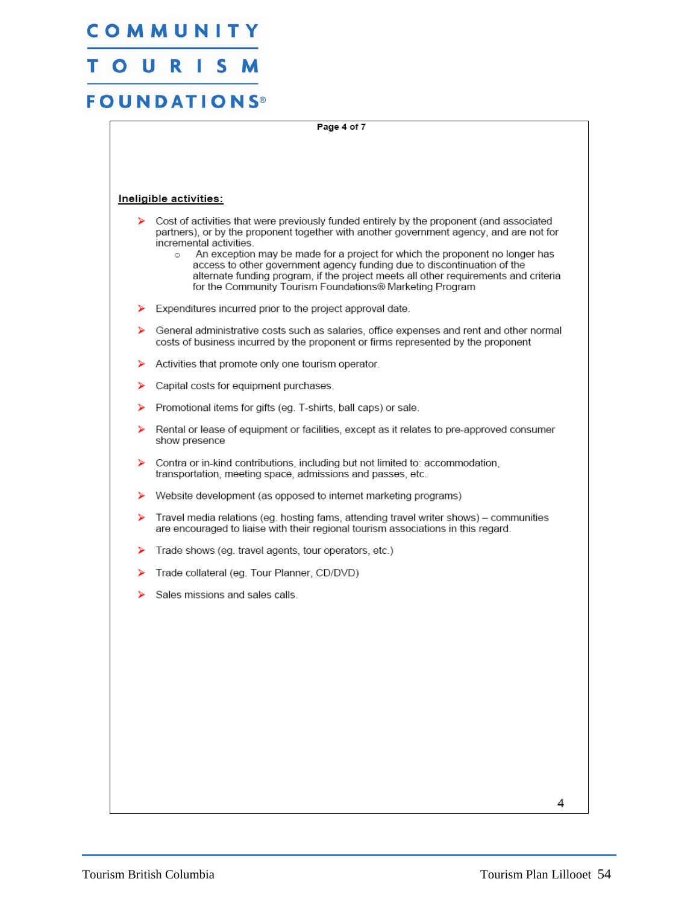**COMMUNITY TOURISM FOUNDATIONS®**

**Ineligible activities:**

- Cost of activities that were previously funded entirely by the proponent (and associated partners), or by the proponent together with another government agency, and are not for incremental activities.
  - An exception may be made for a project for which the proponent no longer has access to other government agency funding due to discontinuation of the alternate funding program, if the project meets all other requirements and criteria for the Community Tourism Foundations® Marketing Program
- Expenditures incurred prior to the project approval date.
- General administrative costs such as salaries, office expenses and rent and other normal costs of business incurred by the proponent or firms represented by the proponent
- Activities that promote only one tourism operator.
- Capital costs for equipment purchases.
- Promotional items for gifts (eg. T-shirts, ball caps) or sale.
- Rental or lease of equipment or facilities, except as it relates to pre-approved consumer show presence
- Contra or in-kind contributions, including but not limited to: accommodation, transportation, meeting space, admissions and passes, etc.
- Website development (as opposed to internet marketing programs)
- Travel media relations (eg. hosting fams, attending travel writer shows) – communities are encouraged to liaise with their regional tourism associations in this regard.
- Trade shows (eg. travel agents, tour operators, etc.)
- Trade collateral (eg. Tour Planner, CD/DVD)
- Sales missions and sales calls.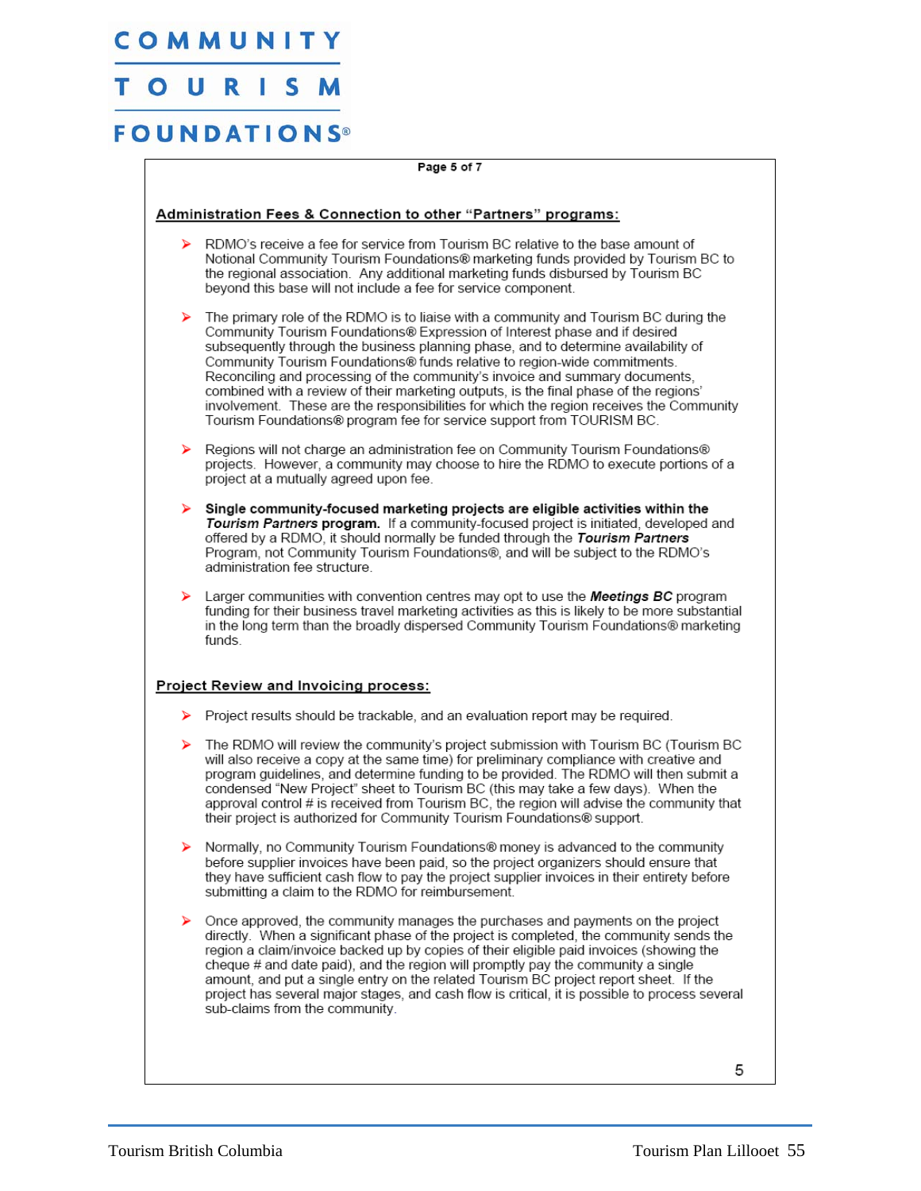## Administration Fees & Connection to other "Partners" programs:

- RDMO's receive a fee for service from Tourism BC relative to the base amount of Notional Community Tourism Foundations® marketing funds provided by Tourism BC to the regional association. Any additional marketing funds disbursed by Tourism BC beyond this base will not include a fee for service component.
- The primary role of the RDMO is to liaise with a community and Tourism BC during the Community Tourism Foundations® Expression of Interest phase and if desired subsequently through the business planning phase, and to determine availability of Community Tourism Foundations® funds relative to region-wide commitments. Reconciling and processing of the community's invoice and summary documents, combined with a review of their marketing outputs, is the final phase of the regions' involvement. These are the responsibilities for which the region receives the Community Tourism Foundations® program fee for service support from TOURISM BC.
- Regions will not charge an administration fee on Community Tourism Foundations® projects. However, a community may choose to hire the RDMO to execute portions of a project at a mutually agreed upon fee.
- **Single community-focused marketing projects are eligible activities within the *Tourism Partners* program.** If a community-focused project is initiated, developed and offered by a RDMO, it should normally be funded through the ***Tourism Partners*** Program, not Community Tourism Foundations®, and will be subject to the RDMO's administration fee structure.
- Larger communities with convention centres may opt to use the ***Meetings BC*** program funding for their business travel marketing activities as this is likely to be more substantial in the long term than the broadly dispersed Community Tourism Foundations® marketing funds.

## Project Review and Invoicing process:

- Project results should be trackable, and an evaluation report may be required.
- The RDMO will review the community's project submission with Tourism BC (Tourism BC will also receive a copy at the same time) for preliminary compliance with creative and program guidelines, and determine funding to be provided. The RDMO will then submit a condensed "New Project" sheet to Tourism BC (this may take a few days). When the approval control # is received from Tourism BC, the region will advise the community that their project is authorized for Community Tourism Foundations® support.
- Normally, no Community Tourism Foundations® money is advanced to the community before supplier invoices have been paid, so the project organizers should ensure that they have sufficient cash flow to pay the project supplier invoices in their entirety before submitting a claim to the RDMO for reimbursement.
- Once approved, the community manages the purchases and payments on the project directly. When a significant phase of the project is completed, the community sends the region a claim/invoice backed up by copies of their eligible paid invoices (showing the cheque # and date paid), and the region will promptly pay the community a single amount, and put a single entry on the related Tourism BC project report sheet. If the project has several major stages, and cash flow is critical, it is possible to process several sub-claims from the community.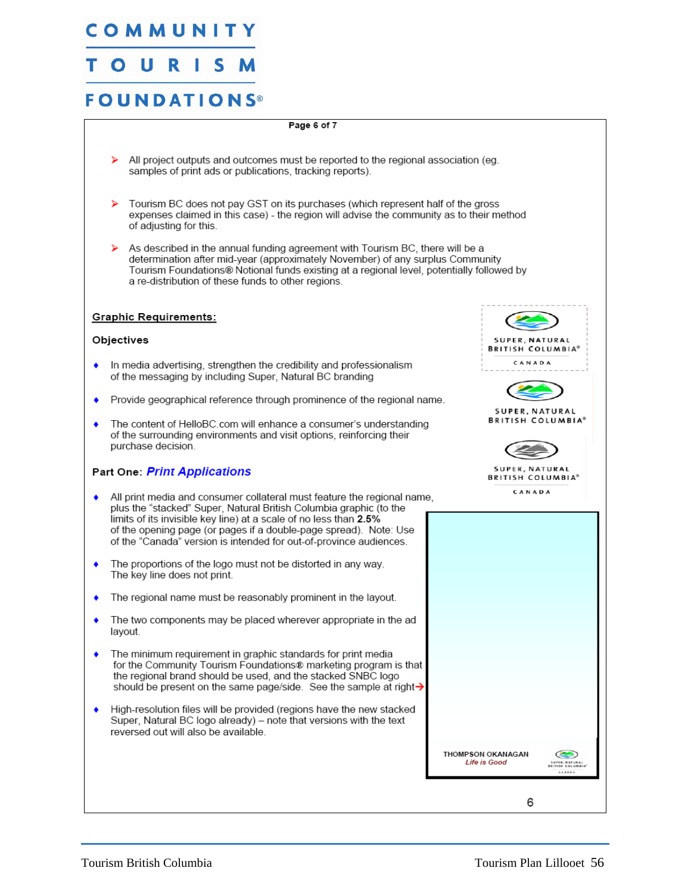- All project outputs and outcomes must be reported to the regional association (eg. samples of print ads or publications, tracking reports).

- Tourism BC does not pay GST on its purchases (which represent half of the gross expenses claimed in this case) - the region will advise the community as to their method of adjusting for this.

- As described in the annual funding agreement with Tourism BC, there will be a determination after mid-year (approximately November) of any surplus Community Tourism Foundations® Notional funds existing at a regional level, potentially followed by a re-distribution of these funds to other regions.

## Graphic Requirements:

### Objectives

- In media advertising, strengthen the credibility and professionalism of the messaging by including Super, Natural BC branding
- Provide geographical reference through prominence of the regional name.
- The content of HelloBC.com will enhance a consumer's understanding of the surrounding environments and visit options, reinforcing their purchase decision.

### Part One: *Print Applications*

- All print media and consumer collateral must feature the regional name, plus the "stacked" Super, Natural British Columbia graphic (to the limits of its invisible key line) at a scale of no less than **2.5%** of the opening page (or pages if a double-page spread). Note: Use of the "Canada" version is intended for out-of-province audiences.
- The proportions of the logo must not be distorted in any way. The key line does not print.
- The regional name must be reasonably prominent in the layout.
- The two components may be placed wherever appropriate in the ad layout.
- The minimum requirement in graphic standards for print media for the Community Tourism Foundations® marketing program is that the regional brand should be used, and the stacked SNBC logo should be present on the same page/side. See the sample at right→
- High-resolution files will be provided (regions have the new stacked Super, Natural BC logo already) – note that versions with the text reversed out will also be available.

SUPER, NATURAL BRITISH COLUMBIA® CANADA

SUPER, NATURAL BRITISH COLUMBIA®

SUPER, NATURAL BRITISH COLUMBIA® CANADA

THOMPSON OKANAGAN *Life is Good*

SUPER, NATURAL BRITISH COLUMBIA® CANADA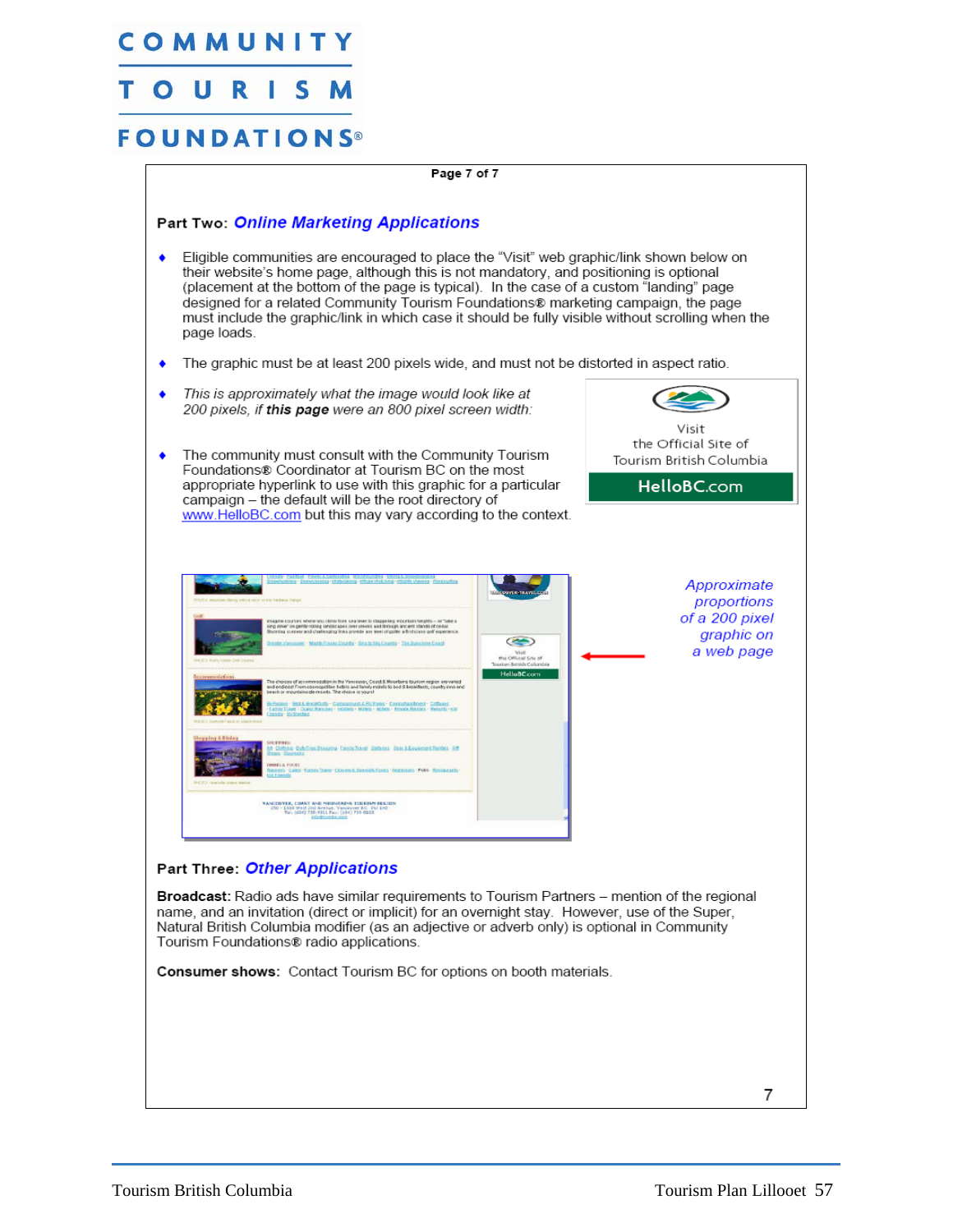COMMUNITY TOURISM FOUNDATIONS®

## Part Two: *Online Marketing Applications*

- Eligible communities are encouraged to place the "Visit" web graphic/link shown below on their website's home page, although this is not mandatory, and positioning is optional (placement at the bottom of the page is typical). In the case of a custom "landing" page designed for a related Community Tourism Foundations® marketing campaign, the page must include the graphic/link in which case it should be fully visible without scrolling when the page loads.
- The graphic must be at least 200 pixels wide, and must not be distorted in aspect ratio.
- *This is approximately what the image would look like at 200 pixels, if* ***this page*** *were an 800 pixel screen width:*
- The community must consult with the Community Tourism Foundations® Coordinator at Tourism BC on the most appropriate hyperlink to use with this graphic for a particular campaign – the default will be the root directory of www.HelloBC.com but this may vary according to the context.

Visit
the Official Site of
Tourism British Columbia
HelloBC.com

*Approximate proportions of a 200 pixel graphic on a web page*

## Part Three: *Other Applications*

**Broadcast:** Radio ads have similar requirements to Tourism Partners – mention of the regional name, and an invitation (direct or implicit) for an overnight stay. However, use of the Super, Natural British Columbia modifier (as an adjective or adverb only) is optional in Community Tourism Foundations® radio applications.

**Consumer shows:** Contact Tourism BC for options on booth materials.